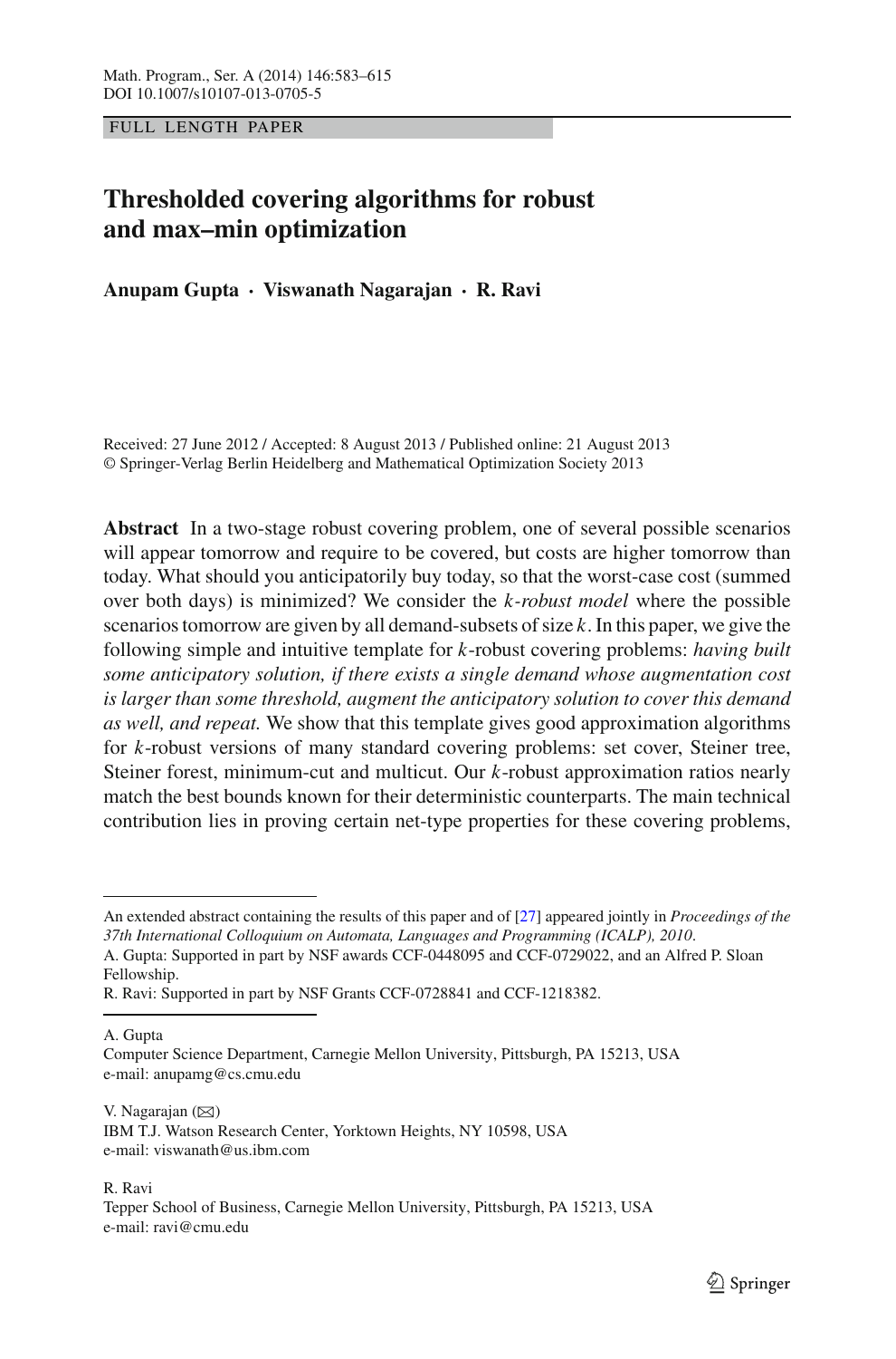FULL LENGTH PAPER

# Thresholded covering algorithms for robust and max–min optimization

**Anupam Gupta · Viswanath Nagarajan · R. Ravi**

Received: 27 June 2012 / Accepted: 8 August 2013 / Published online: 21 August 2013
© Springer-Verlag Berlin Heidelberg and Mathematical Optimization Society 2013

**Abstract** In a two-stage robust covering problem, one of several possible scenarios will appear tomorrow and require to be covered, but costs are higher tomorrow than today. What should you anticipatorily buy today, so that the worst-case cost (summed over both days) is minimized? We consider the *k-robust model* where the possible scenarios tomorrow are given by all demand-subsets of size $k$. In this paper, we give the following simple and intuitive template for $k$-robust covering problems: *having built some anticipatory solution, if there exists a single demand whose augmentation cost is larger than some threshold, augment the anticipatory solution to cover this demand as well, and repeat.* We show that this template gives good approximation algorithms for $k$-robust versions of many standard covering problems: set cover, Steiner tree, Steiner forest, minimum-cut and multicut. Our $k$-robust approximation ratios nearly match the best bounds known for their deterministic counterparts. The main technical contribution lies in proving certain net-type properties for these covering problems,

---

An extended abstract containing the results of this paper and of [27] appeared jointly in *Proceedings of the 37th International Colloquium on Automata, Languages and Programming (ICALP), 2010*.

A. Gupta: Supported in part by NSF awards CCF-0448095 and CCF-0729022, and an Alfred P. Sloan Fellowship.

R. Ravi: Supported in part by NSF Grants CCF-0728841 and CCF-1218382.

A. Gupta
Computer Science Department, Carnegie Mellon University, Pittsburgh, PA 15213, USA
e-mail: anupamg@cs.cmu.edu

V. Nagarajan (✉)
IBM T.J. Watson Research Center, Yorktown Heights, NY 10598, USA
e-mail: viswanath@us.ibm.com

R. Ravi
Tepper School of Business, Carnegie Mellon University, Pittsburgh, PA 15213, USA
e-mail: ravi@cmu.edu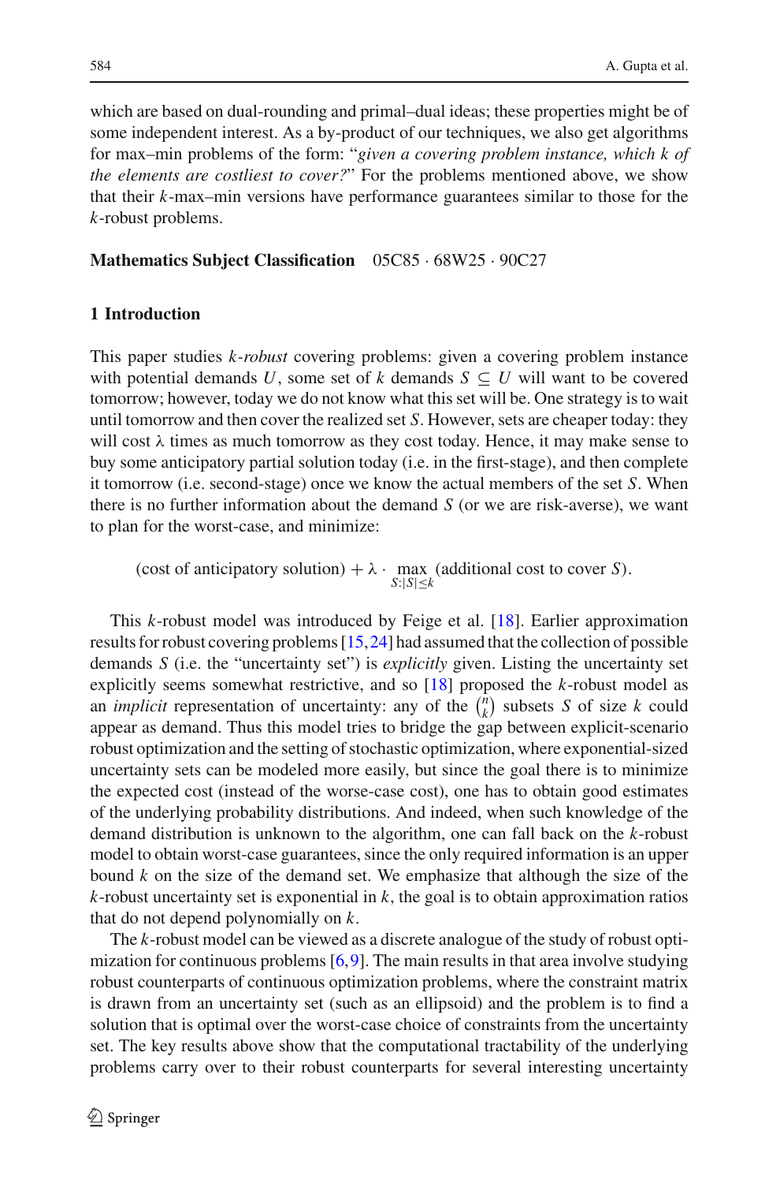which are based on dual-rounding and primal–dual ideas; these properties might be of some independent interest. As a by-product of our techniques, we also get algorithms for max–min problems of the form: "*given a covering problem instance, which $k$ of the elements are costliest to cover?*" For the problems mentioned above, we show that their $k$-max–min versions have performance guarantees similar to those for the $k$-robust problems.

**Mathematics Subject Classification** 05C85 · 68W25 · 90C27

## 1 Introduction

This paper studies $k$*-robust* covering problems: given a covering problem instance with potential demands $U$, some set of $k$ demands $S \subseteq U$ will want to be covered tomorrow; however, today we do not know what this set will be. One strategy is to wait until tomorrow and then cover the realized set $S$. However, sets are cheaper today: they will cost $\lambda$ times as much tomorrow as they cost today. Hence, it may make sense to buy some anticipatory partial solution today (i.e. in the first-stage), and then complete it tomorrow (i.e. second-stage) once we know the actual members of the set $S$. When there is no further information about the demand $S$ (or we are risk-averse), we want to plan for the worst-case, and minimize:

$$\text{(cost of anticipatory solution)} + \lambda \cdot \max_{S:|S|\leq k} \text{(additional cost to cover } S\text{)}.$$

This $k$-robust model was introduced by Feige et al. [18]. Earlier approximation results for robust covering problems [15,24] had assumed that the collection of possible demands $S$ (i.e. the "uncertainty set") is *explicitly* given. Listing the uncertainty set explicitly seems somewhat restrictive, and so [18] proposed the $k$-robust model as an *implicit* representation of uncertainty: any of the $\binom{n}{k}$ subsets $S$ of size $k$ could appear as demand. Thus this model tries to bridge the gap between explicit-scenario robust optimization and the setting of stochastic optimization, where exponential-sized uncertainty sets can be modeled more easily, but since the goal there is to minimize the expected cost (instead of the worse-case cost), one has to obtain good estimates of the underlying probability distributions. And indeed, when such knowledge of the demand distribution is unknown to the algorithm, one can fall back on the $k$-robust model to obtain worst-case guarantees, since the only required information is an upper bound $k$ on the size of the demand set. We emphasize that although the size of the $k$-robust uncertainty set is exponential in $k$, the goal is to obtain approximation ratios that do not depend polynomially on $k$.

The $k$-robust model can be viewed as a discrete analogue of the study of robust optimization for continuous problems [6,9]. The main results in that area involve studying robust counterparts of continuous optimization problems, where the constraint matrix is drawn from an uncertainty set (such as an ellipsoid) and the problem is to find a solution that is optimal over the worst-case choice of constraints from the uncertainty set. The key results above show that the computational tractability of the underlying problems carry over to their robust counterparts for several interesting uncertainty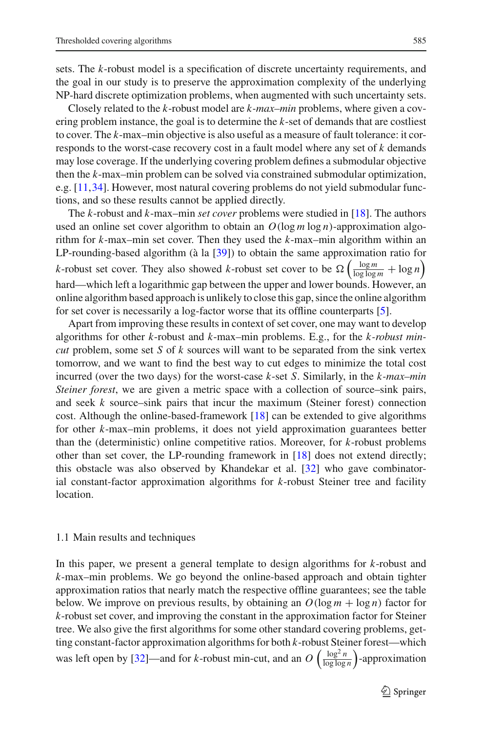sets. The $k$-robust model is a specification of discrete uncertainty requirements, and the goal in our study is to preserve the approximation complexity of the underlying NP-hard discrete optimization problems, when augmented with such uncertainty sets.

Closely related to the $k$-robust model are *$k$-max–min* problems, where given a covering problem instance, the goal is to determine the $k$-set of demands that are costliest to cover. The $k$-max–min objective is also useful as a measure of fault tolerance: it corresponds to the worst-case recovery cost in a fault model where any set of $k$ demands may lose coverage. If the underlying covering problem defines a submodular objective then the $k$-max–min problem can be solved via constrained submodular optimization, e.g. [11,34]. However, most natural covering problems do not yield submodular functions, and so these results cannot be applied directly.

The $k$-robust and $k$-max–min *set cover* problems were studied in [18]. The authors used an online set cover algorithm to obtain an $O(\log m \log n)$-approximation algorithm for $k$-max–min set cover. Then they used the $k$-max–min algorithm within an LP-rounding-based algorithm (à la [39]) to obtain the same approximation ratio for $k$-robust set cover. They also showed $k$-robust set cover to be $\Omega\left(\frac{\log m}{\log \log m} + \log n\right)$ hard—which left a logarithmic gap between the upper and lower bounds. However, an online algorithm based approach is unlikely to close this gap, since the online algorithm for set cover is necessarily a log-factor worse that its offline counterparts [5].

Apart from improving these results in context of set cover, one may want to develop algorithms for other $k$-robust and $k$-max–min problems. E.g., for the *$k$-robust min-cut* problem, some set $S$ of $k$ sources will want to be separated from the sink vertex tomorrow, and we want to find the best way to cut edges to minimize the total cost incurred (over the two days) for the worst-case $k$-set $S$. Similarly, in the *$k$-max–min Steiner forest*, we are given a metric space with a collection of source–sink pairs, and seek $k$ source–sink pairs that incur the maximum (Steiner forest) connection cost. Although the online-based-framework [18] can be extended to give algorithms for other $k$-max–min problems, it does not yield approximation guarantees better than the (deterministic) online competitive ratios. Moreover, for $k$-robust problems other than set cover, the LP-rounding framework in [18] does not extend directly; this obstacle was also observed by Khandekar et al. [32] who gave combinatorial constant-factor approximation algorithms for $k$-robust Steiner tree and facility location.

## 1.1 Main results and techniques

In this paper, we present a general template to design algorithms for $k$-robust and $k$-max–min problems. We go beyond the online-based approach and obtain tighter approximation ratios that nearly match the respective offline guarantees; see the table below. We improve on previous results, by obtaining an $O(\log m + \log n)$ factor for $k$-robust set cover, and improving the constant in the approximation factor for Steiner tree. We also give the first algorithms for some other standard covering problems, getting constant-factor approximation algorithms for both $k$-robust Steiner forest—which was left open by [32]—and for $k$-robust min-cut, and an $O\left(\frac{\log^2 n}{\log \log n}\right)$-approximation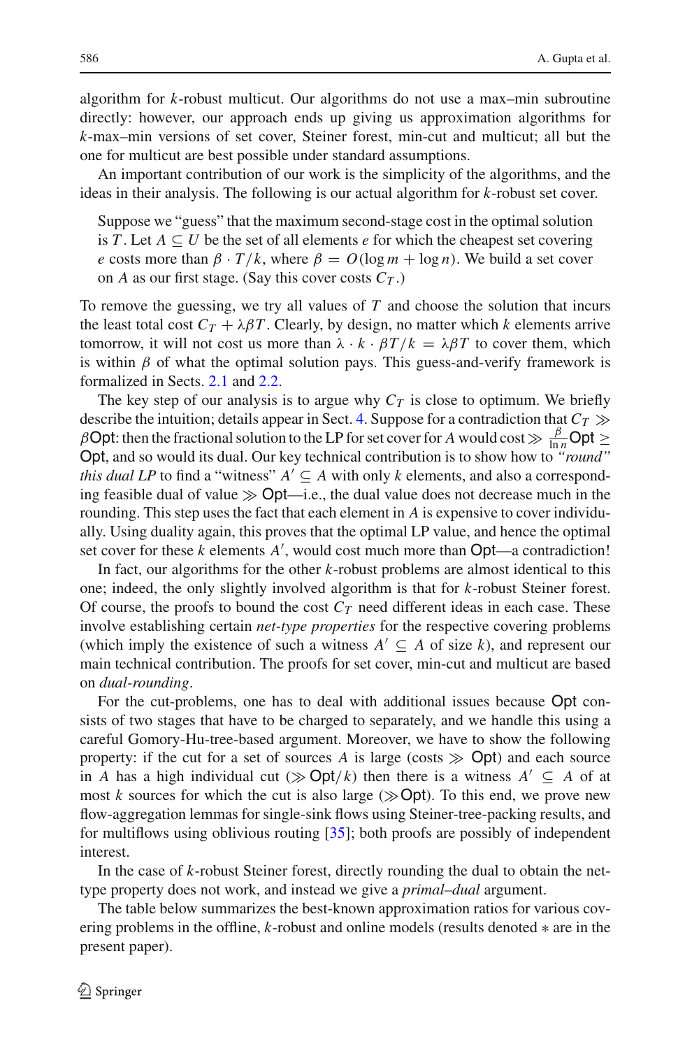algorithm for $k$-robust multicut. Our algorithms do not use a max–min subroutine directly: however, our approach ends up giving us approximation algorithms for $k$-max–min versions of set cover, Steiner forest, min-cut and multicut; all but the one for multicut are best possible under standard assumptions.

An important contribution of our work is the simplicity of the algorithms, and the ideas in their analysis. The following is our actual algorithm for $k$-robust set cover.

> Suppose we "guess" that the maximum second-stage cost in the optimal solution is $T$. Let $A \subseteq U$ be the set of all elements $e$ for which the cheapest set covering $e$ costs more than $\beta \cdot T/k$, where $\beta = O(\log m + \log n)$. We build a set cover on $A$ as our first stage. (Say this cover costs $C_T$.)

To remove the guessing, we try all values of $T$ and choose the solution that incurs the least total cost $C_T + \lambda\beta T$. Clearly, by design, no matter which $k$ elements arrive tomorrow, it will not cost us more than $\lambda \cdot k \cdot \beta T/k = \lambda\beta T$ to cover them, which is within $\beta$ of what the optimal solution pays. This guess-and-verify framework is formalized in Sects. 2.1 and 2.2.

The key step of our analysis is to argue why $C_T$ is close to optimum. We briefly describe the intuition; details appear in Sect. 4. Suppose for a contradiction that $C_T \gg \beta\mathsf{Opt}$: then the fractional solution to the LP for set cover for $A$ would cost $\gg \frac{\beta}{\ln n}\mathsf{Opt} \geq \mathsf{Opt}$, and so would its dual. Our key technical contribution is to show how to *"round" this dual LP* to find a "witness" $A' \subseteq A$ with only $k$ elements, and also a corresponding feasible dual of value $\gg \mathsf{Opt}$—i.e., the dual value does not decrease much in the rounding. This step uses the fact that each element in $A$ is expensive to cover individually. Using duality again, this proves that the optimal LP value, and hence the optimal set cover for these $k$ elements $A'$, would cost much more than $\mathsf{Opt}$—a contradiction!

In fact, our algorithms for the other $k$-robust problems are almost identical to this one; indeed, the only slightly involved algorithm is that for $k$-robust Steiner forest. Of course, the proofs to bound the cost $C_T$ need different ideas in each case. These involve establishing certain *net-type properties* for the respective covering problems (which imply the existence of such a witness $A' \subseteq A$ of size $k$), and represent our main technical contribution. The proofs for set cover, min-cut and multicut are based on *dual-rounding*.

For the cut-problems, one has to deal with additional issues because $\mathsf{Opt}$ consists of two stages that have to be charged to separately, and we handle this using a careful Gomory-Hu-tree-based argument. Moreover, we have to show the following property: if the cut for a set of sources $A$ is large (costs $\gg \mathsf{Opt}$) and each source in $A$ has a high individual cut ($\gg \mathsf{Opt}/k$) then there is a witness $A' \subseteq A$ of at most $k$ sources for which the cut is also large ($\gg \mathsf{Opt}$). To this end, we prove new flow-aggregation lemmas for single-sink flows using Steiner-tree-packing results, and for multiflows using oblivious routing [35]; both proofs are possibly of independent interest.

In the case of $k$-robust Steiner forest, directly rounding the dual to obtain the net-type property does not work, and instead we give a *primal–dual* argument.

The table below summarizes the best-known approximation ratios for various covering problems in the offline, $k$-robust and online models (results denoted $*$ are in the present paper).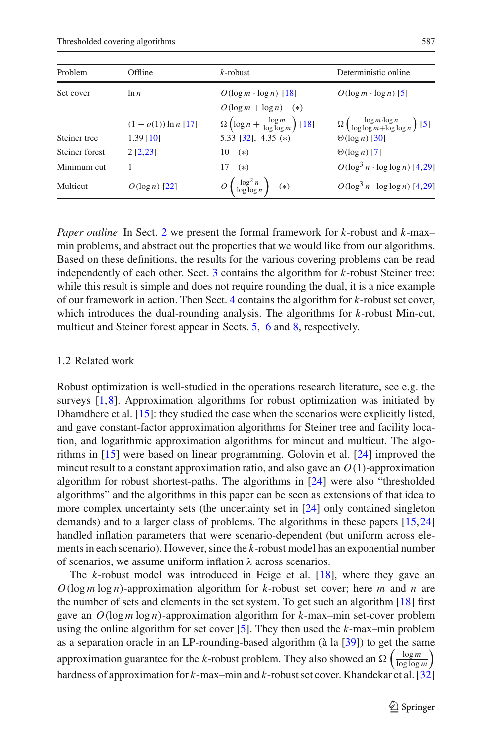| Problem | Offline | $k$-robust | Deterministic online |
|---|---|---|---|
| Set cover | $\ln n$ | $O(\log m \cdot \log n)$ [18] | $O(\log m \cdot \log n)$ [5] |
| | | $O(\log m + \log n)$ $(*)$ | |
| | $(1 - o(1)) \ln n$ [17] | $\Omega\left(\log n + \frac{\log m}{\log \log m}\right)$ [18] | $\Omega\left(\frac{\log m \cdot \log n}{\log \log m + \log \log n}\right)$ [5] |
| Steiner tree | 1.39 [10] | 5.33 [32], 4.35 $(*)$ | $\Theta(\log n)$ [30] |
| Steiner forest | 2 [2,23] | 10 $(*)$ | $\Theta(\log n)$ [7] |
| Minimum cut | 1 | 17 $(*)$ | $O(\log^3 n \cdot \log \log n)$ [4,29] |
| Multicut | $O(\log n)$ [22] | $O\left(\frac{\log^2 n}{\log \log n}\right)$ $(*)$ | $O(\log^3 n \cdot \log \log n)$ [4,29] |

*Paper outline* In Sect. 2 we present the formal framework for $k$-robust and $k$-max–min problems, and abstract out the properties that we would like from our algorithms. Based on these definitions, the results for the various covering problems can be read independently of each other. Sect. 3 contains the algorithm for $k$-robust Steiner tree: while this result is simple and does not require rounding the dual, it is a nice example of our framework in action. Then Sect. 4 contains the algorithm for $k$-robust set cover, which introduces the dual-rounding analysis. The algorithms for $k$-robust Min-cut, multicut and Steiner forest appear in Sects. 5, 6 and 8, respectively.

### 1.2 Related work

Robust optimization is well-studied in the operations research literature, see e.g. the surveys [1,8]. Approximation algorithms for robust optimization was initiated by Dhamdhere et al. [15]: they studied the case when the scenarios were explicitly listed, and gave constant-factor approximation algorithms for Steiner tree and facility location, and logarithmic approximation algorithms for mincut and multicut. The algorithms in [15] were based on linear programming. Golovin et al. [24] improved the mincut result to a constant approximation ratio, and also gave an $O(1)$-approximation algorithm for robust shortest-paths. The algorithms in [24] were also "thresholded algorithms" and the algorithms in this paper can be seen as extensions of that idea to more complex uncertainty sets (the uncertainty set in [24] only contained singleton demands) and to a larger class of problems. The algorithms in these papers [15,24] handled inflation parameters that were scenario-dependent (but uniform across elements in each scenario). However, since the $k$-robust model has an exponential number of scenarios, we assume uniform inflation $\lambda$ across scenarios.

The $k$-robust model was introduced in Feige et al. [18], where they gave an $O(\log m \log n)$-approximation algorithm for $k$-robust set cover; here $m$ and $n$ are the number of sets and elements in the set system. To get such an algorithm [18] first gave an $O(\log m \log n)$-approximation algorithm for $k$-max–min set-cover problem using the online algorithm for set cover [5]. They then used the $k$-max–min problem as a separation oracle in an LP-rounding-based algorithm (à la [39]) to get the same approximation guarantee for the $k$-robust problem. They also showed an $\Omega\left(\frac{\log m}{\log \log m}\right)$ hardness of approximation for $k$-max–min and $k$-robust set cover. Khandekar et al. [32]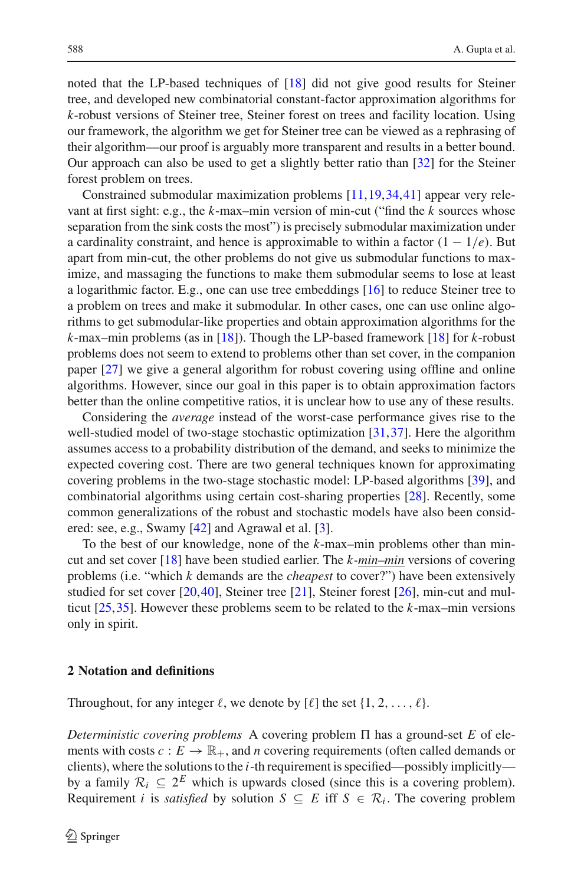noted that the LP-based techniques of [18] did not give good results for Steiner tree, and developed new combinatorial constant-factor approximation algorithms for $k$-robust versions of Steiner tree, Steiner forest on trees and facility location. Using our framework, the algorithm we get for Steiner tree can be viewed as a rephrasing of their algorithm—our proof is arguably more transparent and results in a better bound. Our approach can also be used to get a slightly better ratio than [32] for the Steiner forest problem on trees.

Constrained submodular maximization problems [11,19,34,41] appear very relevant at first sight: e.g., the $k$-max–min version of min-cut ("find the $k$ sources whose separation from the sink costs the most") is precisely submodular maximization under a cardinality constraint, and hence is approximable to within a factor $(1 - 1/e)$. But apart from min-cut, the other problems do not give us submodular functions to maximize, and massaging the functions to make them submodular seems to lose at least a logarithmic factor. E.g., one can use tree embeddings [16] to reduce Steiner tree to a problem on trees and make it submodular. In other cases, one can use online algorithms to get submodular-like properties and obtain approximation algorithms for the $k$-max–min problems (as in [18]). Though the LP-based framework [18] for $k$-robust problems does not seem to extend to problems other than set cover, in the companion paper [27] we give a general algorithm for robust covering using offline and online algorithms. However, since our goal in this paper is to obtain approximation factors better than the online competitive ratios, it is unclear how to use any of these results.

Considering the *average* instead of the worst-case performance gives rise to the well-studied model of two-stage stochastic optimization [31,37]. Here the algorithm assumes access to a probability distribution of the demand, and seeks to minimize the expected covering cost. There are two general techniques known for approximating covering problems in the two-stage stochastic model: LP-based algorithms [39], and combinatorial algorithms using certain cost-sharing properties [28]. Recently, some common generalizations of the robust and stochastic models have also been considered: see, e.g., Swamy [42] and Agrawal et al. [3].

To the best of our knowledge, none of the $k$-max–min problems other than min-cut and set cover [18] have been studied earlier. The $k$-*min–min* versions of covering problems (i.e. "which $k$ demands are the *cheapest* to cover?") have been extensively studied for set cover [20,40], Steiner tree [21], Steiner forest [26], min-cut and multicut [25,35]. However these problems seem to be related to the $k$-max–min versions only in spirit.

## 2 Notation and definitions

Throughout, for any integer $\ell$, we denote by $[\ell]$ the set $\{1, 2, \ldots, \ell\}$.

*Deterministic covering problems* A covering problem $\Pi$ has a ground-set $E$ of elements with costs $c : E \to \mathbb{R}_+$, and $n$ covering requirements (often called demands or clients), where the solutions to the $i$-th requirement is specified—possibly implicitly—by a family $\mathcal{R}_i \subseteq 2^E$ which is upwards closed (since this is a covering problem). Requirement $i$ is *satisfied* by solution $S \subseteq E$ iff $S \in \mathcal{R}_i$. The covering problem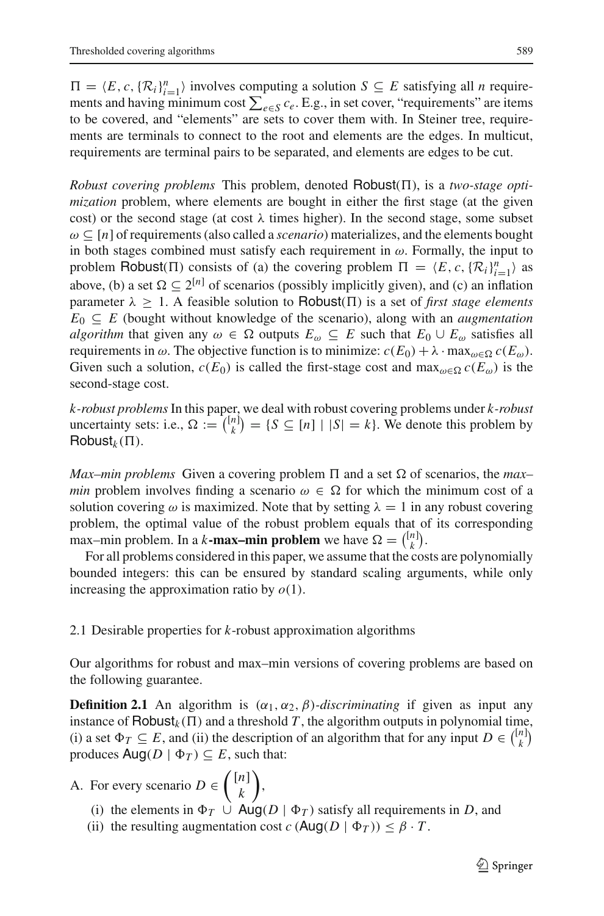$\Pi = \langle E, c, \{\mathcal{R}_i\}_{i=1}^n \rangle$ involves computing a solution $S \subseteq E$ satisfying all $n$ requirements and having minimum cost $\sum_{e \in S} c_e$. E.g., in set cover, "requirements" are items to be covered, and "elements" are sets to cover them with. In Steiner tree, requirements are terminals to connect to the root and elements are the edges. In multicut, requirements are terminal pairs to be separated, and elements are edges to be cut.

*Robust covering problems* This problem, denoted $\mathsf{Robust}(\Pi)$, is a *two-stage optimization* problem, where elements are bought in either the first stage (at the given cost) or the second stage (at cost $\lambda$ times higher). In the second stage, some subset $\omega \subseteq [n]$ of requirements (also called a *scenario*) materializes, and the elements bought in both stages combined must satisfy each requirement in $\omega$. Formally, the input to problem $\mathsf{Robust}(\Pi)$ consists of (a) the covering problem $\Pi = \langle E, c, \{\mathcal{R}_i\}_{i=1}^n \rangle$ as above, (b) a set $\Omega \subseteq 2^{[n]}$ of scenarios (possibly implicitly given), and (c) an inflation parameter $\lambda \geq 1$. A feasible solution to $\mathsf{Robust}(\Pi)$ is a set of *first stage elements* $E_0 \subseteq E$ (bought without knowledge of the scenario), along with an *augmentation algorithm* that given any $\omega \in \Omega$ outputs $E_\omega \subseteq E$ such that $E_0 \cup E_\omega$ satisfies all requirements in $\omega$. The objective function is to minimize: $c(E_0) + \lambda \cdot \max_{\omega \in \Omega} c(E_\omega)$. Given such a solution, $c(E_0)$ is called the first-stage cost and $\max_{\omega \in \Omega} c(E_\omega)$ is the second-stage cost.

*$k$-robust problems* In this paper, we deal with robust covering problems under *$k$-robust* uncertainty sets: i.e., $\Omega := \binom{[n]}{k} = \{S \subseteq [n] \mid |S| = k\}$. We denote this problem by $\mathsf{Robust}_k(\Pi)$.

*Max–min problems* Given a covering problem $\Pi$ and a set $\Omega$ of scenarios, the *max–min* problem involves finding a scenario $\omega \in \Omega$ for which the minimum cost of a solution covering $\omega$ is maximized. Note that by setting $\lambda = 1$ in any robust covering problem, the optimal value of the robust problem equals that of its corresponding max–min problem. In a **$k$-max–min problem** we have $\Omega = \binom{[n]}{k}$.

For all problems considered in this paper, we assume that the costs are polynomially bounded integers: this can be ensured by standard scaling arguments, while only increasing the approximation ratio by $o(1)$.

### 2.1 Desirable properties for $k$-robust approximation algorithms

Our algorithms for robust and max–min versions of covering problems are based on the following guarantee.

**Definition 2.1** An algorithm is *$(\alpha_1, \alpha_2, \beta)$-discriminating* if given as input any instance of $\mathsf{Robust}_k(\Pi)$ and a threshold $T$, the algorithm outputs in polynomial time, (i) a set $\Phi_T \subseteq E$, and (ii) the description of an algorithm that for any input $D \in \binom{[n]}{k}$ produces $\mathsf{Aug}(D \mid \Phi_T) \subseteq E$, such that:

A. For every scenario $D \in \binom{[n]}{k}$,

  (i) the elements in $\Phi_T \cup \mathsf{Aug}(D \mid \Phi_T)$ satisfy all requirements in $D$, and
  (ii) the resulting augmentation cost $c\left(\mathsf{Aug}(D \mid \Phi_T)\right) \leq \beta \cdot T$.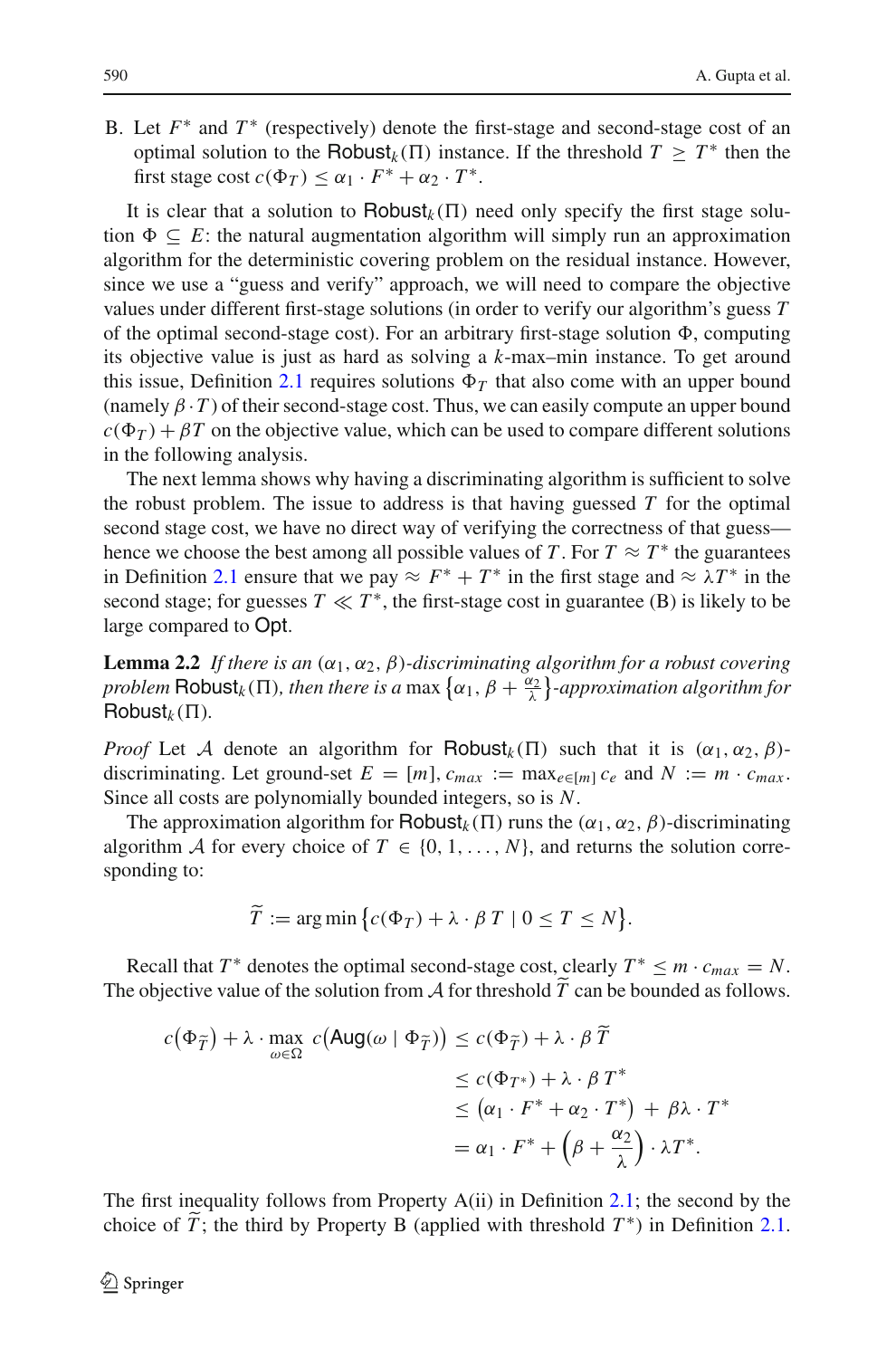B. Let $F^*$ and $T^*$ (respectively) denote the first-stage and second-stage cost of an optimal solution to the $\mathsf{Robust}_k(\Pi)$ instance. If the threshold $T \geq T^*$ then the first stage cost $c(\Phi_T) \leq \alpha_1 \cdot F^* + \alpha_2 \cdot T^*$.

It is clear that a solution to $\mathsf{Robust}_k(\Pi)$ need only specify the first stage solution $\Phi \subseteq E$: the natural augmentation algorithm will simply run an approximation algorithm for the deterministic covering problem on the residual instance. However, since we use a "guess and verify" approach, we will need to compare the objective values under different first-stage solutions (in order to verify our algorithm's guess $T$ of the optimal second-stage cost). For an arbitrary first-stage solution $\Phi$, computing its objective value is just as hard as solving a $k$-max–min instance. To get around this issue, Definition 2.1 requires solutions $\Phi_T$ that also come with an upper bound (namely $\beta \cdot T$) of their second-stage cost. Thus, we can easily compute an upper bound $c(\Phi_T) + \beta T$ on the objective value, which can be used to compare different solutions in the following analysis.

The next lemma shows why having a discriminating algorithm is sufficient to solve the robust problem. The issue to address is that having guessed $T$ for the optimal second stage cost, we have no direct way of verifying the correctness of that guess—hence we choose the best among all possible values of $T$. For $T \approx T^*$ the guarantees in Definition 2.1 ensure that we pay $\approx F^* + T^*$ in the first stage and $\approx \lambda T^*$ in the second stage; for guesses $T \ll T^*$, the first-stage cost in guarantee (B) is likely to be large compared to $\mathsf{Opt}$.

**Lemma 2.2** *If there is an $(\alpha_1, \alpha_2, \beta)$-discriminating algorithm for a robust covering problem $\mathsf{Robust}_k(\Pi)$, then there is a $\max\left\{\alpha_1, \beta + \frac{\alpha_2}{\lambda}\right\}$-approximation algorithm for $\mathsf{Robust}_k(\Pi)$.*

*Proof* Let $\mathcal{A}$ denote an algorithm for $\mathsf{Robust}_k(\Pi)$ such that it is $(\alpha_1, \alpha_2, \beta)$-discriminating. Let ground-set $E = [m]$, $c_{max} := \max_{e \in [m]} c_e$ and $N := m \cdot c_{max}$. Since all costs are polynomially bounded integers, so is $N$.

The approximation algorithm for $\mathsf{Robust}_k(\Pi)$ runs the $(\alpha_1, \alpha_2, \beta)$-discriminating algorithm $\mathcal{A}$ for every choice of $T \in \{0, 1, \ldots, N\}$, and returns the solution corresponding to:

$$\widetilde{T} := \arg\min\left\{c(\Phi_T) + \lambda \cdot \beta\, T \mid 0 \leq T \leq N\right\}.$$

Recall that $T^*$ denotes the optimal second-stage cost, clearly $T^* \leq m \cdot c_{max} = N$. The objective value of the solution from $\mathcal{A}$ for threshold $\widetilde{T}$ can be bounded as follows.

$$\begin{aligned}
c\big(\Phi_{\widetilde{T}}\big) + \lambda \cdot \max_{\omega \in \Omega} c\big(\mathsf{Aug}(\omega \mid \Phi_{\widetilde{T}})\big) &\leq c(\Phi_{\widetilde{T}}) + \lambda \cdot \beta\, \widetilde{T} \\
&\leq c(\Phi_{T^*}) + \lambda \cdot \beta\, T^* \\
&\leq \big(\alpha_1 \cdot F^* + \alpha_2 \cdot T^*\big) \;+\; \beta\lambda \cdot T^* \\
&= \alpha_1 \cdot F^* + \left(\beta + \frac{\alpha_2}{\lambda}\right) \cdot \lambda T^*.
\end{aligned}$$

The first inequality follows from Property A(ii) in Definition 2.1; the second by the choice of $\widetilde{T}$; the third by Property B (applied with threshold $T^*$) in Definition 2.1.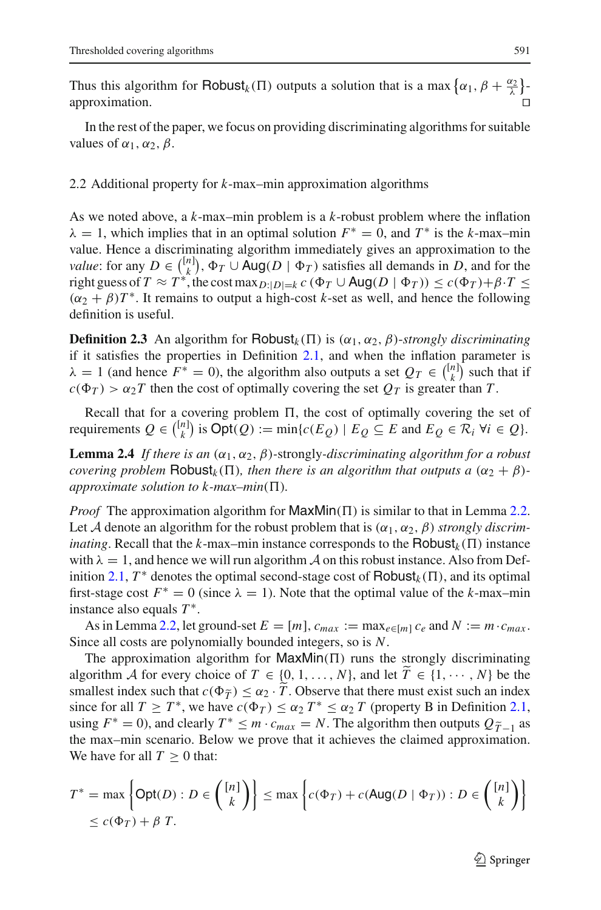Thus this algorithm for $\mathsf{Robust}_k(\Pi)$ outputs a solution that is a $\max\left\{\alpha_1, \beta + \frac{\alpha_2}{\lambda}\right\}$-approximation. $\square$

In the rest of the paper, we focus on providing discriminating algorithms for suitable values of $\alpha_1, \alpha_2, \beta$.

### 2.2 Additional property for $k$-max–min approximation algorithms

As we noted above, a $k$-max–min problem is a $k$-robust problem where the inflation $\lambda = 1$, which implies that in an optimal solution $F^* = 0$, and $T^*$ is the $k$-max–min value. Hence a discriminating algorithm immediately gives an approximation to the *value*: for any $D \in \binom{[n]}{k}$, $\Phi_T \cup \mathsf{Aug}(D \mid \Phi_T)$ satisfies all demands in $D$, and for the right guess of $T \approx T^*$, the cost $\max_{D:|D|=k} c\left(\Phi_T \cup \mathsf{Aug}(D \mid \Phi_T)\right) \leq c(\Phi_T) + \beta \cdot T \leq (\alpha_2 + \beta)T^*$. It remains to output a high-cost $k$-set as well, and hence the following definition is useful.

**Definition 2.3** An algorithm for $\mathsf{Robust}_k(\Pi)$ is $(\alpha_1, \alpha_2, \beta)$-*strongly discriminating* if it satisfies the properties in Definition 2.1, and when the inflation parameter is $\lambda = 1$ (and hence $F^* = 0$), the algorithm also outputs a set $Q_T \in \binom{[n]}{k}$ such that if $c(\Phi_T) > \alpha_2 T$ then the cost of optimally covering the set $Q_T$ is greater than $T$.

Recall that for a covering problem $\Pi$, the cost of optimally covering the set of requirements $Q \in \binom{[n]}{k}$ is $\mathsf{Opt}(Q) := \min\{c(E_Q) \mid E_Q \subseteq E \text{ and } E_Q \in \mathcal{R}_i \ \forall i \in Q\}$.

**Lemma 2.4** *If there is an $(\alpha_1, \alpha_2, \beta)$-strongly-discriminating algorithm for a robust covering problem $\mathsf{Robust}_k(\Pi)$, then there is an algorithm that outputs a $(\alpha_2 + \beta)$-approximate solution to $k$-max–min$(\Pi)$.*

*Proof* The approximation algorithm for $\mathsf{MaxMin}(\Pi)$ is similar to that in Lemma 2.2. Let $\mathcal{A}$ denote an algorithm for the robust problem that is $(\alpha_1, \alpha_2, \beta)$ *strongly discriminating*. Recall that the $k$-max–min instance corresponds to the $\mathsf{Robust}_k(\Pi)$ instance with $\lambda = 1$, and hence we will run algorithm $\mathcal{A}$ on this robust instance. Also from Definition 2.1, $T^*$ denotes the optimal second-stage cost of $\mathsf{Robust}_k(\Pi)$, and its optimal first-stage cost $F^* = 0$ (since $\lambda = 1$). Note that the optimal value of the $k$-max–min instance also equals $T^*$.

As in Lemma 2.2, let ground-set $E = [m]$, $c_{max} := \max_{e \in [m]} c_e$ and $N := m \cdot c_{max}$. Since all costs are polynomially bounded integers, so is $N$.

The approximation algorithm for $\mathsf{MaxMin}(\Pi)$ runs the strongly discriminating algorithm $\mathcal{A}$ for every choice of $T \in \{0, 1, \ldots, N\}$, and let $\widetilde{T} \in \{1, \cdots, N\}$ be the smallest index such that $c(\Phi_{\widetilde{T}}) \leq \alpha_2 \cdot \widetilde{T}$. Observe that there must exist such an index since for all $T \geq T^*$, we have $c(\Phi_T) \leq \alpha_2\, T^* \leq \alpha_2\, T$ (property B in Definition 2.1, using $F^* = 0$), and clearly $T^* \leq m \cdot c_{max} = N$. The algorithm then outputs $Q_{\widetilde{T}-1}$ as the max–min scenario. Below we prove that it achieves the claimed approximation. We have for all $T \geq 0$ that:

$$
\begin{aligned}
T^* &= \max\left\{\mathsf{Opt}(D) : D \in \binom{[n]}{k}\right\} \leq \max\left\{c(\Phi_T) + c(\mathsf{Aug}(D \mid \Phi_T)) : D \in \binom{[n]}{k}\right\} \\
&\leq c(\Phi_T) + \beta\, T.
\end{aligned}
$$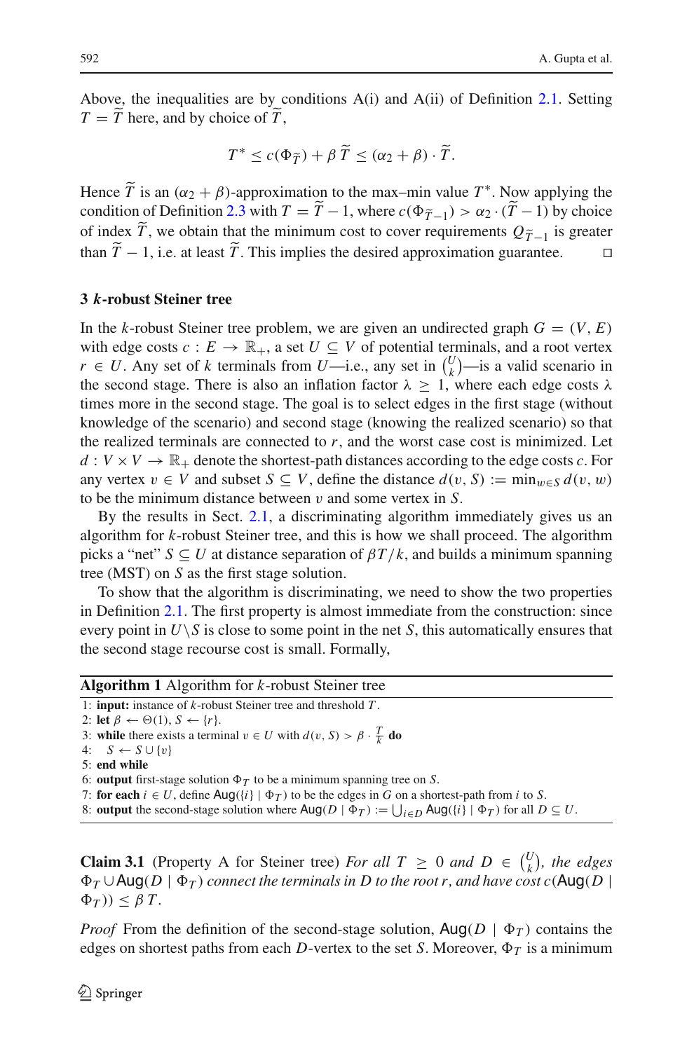Above, the inequalities are by conditions A(i) and A(ii) of Definition 2.1. Setting $T = \widetilde{T}$ here, and by choice of $\widetilde{T}$,

$$T^* \leq c(\Phi_{\widetilde{T}}) + \beta\,\widetilde{T} \leq (\alpha_2 + \beta) \cdot \widetilde{T}.$$

Hence $\widetilde{T}$ is an $(\alpha_2 + \beta)$-approximation to the max–min value $T^*$. Now applying the condition of Definition 2.3 with $T = \widetilde{T} - 1$, where $c(\Phi_{\widetilde{T}-1}) > \alpha_2 \cdot (\widetilde{T} - 1)$ by choice of index $\widetilde{T}$, we obtain that the minimum cost to cover requirements $Q_{\widetilde{T}-1}$ is greater than $\widetilde{T} - 1$, i.e. at least $\widetilde{T}$. This implies the desired approximation guarantee. □

## 3 *k*-robust Steiner tree

In the $k$-robust Steiner tree problem, we are given an undirected graph $G = (V, E)$ with edge costs $c : E \to \mathbb{R}_+$, a set $U \subseteq V$ of potential terminals, and a root vertex $r \in U$. Any set of $k$ terminals from $U$—i.e., any set in $\binom{U}{k}$—is a valid scenario in the second stage. There is also an inflation factor $\lambda \geq 1$, where each edge costs $\lambda$ times more in the second stage. The goal is to select edges in the first stage (without knowledge of the scenario) and second stage (knowing the realized scenario) so that the realized terminals are connected to $r$, and the worst case cost is minimized. Let $d : V \times V \to \mathbb{R}_+$ denote the shortest-path distances according to the edge costs $c$. For any vertex $v \in V$ and subset $S \subseteq V$, define the distance $d(v, S) := \min_{w \in S} d(v, w)$ to be the minimum distance between $v$ and some vertex in $S$.

By the results in Sect. 2.1, a discriminating algorithm immediately gives us an algorithm for $k$-robust Steiner tree, and this is how we shall proceed. The algorithm picks a "net" $S \subseteq U$ at distance separation of $\beta T/k$, and builds a minimum spanning tree (MST) on $S$ as the first stage solution.

To show that the algorithm is discriminating, we need to show the two properties in Definition 2.1. The first property is almost immediate from the construction: since every point in $U \setminus S$ is close to some point in the net $S$, this automatically ensures that the second stage recourse cost is small. Formally,

**Algorithm 1** Algorithm for $k$-robust Steiner tree

1: **input:** instance of $k$-robust Steiner tree and threshold $T$.
2: **let** $\beta \leftarrow \Theta(1)$, $S \leftarrow \{r\}$.
3: **while** there exists a terminal $v \in U$ with $d(v, S) > \beta \cdot \frac{T}{k}$ **do**
4: $\quad S \leftarrow S \cup \{v\}$
5: **end while**
6: **output** first-stage solution $\Phi_T$ to be a minimum spanning tree on $S$.
7: **for each** $i \in U$, define $\mathsf{Aug}(\{i\} \mid \Phi_T)$ to be the edges in $G$ on a shortest-path from $i$ to $S$.
8: **output** the second-stage solution where $\mathsf{Aug}(D \mid \Phi_T) := \bigcup_{i \in D} \mathsf{Aug}(\{i\} \mid \Phi_T)$ for all $D \subseteq U$.

**Claim 3.1** (Property A for Steiner tree) *For all $T \geq 0$ and $D \in \binom{U}{k}$, the edges $\Phi_T \cup \mathsf{Aug}(D \mid \Phi_T)$ connect the terminals in $D$ to the root $r$, and have cost $c(\mathsf{Aug}(D \mid \Phi_T)) \leq \beta T$.*

*Proof* From the definition of the second-stage solution, $\mathsf{Aug}(D \mid \Phi_T)$ contains the edges on shortest paths from each $D$-vertex to the set $S$. Moreover, $\Phi_T$ is a minimum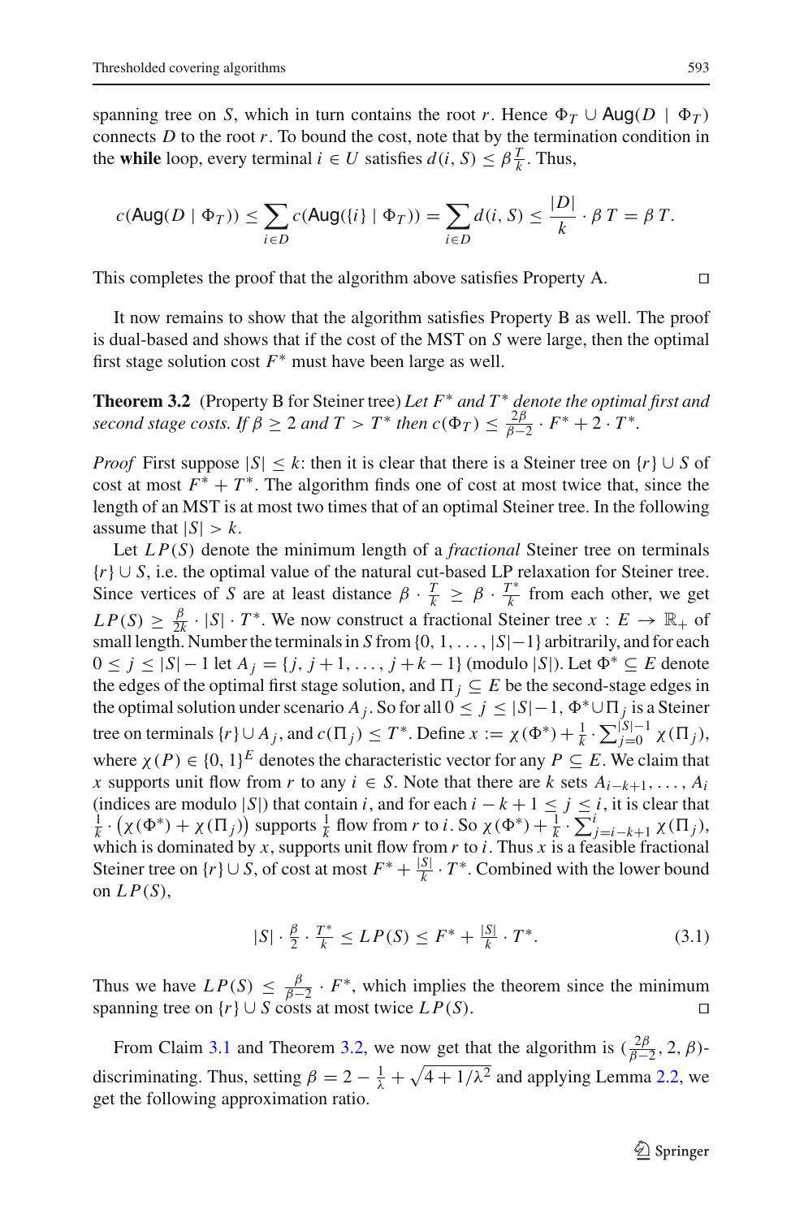spanning tree on $S$, which in turn contains the root $r$. Hence $\Phi_T \cup \mathsf{Aug}(D \mid \Phi_T)$ connects $D$ to the root $r$. To bound the cost, note that by the termination condition in the **while** loop, every terminal $i \in U$ satisfies $d(i, S) \leq \beta \frac{T}{k}$. Thus,

$$c(\mathsf{Aug}(D \mid \Phi_T)) \leq \sum_{i \in D} c(\mathsf{Aug}(\{i\} \mid \Phi_T)) = \sum_{i \in D} d(i, S) \leq \frac{|D|}{k} \cdot \beta\, T = \beta\, T.$$

This completes the proof that the algorithm above satisfies Property A. □

It now remains to show that the algorithm satisfies Property B as well. The proof is dual-based and shows that if the cost of the MST on $S$ were large, then the optimal first stage solution cost $F^*$ must have been large as well.

**Theorem 3.2** (Property B for Steiner tree) *Let $F^*$ and $T^*$ denote the optimal first and second stage costs. If $\beta \geq 2$ and $T > T^*$ then $c(\Phi_T) \leq \frac{2\beta}{\beta - 2} \cdot F^* + 2 \cdot T^*$.*

*Proof* First suppose $|S| \leq k$: then it is clear that there is a Steiner tree on $\{r\} \cup S$ of cost at most $F^* + T^*$. The algorithm finds one of cost at most twice that, since the length of an MST is at most two times that of an optimal Steiner tree. In the following assume that $|S| > k$.

Let $LP(S)$ denote the minimum length of a *fractional* Steiner tree on terminals $\{r\} \cup S$, i.e. the optimal value of the natural cut-based LP relaxation for Steiner tree. Since vertices of $S$ are at least distance $\beta \cdot \frac{T}{k} \geq \beta \cdot \frac{T^*}{k}$ from each other, we get $LP(S) \geq \frac{\beta}{2k} \cdot |S| \cdot T^*$. We now construct a fractional Steiner tree $x : E \to \mathbb{R}_+$ of small length. Number the terminals in $S$ from $\{0, 1, \ldots, |S|-1\}$ arbitrarily, and for each $0 \leq j \leq |S|-1$ let $A_j = \{j, j+1, \ldots, j+k-1\}$ (modulo $|S|$). Let $\Phi^* \subseteq E$ denote the edges of the optimal first stage solution, and $\Pi_j \subseteq E$ be the second-stage edges in the optimal solution under scenario $A_j$. So for all $0 \leq j \leq |S|-1$, $\Phi^* \cup \Pi_j$ is a Steiner tree on terminals $\{r\} \cup A_j$, and $c(\Pi_j) \leq T^*$. Define $x := \chi(\Phi^*) + \frac{1}{k} \cdot \sum_{j=0}^{|S|-1} \chi(\Pi_j)$, where $\chi(P) \in \{0, 1\}^E$ denotes the characteristic vector for any $P \subseteq E$. We claim that $x$ supports unit flow from $r$ to any $i \in S$. Note that there are $k$ sets $A_{i-k+1}, \ldots, A_i$ (indices are modulo $|S|$) that contain $i$, and for each $i - k + 1 \leq j \leq i$, it is clear that $\frac{1}{k} \cdot \left(\chi(\Phi^*) + \chi(\Pi_j)\right)$ supports $\frac{1}{k}$ flow from $r$ to $i$. So $\chi(\Phi^*) + \frac{1}{k} \cdot \sum_{j=i-k+1}^{i} \chi(\Pi_j)$, which is dominated by $x$, supports unit flow from $r$ to $i$. Thus $x$ is a feasible fractional Steiner tree on $\{r\} \cup S$, of cost at most $F^* + \frac{|S|}{k} \cdot T^*$. Combined with the lower bound on $LP(S)$,

$$|S| \cdot \frac{\beta}{2} \cdot \frac{T^*}{k} \leq LP(S) \leq F^* + \frac{|S|}{k} \cdot T^*. \tag{3.1}$$

Thus we have $LP(S) \leq \frac{\beta}{\beta - 2} \cdot F^*$, which implies the theorem since the minimum spanning tree on $\{r\} \cup S$ costs at most twice $LP(S)$. □

From Claim 3.1 and Theorem 3.2, we now get that the algorithm is $(\frac{2\beta}{\beta-2}, 2, \beta)$-discriminating. Thus, setting $\beta = 2 - \frac{1}{\lambda} + \sqrt{4 + 1/\lambda^2}$ and applying Lemma 2.2, we get the following approximation ratio.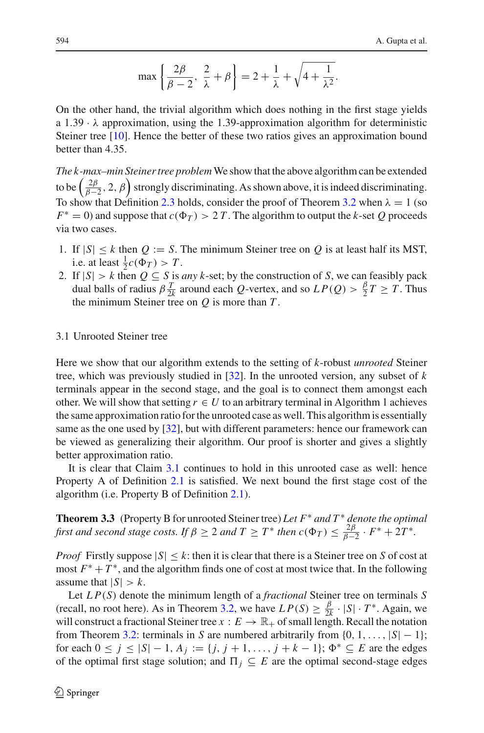$$\max\left\{\frac{2\beta}{\beta-2},\ \frac{2}{\lambda}+\beta\right\} = 2+\frac{1}{\lambda}+\sqrt{4+\frac{1}{\lambda^2}}.$$

On the other hand, the trivial algorithm which does nothing in the first stage yields a $1.39\cdot\lambda$ approximation, using the 1.39-approximation algorithm for deterministic Steiner tree [10]. Hence the better of these two ratios gives an approximation bound better than 4.35.

*The k-max–min Steiner tree problem* We show that the above algorithm can be extended to be $\left(\frac{2\beta}{\beta-2}, 2, \beta\right)$ strongly discriminating. As shown above, it is indeed discriminating. To show that Definition 2.3 holds, consider the proof of Theorem 3.2 when $\lambda = 1$ (so $F^* = 0$) and suppose that $c(\Phi_T) > 2\,T$. The algorithm to output the $k$-set $Q$ proceeds via two cases.

1. If $|S| \le k$ then $Q := S$. The minimum Steiner tree on $Q$ is at least half its MST, i.e. at least $\frac{1}{2}c(\Phi_T) > T$.
2. If $|S| > k$ then $Q \subseteq S$ is *any* $k$-set; by the construction of $S$, we can feasibly pack dual balls of radius $\beta\frac{T}{2k}$ around each $Q$-vertex, and so $LP(Q) > \frac{\beta}{2}T \ge T$. Thus the minimum Steiner tree on $Q$ is more than $T$.

### 3.1 Unrooted Steiner tree

Here we show that our algorithm extends to the setting of $k$-robust *unrooted* Steiner tree, which was previously studied in [32]. In the unrooted version, any subset of $k$ terminals appear in the second stage, and the goal is to connect them amongst each other. We will show that setting $r \in U$ to an arbitrary terminal in Algorithm 1 achieves the same approximation ratio for the unrooted case as well. This algorithm is essentially same as the one used by [32], but with different parameters: hence our framework can be viewed as generalizing their algorithm. Our proof is shorter and gives a slightly better approximation ratio.

It is clear that Claim 3.1 continues to hold in this unrooted case as well: hence Property A of Definition 2.1 is satisfied. We next bound the first stage cost of the algorithm (i.e. Property B of Definition 2.1).

**Theorem 3.3** (Property B for unrooted Steiner tree) *Let $F^*$ and $T^*$ denote the optimal first and second stage costs. If $\beta \ge 2$ and $T \ge T^*$ then $c(\Phi_T) \le \frac{2\beta}{\beta-2}\cdot F^* + 2T^*$.*

*Proof* Firstly suppose $|S| \le k$: then it is clear that there is a Steiner tree on $S$ of cost at most $F^* + T^*$, and the algorithm finds one of cost at most twice that. In the following assume that $|S| > k$.

Let $LP(S)$ denote the minimum length of a *fractional* Steiner tree on terminals $S$ (recall, no root here). As in Theorem 3.2, we have $LP(S) \ge \frac{\beta}{2k}\cdot|S|\cdot T^*$. Again, we will construct a fractional Steiner tree $x : E \to \mathbb{R}_+$ of small length. Recall the notation from Theorem 3.2: terminals in $S$ are numbered arbitrarily from $\{0, 1, \ldots, |S|-1\}$; for each $0 \le j \le |S|-1$, $A_j := \{j, j+1, \ldots, j+k-1\}$; $\Phi^* \subseteq E$ are the edges of the optimal first stage solution; and $\Pi_j \subseteq E$ are the optimal second-stage edges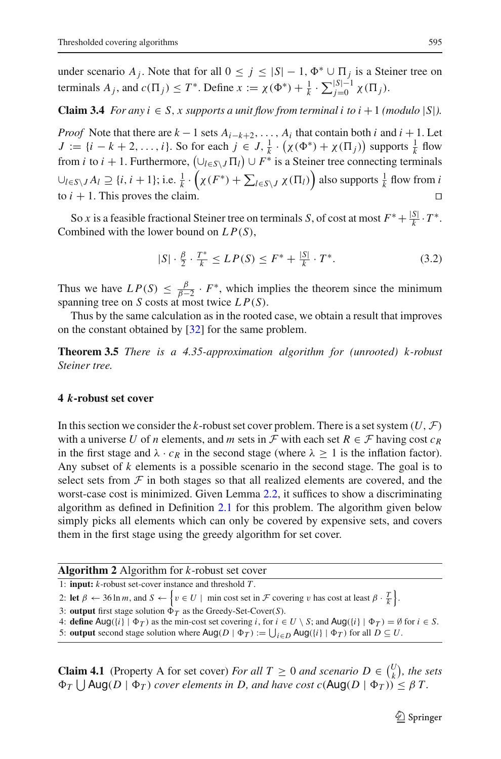under scenario $A_j$. Note that for all $0 \le j \le |S|-1$, $\Phi^* \cup \Pi_j$ is a Steiner tree on terminals $A_j$, and $c(\Pi_j) \le T^*$. Define $x := \chi(\Phi^*) + \frac{1}{k} \cdot \sum_{j=0}^{|S|-1} \chi(\Pi_j)$.

**Claim 3.4** *For any $i \in S$, $x$ supports a unit flow from terminal $i$ to $i+1$ (modulo $|S|$).*

*Proof* Note that there are $k-1$ sets $A_{i-k+2}, \ldots, A_i$ that contain both $i$ and $i+1$. Let $J := \{i-k+2, \ldots, i\}$. So for each $j \in J$, $\frac{1}{k} \cdot \left(\chi(\Phi^*) + \chi(\Pi_j)\right)$ supports $\frac{1}{k}$ flow from $i$ to $i+1$. Furthermore, $\left(\cup_{l \in S \setminus J} \Pi_l\right) \cup F^*$ is a Steiner tree connecting terminals $\cup_{l \in S \setminus J} A_l \supseteq \{i, i+1\}$; i.e. $\frac{1}{k} \cdot \left(\chi(F^*) + \sum_{l \in S \setminus J} \chi(\Pi_l)\right)$ also supports $\frac{1}{k}$ flow from $i$ to $i+1$. This proves the claim. □

So $x$ is a feasible fractional Steiner tree on terminals $S$, of cost at most $F^* + \frac{|S|}{k} \cdot T^*$. Combined with the lower bound on $LP(S)$,

$$|S| \cdot \frac{\beta}{2} \cdot \frac{T^*}{k} \le LP(S) \le F^* + \frac{|S|}{k} \cdot T^*. \tag{3.2}$$

Thus we have $LP(S) \le \frac{\beta}{\beta-2} \cdot F^*$, which implies the theorem since the minimum spanning tree on $S$ costs at most twice $LP(S)$.

Thus by the same calculation as in the rooted case, we obtain a result that improves on the constant obtained by [32] for the same problem.

**Theorem 3.5** *There is a 4.35-approximation algorithm for (unrooted) k-robust Steiner tree.*

## 4 *k*-robust set cover

In this section we consider the $k$-robust set cover problem. There is a set system $(U, \mathcal{F})$ with a universe $U$ of $n$ elements, and $m$ sets in $\mathcal{F}$ with each set $R \in \mathcal{F}$ having cost $c_R$ in the first stage and $\lambda \cdot c_R$ in the second stage (where $\lambda \ge 1$ is the inflation factor). Any subset of $k$ elements is a possible scenario in the second stage. The goal is to select sets from $\mathcal{F}$ in both stages so that all realized elements are covered, and the worst-case cost is minimized. Given Lemma 2.2, it suffices to show a discriminating algorithm as defined in Definition 2.1 for this problem. The algorithm given below simply picks all elements which can only be covered by expensive sets, and covers them in the first stage using the greedy algorithm for set cover.

**Algorithm 2** Algorithm for $k$-robust set cover

1: **input:** $k$-robust set-cover instance and threshold $T$.
2: **let** $\beta \leftarrow 36 \ln m$, and $S \leftarrow \left\{ v \in U \mid \text{ min cost set in } \mathcal{F} \text{ covering } v \text{ has cost at least } \beta \cdot \frac{T}{k} \right\}$.
3: **output** first stage solution $\Phi_T$ as the Greedy-Set-Cover($S$).
4: **define** $\mathsf{Aug}(\{i\} \mid \Phi_T)$ as the min-cost set covering $i$, for $i \in U \setminus S$; and $\mathsf{Aug}(\{i\} \mid \Phi_T) = \emptyset$ for $i \in S$.
5: **output** second stage solution where $\mathsf{Aug}(D \mid \Phi_T) := \bigcup_{i \in D} \mathsf{Aug}(\{i\} \mid \Phi_T)$ for all $D \subseteq U$.

**Claim 4.1** (Property A for set cover) *For all $T \ge 0$ and scenario $D \in \binom{U}{k}$, the sets $\Phi_T \bigcup \mathsf{Aug}(D \mid \Phi_T)$ cover elements in $D$, and have cost $c(\mathsf{Aug}(D \mid \Phi_T)) \le \beta\, T$.*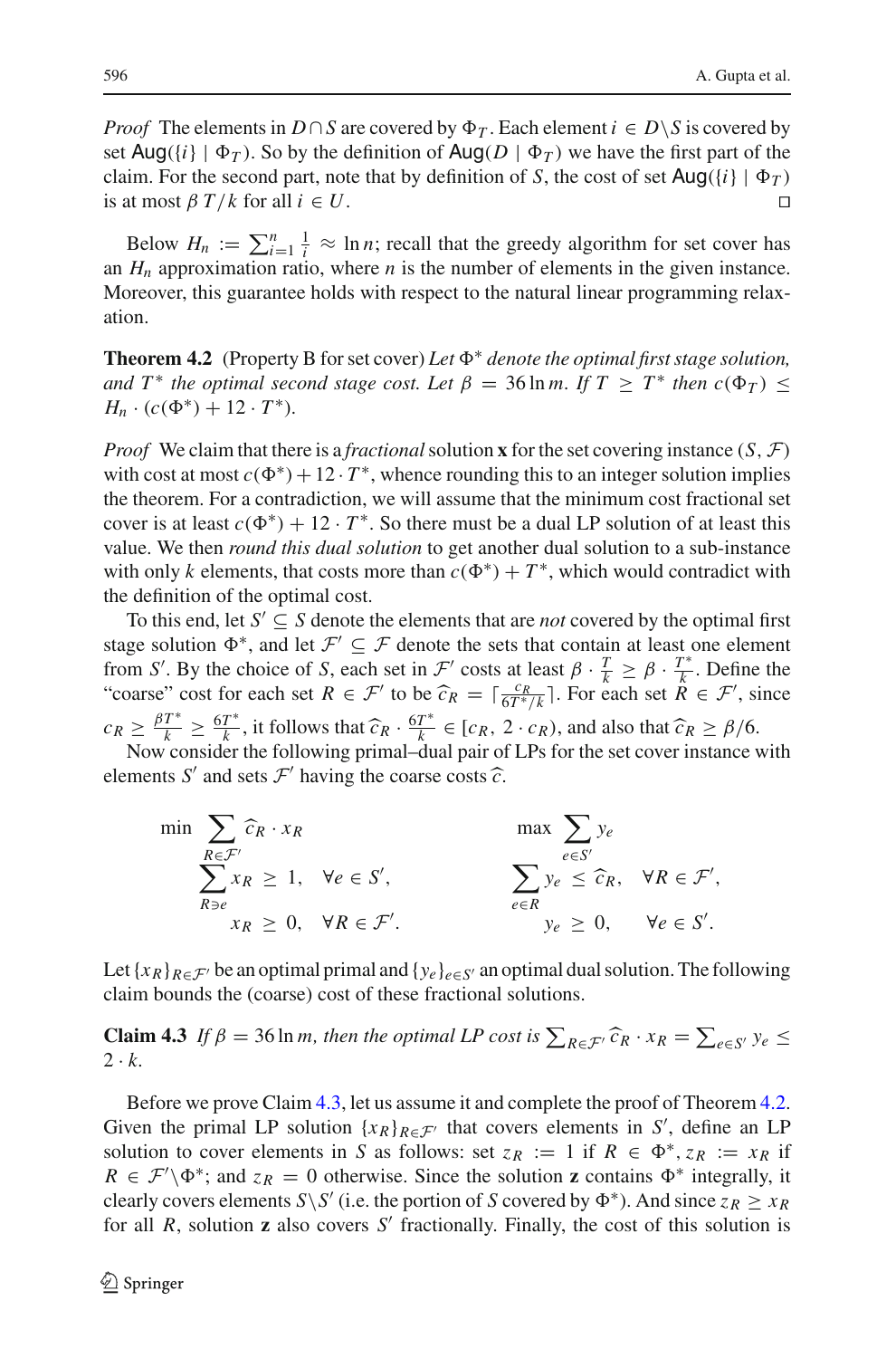*Proof* The elements in $D \cap S$ are covered by $\Phi_T$. Each element $i \in D \setminus S$ is covered by set $\mathsf{Aug}(\{i\} \mid \Phi_T)$. So by the definition of $\mathsf{Aug}(D \mid \Phi_T)$ we have the first part of the claim. For the second part, note that by definition of $S$, the cost of set $\mathsf{Aug}(\{i\} \mid \Phi_T)$ is at most $\beta T/k$ for all $i \in U$. □

Below $H_n := \sum_{i=1}^{n} \frac{1}{i} \approx \ln n$; recall that the greedy algorithm for set cover has an $H_n$ approximation ratio, where $n$ is the number of elements in the given instance. Moreover, this guarantee holds with respect to the natural linear programming relaxation.

**Theorem 4.2** (Property B for set cover) *Let $\Phi^*$ denote the optimal first stage solution, and $T^*$ the optimal second stage cost. Let $\beta = 36 \ln m$. If $T \geq T^*$ then $c(\Phi_T) \leq H_n \cdot (c(\Phi^*) + 12 \cdot T^*)$.*

*Proof* We claim that there is a *fractional* solution $\mathbf{x}$ for the set covering instance $(S, \mathcal{F})$ with cost at most $c(\Phi^*) + 12 \cdot T^*$, whence rounding this to an integer solution implies the theorem. For a contradiction, we will assume that the minimum cost fractional set cover is at least $c(\Phi^*) + 12 \cdot T^*$. So there must be a dual LP solution of at least this value. We then *round this dual solution* to get another dual solution to a sub-instance with only $k$ elements, that costs more than $c(\Phi^*) + T^*$, which would contradict with the definition of the optimal cost.

To this end, let $S' \subseteq S$ denote the elements that are *not* covered by the optimal first stage solution $\Phi^*$, and let $\mathcal{F}' \subseteq \mathcal{F}$ denote the sets that contain at least one element from $S'$. By the choice of $S$, each set in $\mathcal{F}'$ costs at least $\beta \cdot \frac{T}{k} \geq \beta \cdot \frac{T^*}{k}$. Define the "coarse" cost for each set $R \in \mathcal{F}'$ to be $\widehat{c}_R = \lceil \frac{c_R}{6T^*/k} \rceil$. For each set $R \in \mathcal{F}'$, since $c_R \geq \frac{\beta T^*}{k} \geq \frac{6T^*}{k}$, it follows that $\widehat{c}_R \cdot \frac{6T^*}{k} \in [c_R,\, 2 \cdot c_R)$, and also that $\widehat{c}_R \geq \beta/6$.

Now consider the following primal–dual pair of LPs for the set cover instance with elements $S'$ and sets $\mathcal{F}'$ having the coarse costs $\widehat{c}$.

$$
\begin{aligned}
\min \sum_{R \in \mathcal{F}'} \widehat{c}_R \cdot x_R & \\
\sum_{R \ni e} x_R \geq 1, & \quad \forall e \in S', \\
x_R \geq 0, & \quad \forall R \in \mathcal{F}'.
\end{aligned}
\qquad\qquad
\begin{aligned}
\max \sum_{e \in S'} y_e & \\
\sum_{e \in R} y_e \leq \widehat{c}_R, & \quad \forall R \in \mathcal{F}', \\
y_e \geq 0, & \quad \forall e \in S'.
\end{aligned}
$$

Let $\{x_R\}_{R \in \mathcal{F}'}$ be an optimal primal and $\{y_e\}_{e \in S'}$ an optimal dual solution. The following claim bounds the (coarse) cost of these fractional solutions.

**Claim 4.3** *If $\beta = 36 \ln m$, then the optimal LP cost is $\sum_{R \in \mathcal{F}'} \widehat{c}_R \cdot x_R = \sum_{e \in S'} y_e \leq 2 \cdot k$.*

Before we prove Claim 4.3, let us assume it and complete the proof of Theorem 4.2. Given the primal LP solution $\{x_R\}_{R \in \mathcal{F}'}$ that covers elements in $S'$, define an LP solution to cover elements in $S$ as follows: set $z_R := 1$ if $R \in \Phi^*$, $z_R := x_R$ if $R \in \mathcal{F}' \setminus \Phi^*$; and $z_R = 0$ otherwise. Since the solution $\mathbf{z}$ contains $\Phi^*$ integrally, it clearly covers elements $S \setminus S'$ (i.e. the portion of $S$ covered by $\Phi^*$). And since $z_R \geq x_R$ for all $R$, solution $\mathbf{z}$ also covers $S'$ fractionally. Finally, the cost of this solution is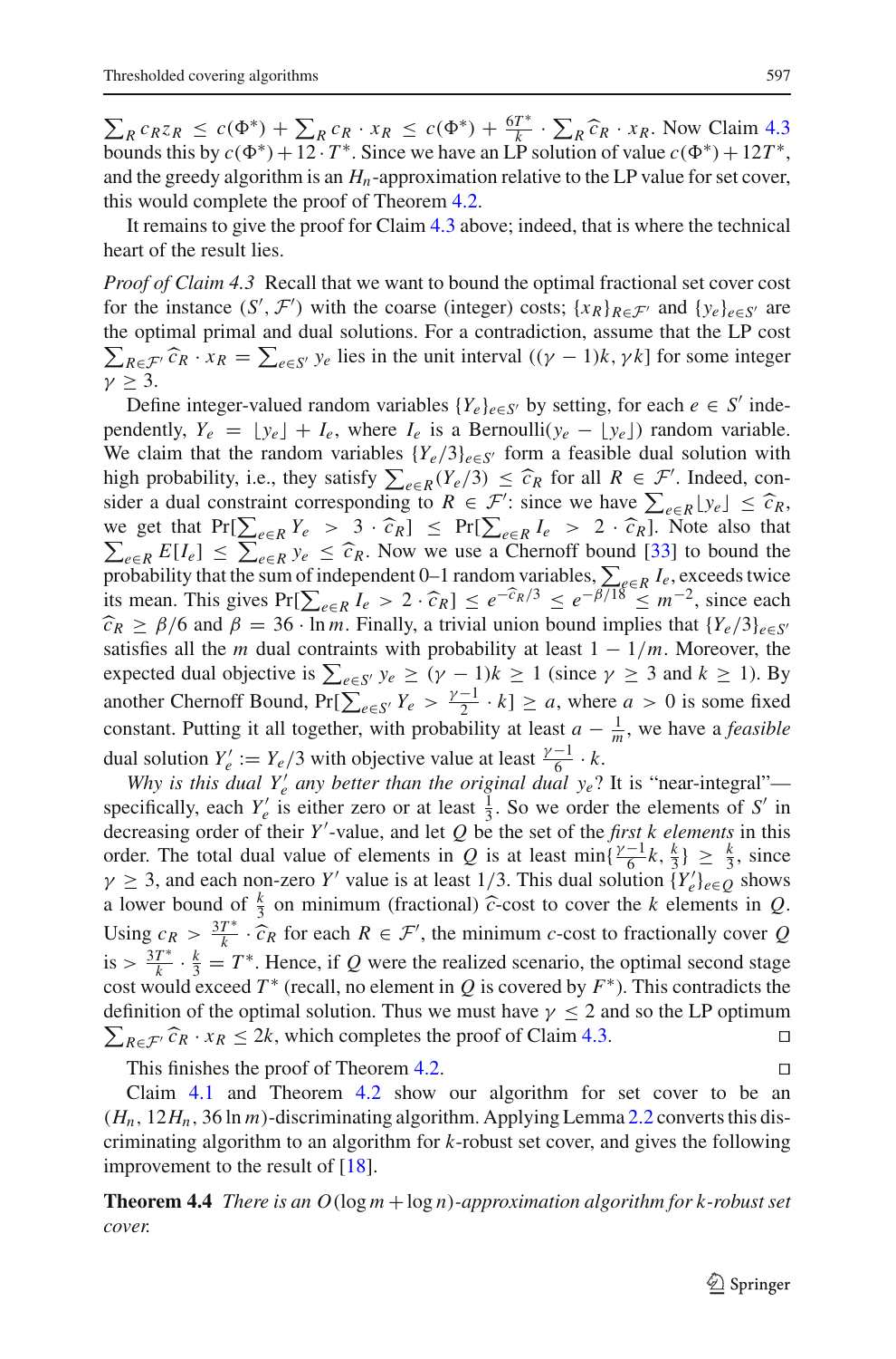$\sum_R c_R z_R \leq c(\Phi^*) + \sum_R c_R \cdot x_R \leq c(\Phi^*) + \frac{6T^*}{k} \cdot \sum_R \widehat{c}_R \cdot x_R$. Now Claim 4.3 bounds this by $c(\Phi^*) + 12 \cdot T^*$. Since we have an LP solution of value $c(\Phi^*) + 12T^*$, and the greedy algorithm is an $H_n$-approximation relative to the LP value for set cover, this would complete the proof of Theorem 4.2.

It remains to give the proof for Claim 4.3 above; indeed, that is where the technical heart of the result lies.

*Proof of Claim 4.3* Recall that we want to bound the optimal fractional set cover cost for the instance $(S', \mathcal{F}')$ with the coarse (integer) costs; $\{x_R\}_{R \in \mathcal{F}'}$ and $\{y_e\}_{e \in S'}$ are the optimal primal and dual solutions. For a contradiction, assume that the LP cost $\sum_{R \in \mathcal{F}'} \widehat{c}_R \cdot x_R = \sum_{e \in S'} y_e$ lies in the unit interval $((\gamma - 1)k, \gamma k]$ for some integer $\gamma \geq 3$.

Define integer-valued random variables $\{Y_e\}_{e \in S'}$ by setting, for each $e \in S'$ independently, $Y_e = \lfloor y_e \rfloor + I_e$, where $I_e$ is a Bernoulli$(y_e - \lfloor y_e \rfloor)$ random variable. We claim that the random variables $\{Y_e/3\}_{e \in S'}$ form a feasible dual solution with high probability, i.e., they satisfy $\sum_{e \in R}(Y_e/3) \leq \widehat{c}_R$ for all $R \in \mathcal{F}'$. Indeed, consider a dual constraint corresponding to $R \in \mathcal{F}'$: since we have $\sum_{e \in R} \lfloor y_e \rfloor \leq \widehat{c}_R$, we get that $\Pr[\sum_{e \in R} Y_e > 3 \cdot \widehat{c}_R] \leq \Pr[\sum_{e \in R} I_e > 2 \cdot \widehat{c}_R]$. Note also that $\sum_{e \in R} E[I_e] \leq \sum_{e \in R} y_e \leq \widehat{c}_R$. Now we use a Chernoff bound [33] to bound the probability that the sum of independent 0–1 random variables, $\sum_{e \in R} I_e$, exceeds twice its mean. This gives $\Pr[\sum_{e \in R} I_e > 2 \cdot \widehat{c}_R] \leq e^{-\widehat{c}_R/3} \leq e^{-\beta/18} \leq m^{-2}$, since each $\widehat{c}_R \geq \beta/6$ and $\beta = 36 \cdot \ln m$. Finally, a trivial union bound implies that $\{Y_e/3\}_{e \in S'}$ satisfies all the $m$ dual contraints with probability at least $1 - 1/m$. Moreover, the expected dual objective is $\sum_{e \in S'} y_e \geq (\gamma - 1)k \geq 1$ (since $\gamma \geq 3$ and $k \geq 1$). By another Chernoff Bound, $\Pr[\sum_{e \in S'} Y_e > \frac{\gamma - 1}{2} \cdot k] \geq a$, where $a > 0$ is some fixed constant. Putting it all together, with probability at least $a - \frac{1}{m}$, we have a *feasible* dual solution $Y'_e := Y_e/3$ with objective value at least $\frac{\gamma - 1}{6} \cdot k$.

*Why is this dual $Y'_e$ any better than the original dual $y_e$?* It is "near-integral"—specifically, each $Y'_e$ is either zero or at least $\frac{1}{3}$. So we order the elements of $S'$ in decreasing order of their $Y'$-value, and let $Q$ be the set of the *first $k$ elements* in this order. The total dual value of elements in $Q$ is at least $\min\{\frac{\gamma - 1}{6}k, \frac{k}{3}\} \geq \frac{k}{3}$, since $\gamma \geq 3$, and each non-zero $Y'$ value is at least $1/3$. This dual solution $\{Y'_e\}_{e \in Q}$ shows a lower bound of $\frac{k}{3}$ on minimum (fractional) $\widehat{c}$-cost to cover the $k$ elements in $Q$. Using $c_R > \frac{3T^*}{k} \cdot \widehat{c}_R$ for each $R \in \mathcal{F}'$, the minimum $c$-cost to fractionally cover $Q$ is $> \frac{3T^*}{k} \cdot \frac{k}{3} = T^*$. Hence, if $Q$ were the realized scenario, the optimal second stage cost would exceed $T^*$ (recall, no element in $Q$ is covered by $F^*$). This contradicts the definition of the optimal solution. Thus we must have $\gamma \leq 2$ and so the LP optimum $\sum_{R \in \mathcal{F}'} \widehat{c}_R \cdot x_R \leq 2k$, which completes the proof of Claim 4.3. □

This finishes the proof of Theorem 4.2. □

Claim 4.1 and Theorem 4.2 show our algorithm for set cover to be an $(H_n, 12H_n, 36 \ln m)$-discriminating algorithm. Applying Lemma 2.2 converts this discriminating algorithm to an algorithm for $k$-robust set cover, and gives the following improvement to the result of [18].

**Theorem 4.4** *There is an $O(\log m + \log n)$-approximation algorithm for $k$-robust set cover.*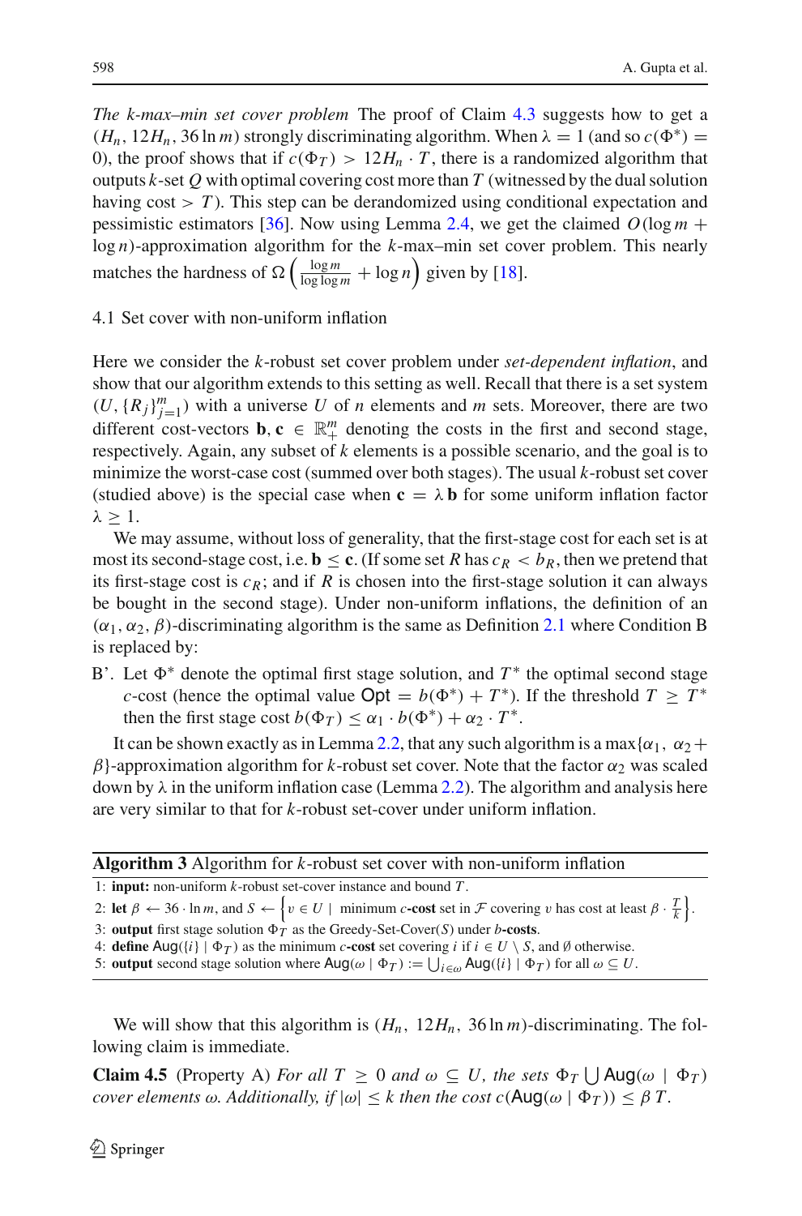*The k-max–min set cover problem* The proof of Claim 4.3 suggests how to get a $(H_n, 12H_n, 36\ln m)$ strongly discriminating algorithm. When $\lambda = 1$ (and so $c(\Phi^*) = 0$), the proof shows that if $c(\Phi_T) > 12H_n \cdot T$, there is a randomized algorithm that outputs $k$-set $Q$ with optimal covering cost more than $T$ (witnessed by the dual solution having cost $> T$). This step can be derandomized using conditional expectation and pessimistic estimators [36]. Now using Lemma 2.4, we get the claimed $O(\log m + \log n)$-approximation algorithm for the $k$-max–min set cover problem. This nearly matches the hardness of $\Omega\left(\frac{\log m}{\log\log m} + \log n\right)$ given by [18].

### 4.1 Set cover with non-uniform inflation

Here we consider the $k$-robust set cover problem under *set-dependent inflation*, and show that our algorithm extends to this setting as well. Recall that there is a set system $(U, \{R_j\}_{j=1}^m)$ with a universe $U$ of $n$ elements and $m$ sets. Moreover, there are two different cost-vectors $\mathbf{b}, \mathbf{c} \in \mathbb{R}_+^m$ denoting the costs in the first and second stage, respectively. Again, any subset of $k$ elements is a possible scenario, and the goal is to minimize the worst-case cost (summed over both stages). The usual $k$-robust set cover (studied above) is the special case when $\mathbf{c} = \lambda\, \mathbf{b}$ for some uniform inflation factor $\lambda \geq 1$.

We may assume, without loss of generality, that the first-stage cost for each set is at most its second-stage cost, i.e. $\mathbf{b} \leq \mathbf{c}$. (If some set $R$ has $c_R < b_R$, then we pretend that its first-stage cost is $c_R$; and if $R$ is chosen into the first-stage solution it can always be bought in the second stage). Under non-uniform inflations, the definition of an $(\alpha_1, \alpha_2, \beta)$-discriminating algorithm is the same as Definition 2.1 where Condition B is replaced by:

- B'. Let $\Phi^*$ denote the optimal first stage solution, and $T^*$ the optimal second stage $c$-cost (hence the optimal value $\mathsf{Opt} = b(\Phi^*) + T^*$). If the threshold $T \geq T^*$ then the first stage cost $b(\Phi_T) \leq \alpha_1 \cdot b(\Phi^*) + \alpha_2 \cdot T^*$.

It can be shown exactly as in Lemma 2.2, that any such algorithm is a $\max\{\alpha_1,\ \alpha_2 + \beta\}$-approximation algorithm for $k$-robust set cover. Note that the factor $\alpha_2$ was scaled down by $\lambda$ in the uniform inflation case (Lemma 2.2). The algorithm and analysis here are very similar to that for $k$-robust set-cover under uniform inflation.

**Algorithm 3** Algorithm for $k$-robust set cover with non-uniform inflation

1: **input:** non-uniform $k$-robust set-cover instance and bound $T$.
2: **let** $\beta \leftarrow 36 \cdot \ln m$, and $S \leftarrow \left\{v \in U \mid \text{ minimum } c\textbf{-cost} \text{ set in } \mathcal{F} \text{ covering } v \text{ has cost at least } \beta \cdot \frac{T}{k}\right\}$.
3: **output** first stage solution $\Phi_T$ as the Greedy-Set-Cover($S$) under $b$**-costs**.
4: **define** $\mathsf{Aug}(\{i\} \mid \Phi_T)$ as the minimum $c$**-cost** set covering $i$ if $i \in U \setminus S$, and $\emptyset$ otherwise.
5: **output** second stage solution where $\mathsf{Aug}(\omega \mid \Phi_T) := \bigcup_{i\in\omega} \mathsf{Aug}(\{i\} \mid \Phi_T)$ for all $\omega \subseteq U$.

We will show that this algorithm is $(H_n,\ 12H_n,\ 36\ln m)$-discriminating. The following claim is immediate.

**Claim 4.5** (Property A) *For all $T \geq 0$ and $\omega \subseteq U$, the sets $\Phi_T \bigcup \mathsf{Aug}(\omega \mid \Phi_T)$ cover elements $\omega$. Additionally, if $|\omega| \leq k$ then the cost $c(\mathsf{Aug}(\omega \mid \Phi_T)) \leq \beta\, T$.*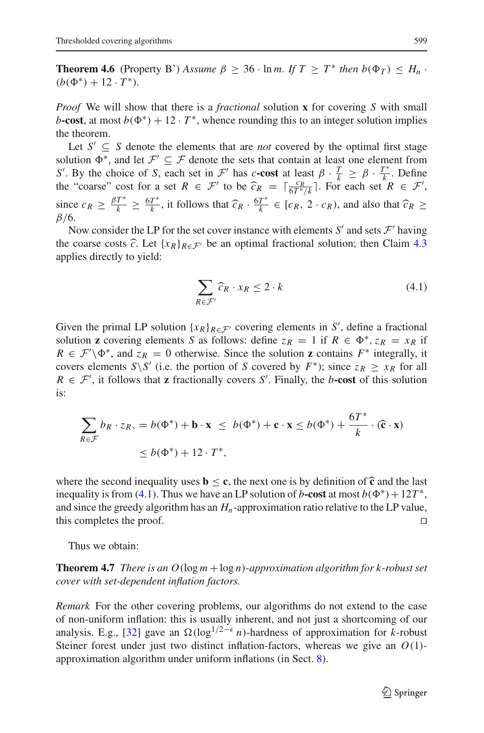**Theorem 4.6** (Property B′) *Assume $\beta \geq 36 \cdot \ln m$. If $T \geq T^*$ then $b(\Phi_T) \leq H_n \cdot (b(\Phi^*) + 12 \cdot T^*)$.*

*Proof* We will show that there is a *fractional* solution $\mathbf{x}$ for covering $S$ with small $b$-**cost**, at most $b(\Phi^*) + 12 \cdot T^*$, whence rounding this to an integer solution implies the theorem.

Let $S' \subseteq S$ denote the elements that are *not* covered by the optimal first stage solution $\Phi^*$, and let $\mathcal{F}' \subseteq \mathcal{F}$ denote the sets that contain at least one element from $S'$. By the choice of $S$, each set in $\mathcal{F}'$ has $c$-**cost** at least $\beta \cdot \frac{T}{k} \geq \beta \cdot \frac{T^*}{k}$. Define the "coarse" cost for a set $R \in \mathcal{F}'$ to be $\widehat{c}_R = \lceil \frac{c_R}{6T^*/k} \rceil$. For each set $R \in \mathcal{F}'$, since $c_R \geq \frac{\beta T^*}{k} \geq \frac{6T^*}{k}$, it follows that $\widehat{c}_R \cdot \frac{6T^*}{k} \in [c_R, 2 \cdot c_R)$, and also that $\widehat{c}_R \geq \beta/6$.

Now consider the LP for the set cover instance with elements $S'$ and sets $\mathcal{F}'$ having the coarse costs $\widehat{c}$. Let $\{x_R\}_{R \in \mathcal{F}'}$ be an optimal fractional solution; then Claim 4.3 applies directly to yield:

$$\sum_{R \in \mathcal{F}'} \widehat{c}_R \cdot x_R \leq 2 \cdot k \tag{4.1}$$

Given the primal LP solution $\{x_R\}_{R \in \mathcal{F}'}$ covering elements in $S'$, define a fractional solution $\mathbf{z}$ covering elements $S$ as follows: define $z_R = 1$ if $R \in \Phi^*$, $z_R = x_R$ if $R \in \mathcal{F}' \setminus \Phi^*$, and $z_R = 0$ otherwise. Since the solution $\mathbf{z}$ contains $F^*$ integrally, it covers elements $S \setminus S'$ (i.e. the portion of $S$ covered by $F^*$); since $z_R \geq x_R$ for all $R \in \mathcal{F}'$, it follows that $\mathbf{z}$ fractionally covers $S'$. Finally, the $b$-**cost** of this solution is:

$$\sum_{R \in \mathcal{F}} b_R \cdot z_R, = b(\Phi^*) + \mathbf{b} \cdot \mathbf{x} \;\leq\; b(\Phi^*) + \mathbf{c} \cdot \mathbf{x} \leq b(\Phi^*) + \frac{6T^*}{k} \cdot (\widehat{\mathbf{c}} \cdot \mathbf{x})$$
$$\leq b(\Phi^*) + 12 \cdot T^*,$$

where the second inequality uses $\mathbf{b} \leq \mathbf{c}$, the next one is by definition of $\widehat{\mathbf{c}}$ and the last inequality is from (4.1). Thus we have an LP solution of $b$-**cost** at most $b(\Phi^*) + 12T^*$, and since the greedy algorithm has an $H_n$-approximation ratio relative to the LP value, this completes the proof. □

Thus we obtain:

**Theorem 4.7** *There is an $O(\log m + \log n)$-approximation algorithm for $k$-robust set cover with set-dependent inflation factors.*

*Remark* For the other covering problems, our algorithms do not extend to the case of non-uniform inflation: this is usually inherent, and not just a shortcoming of our analysis. E.g., [32] gave an $\Omega(\log^{1/2-\epsilon} n)$-hardness of approximation for $k$-robust Steiner forest under just two distinct inflation-factors, whereas we give an $O(1)$-approximation algorithm under uniform inflations (in Sect. 8).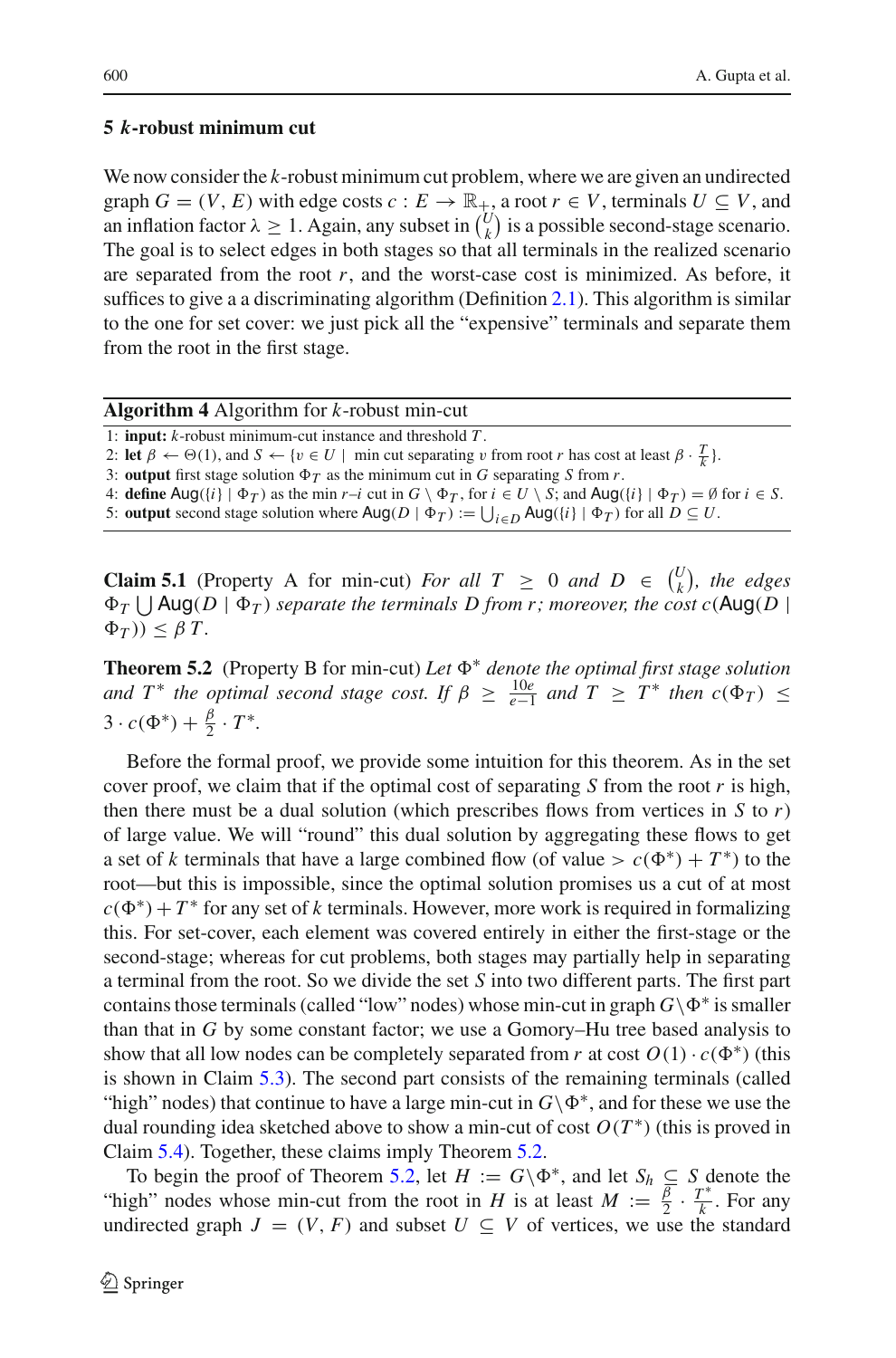## 5 $k$-robust minimum cut

We now consider the $k$-robust minimum cut problem, where we are given an undirected graph $G = (V, E)$ with edge costs $c : E \to \mathbb{R}_+$, a root $r \in V$, terminals $U \subseteq V$, and an inflation factor $\lambda \geq 1$. Again, any subset in $\binom{U}{k}$ is a possible second-stage scenario. The goal is to select edges in both stages so that all terminals in the realized scenario are separated from the root $r$, and the worst-case cost is minimized. As before, it suffices to give a a discriminating algorithm (Definition 2.1). This algorithm is similar to the one for set cover: we just pick all the "expensive" terminals and separate them from the root in the first stage.

**Algorithm 4** Algorithm for $k$-robust min-cut

1: **input:** $k$-robust minimum-cut instance and threshold $T$.
2: **let** $\beta \leftarrow \Theta(1)$, and $S \leftarrow \{v \in U \mid \text{ min cut separating } v \text{ from root } r \text{ has cost at least } \beta \cdot \frac{T}{k}\}$.
3: **output** first stage solution $\Phi_T$ as the minimum cut in $G$ separating $S$ from $r$.
4: **define** $\mathsf{Aug}(\{i\} \mid \Phi_T)$ as the min $r$–$i$ cut in $G \setminus \Phi_T$, for $i \in U \setminus S$; and $\mathsf{Aug}(\{i\} \mid \Phi_T) = \emptyset$ for $i \in S$.
5: **output** second stage solution where $\mathsf{Aug}(D \mid \Phi_T) := \bigcup_{i \in D} \mathsf{Aug}(\{i\} \mid \Phi_T)$ for all $D \subseteq U$.

**Claim 5.1** (Property A for min-cut) *For all $T \geq 0$ and $D \in \binom{U}{k}$, the edges $\Phi_T \bigcup \mathsf{Aug}(D \mid \Phi_T)$ separate the terminals $D$ from $r$; moreover, the cost $c(\mathsf{Aug}(D \mid \Phi_T)) \leq \beta T$.*

**Theorem 5.2** (Property B for min-cut) *Let $\Phi^*$ denote the optimal first stage solution and $T^*$ the optimal second stage cost. If $\beta \geq \frac{10e}{e-1}$ and $T \geq T^*$ then $c(\Phi_T) \leq 3 \cdot c(\Phi^*) + \frac{\beta}{2} \cdot T^*$.*

Before the formal proof, we provide some intuition for this theorem. As in the set cover proof, we claim that if the optimal cost of separating $S$ from the root $r$ is high, then there must be a dual solution (which prescribes flows from vertices in $S$ to $r$) of large value. We will "round" this dual solution by aggregating these flows to get a set of $k$ terminals that have a large combined flow (of value $> c(\Phi^*) + T^*$) to the root—but this is impossible, since the optimal solution promises us a cut of at most $c(\Phi^*) + T^*$ for any set of $k$ terminals. However, more work is required in formalizing this. For set-cover, each element was covered entirely in either the first-stage or the second-stage; whereas for cut problems, both stages may partially help in separating a terminal from the root. So we divide the set $S$ into two different parts. The first part contains those terminals (called "low" nodes) whose min-cut in graph $G \backslash \Phi^*$ is smaller than that in $G$ by some constant factor; we use a Gomory–Hu tree based analysis to show that all low nodes can be completely separated from $r$ at cost $O(1) \cdot c(\Phi^*)$ (this is shown in Claim 5.3). The second part consists of the remaining terminals (called "high" nodes) that continue to have a large min-cut in $G \backslash \Phi^*$, and for these we use the dual rounding idea sketched above to show a min-cut of cost $O(T^*)$ (this is proved in Claim 5.4). Together, these claims imply Theorem 5.2.

To begin the proof of Theorem 5.2, let $H := G \backslash \Phi^*$, and let $S_h \subseteq S$ denote the "high" nodes whose min-cut from the root in $H$ is at least $M := \frac{\beta}{2} \cdot \frac{T^*}{k}$. For any undirected graph $J = (V, F)$ and subset $U \subseteq V$ of vertices, we use the standard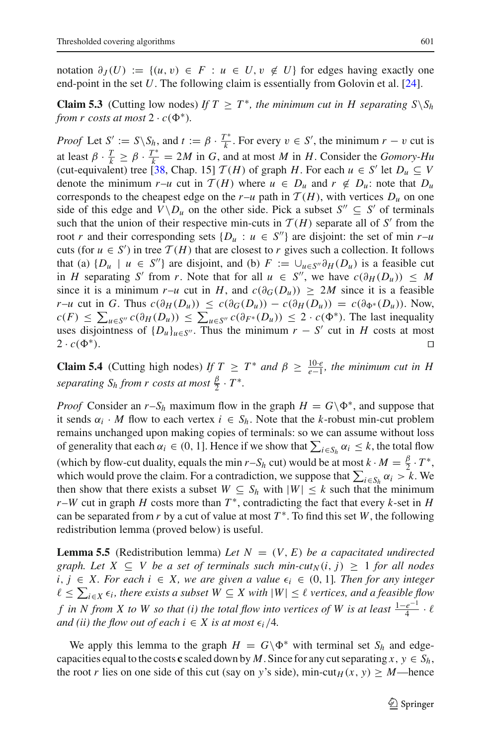notation $\partial_J(U) := \{(u, v) \in F : u \in U, v \notin U\}$ for edges having exactly one end-point in the set $U$. The following claim is essentially from Golovin et al. [24].

**Claim 5.3** (Cutting low nodes) *If $T \geq T^*$, the minimum cut in $H$ separating $S \backslash S_h$ from $r$ costs at most $2 \cdot c(\Phi^*)$.*

*Proof* Let $S' := S \backslash S_h$, and $t := \beta \cdot \frac{T^*}{k}$. For every $v \in S'$, the minimum $r - v$ cut is at least $\beta \cdot \frac{T}{k} \geq \beta \cdot \frac{T^*}{k} = 2M$ in $G$, and at most $M$ in $H$. Consider the *Gomory-Hu* (cut-equivalent) tree [38, Chap. 15] $\mathcal{T}(H)$ of graph $H$. For each $u \in S'$ let $D_u \subseteq V$ denote the minimum $r$–$u$ cut in $\mathcal{T}(H)$ where $u \in D_u$ and $r \notin D_u$: note that $D_u$ corresponds to the cheapest edge on the $r$–$u$ path in $\mathcal{T}(H)$, with vertices $D_u$ on one side of this edge and $V \backslash D_u$ on the other side. Pick a subset $S'' \subseteq S'$ of terminals such that the union of their respective min-cuts in $\mathcal{T}(H)$ separate all of $S'$ from the root $r$ and their corresponding sets $\{D_u : u \in S''\}$ are disjoint: the set of min $r$–$u$ cuts (for $u \in S'$) in tree $\mathcal{T}(H)$ that are closest to $r$ gives such a collection. It follows that (a) $\{D_u \mid u \in S''\}$ are disjoint, and (b) $F := \cup_{u \in S''} \partial_H(D_u)$ is a feasible cut in $H$ separating $S'$ from $r$. Note that for all $u \in S''$, we have $c(\partial_H(D_u)) \leq M$ since it is a minimum $r$–$u$ cut in $H$, and $c(\partial_G(D_u)) \geq 2M$ since it is a feasible $r$–$u$ cut in $G$. Thus $c(\partial_H(D_u)) \leq c(\partial_G(D_u)) - c(\partial_H(D_u)) = c(\partial_{\Phi^*}(D_u))$. Now, $c(F) \leq \sum_{u \in S''} c(\partial_H(D_u)) \leq \sum_{u \in S''} c(\partial_{F^*}(D_u)) \leq 2 \cdot c(\Phi^*)$. The last inequality uses disjointness of $\{D_u\}_{u \in S''}$. Thus the minimum $r - S'$ cut in $H$ costs at most $2 \cdot c(\Phi^*)$. ◻

**Claim 5.4** (Cutting high nodes) *If $T \geq T^*$ and $\beta \geq \frac{10 \cdot e}{e-1}$, the minimum cut in $H$ separating $S_h$ from $r$ costs at most $\frac{\beta}{2} \cdot T^*$.*

*Proof* Consider an $r$–$S_h$ maximum flow in the graph $H = G \backslash \Phi^*$, and suppose that it sends $\alpha_i \cdot M$ flow to each vertex $i \in S_h$. Note that the $k$-robust min-cut problem remains unchanged upon making copies of terminals: so we can assume without loss of generality that each $\alpha_i \in (0, 1]$. Hence if we show that $\sum_{i \in S_h} \alpha_i \leq k$, the total flow (which by flow-cut duality, equals the min $r$–$S_h$ cut) would be at most $k \cdot M = \frac{\beta}{2} \cdot T^*$, which would prove the claim. For a contradiction, we suppose that $\sum_{i \in S_h} \alpha_i > k$. We then show that there exists a subset $W \subseteq S_h$ with $|W| \leq k$ such that the minimum $r$–$W$ cut in graph $H$ costs more than $T^*$, contradicting the fact that every $k$-set in $H$ can be separated from $r$ by a cut of value at most $T^*$. To find this set $W$, the following redistribution lemma (proved below) is useful.

**Lemma 5.5** (Redistribution lemma) *Let $N = (V, E)$ be a capacitated undirected graph. Let $X \subseteq V$ be a set of terminals such that min-cut$_N(i, j) \geq 1$ for all nodes $i, j \in X$. For each $i \in X$, we are given a value $\epsilon_i \in (0, 1]$. Then for any integer $\ell \leq \sum_{i \in X} \epsilon_i$, there exists a subset $W \subseteq X$ with $|W| \leq \ell$ vertices, and a feasible flow $f$ in $N$ from $X$ to $W$ so that (i) the total flow into vertices of $W$ is at least $\frac{1-e^{-1}}{4} \cdot \ell$ and (ii) the flow out of each $i \in X$ is at most $\epsilon_i/4$.*

We apply this lemma to the graph $H = G \backslash \Phi^*$ with terminal set $S_h$ and edge-capacities equal to the costs $\mathbf{c}$ scaled down by $M$. Since for any cut separating $x, y \in S_h$, the root $r$ lies on one side of this cut (say on $y$'s side), min-cut$_H(x, y) \geq M$—hence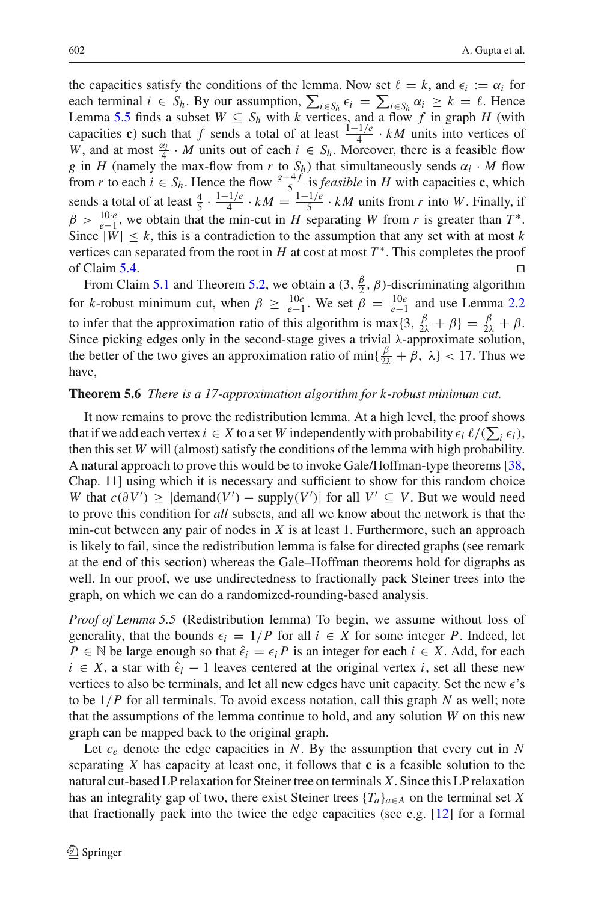the capacities satisfy the conditions of the lemma. Now set $\ell = k$, and $\epsilon_i := \alpha_i$ for each terminal $i \in S_h$. By our assumption, $\sum_{i \in S_h} \epsilon_i = \sum_{i \in S_h} \alpha_i \geq k = \ell$. Hence Lemma 5.5 finds a subset $W \subseteq S_h$ with $k$ vertices, and a flow $f$ in graph $H$ (with capacities $\mathbf{c}$) such that $f$ sends a total of at least $\frac{1-1/e}{4} \cdot kM$ units into vertices of $W$, and at most $\frac{\alpha_i}{4} \cdot M$ units out of each $i \in S_h$. Moreover, there is a feasible flow $g$ in $H$ (namely the max-flow from $r$ to $S_h$) that simultaneously sends $\alpha_i \cdot M$ flow from $r$ to each $i \in S_h$. Hence the flow $\frac{g+4f}{5}$ is *feasible* in $H$ with capacities $\mathbf{c}$, which sends a total of at least $\frac{4}{5} \cdot \frac{1-1/e}{4} \cdot kM = \frac{1-1/e}{5} \cdot kM$ units from $r$ into $W$. Finally, if $\beta > \frac{10 \cdot e}{e-1}$, we obtain that the min-cut in $H$ separating $W$ from $r$ is greater than $T^*$. Since $|W| \leq k$, this is a contradiction to the assumption that any set with at most $k$ vertices can separated from the root in $H$ at cost at most $T^*$. This completes the proof of Claim 5.4. □

From Claim 5.1 and Theorem 5.2, we obtain a $(3, \frac{\beta}{2}, \beta)$-discriminating algorithm for $k$-robust minimum cut, when $\beta \geq \frac{10e}{e-1}$. We set $\beta = \frac{10e}{e-1}$ and use Lemma 2.2 to infer that the approximation ratio of this algorithm is $\max\{3, \frac{\beta}{2\lambda} + \beta\} = \frac{\beta}{2\lambda} + \beta$. Since picking edges only in the second-stage gives a trivial $\lambda$-approximate solution, the better of the two gives an approximation ratio of $\min\{\frac{\beta}{2\lambda} + \beta, \ \lambda\} < 17$. Thus we have,

**Theorem 5.6** *There is a 17-approximation algorithm for k-robust minimum cut.*

It now remains to prove the redistribution lemma. At a high level, the proof shows that if we add each vertex $i \in X$ to a set $W$ independently with probability $\epsilon_i \, \ell / (\sum_i \epsilon_i)$, then this set $W$ will (almost) satisfy the conditions of the lemma with high probability. A natural approach to prove this would be to invoke Gale/Hoffman-type theorems [38, Chap. 11] using which it is necessary and sufficient to show for this random choice $W$ that $c(\partial V') \geq |\text{demand}(V') - \text{supply}(V')|$ for all $V' \subseteq V$. But we would need to prove this condition for *all* subsets, and all we know about the network is that the min-cut between any pair of nodes in $X$ is at least 1. Furthermore, such an approach is likely to fail, since the redistribution lemma is false for directed graphs (see remark at the end of this section) whereas the Gale–Hoffman theorems hold for digraphs as well. In our proof, we use undirectedness to fractionally pack Steiner trees into the graph, on which we can do a randomized-rounding-based analysis.

*Proof of Lemma 5.5* (Redistribution lemma) To begin, we assume without loss of generality, that the bounds $\epsilon_i = 1/P$ for all $i \in X$ for some integer $P$. Indeed, let $P \in \mathbb{N}$ be large enough so that $\hat{\epsilon}_i = \epsilon_i P$ is an integer for each $i \in X$. Add, for each $i \in X$, a star with $\hat{\epsilon}_i - 1$ leaves centered at the original vertex $i$, set all these new vertices to also be terminals, and let all new edges have unit capacity. Set the new $\epsilon$'s to be $1/P$ for all terminals. To avoid excess notation, call this graph $N$ as well; note that the assumptions of the lemma continue to hold, and any solution $W$ on this new graph can be mapped back to the original graph.

Let $c_e$ denote the edge capacities in $N$. By the assumption that every cut in $N$ separating $X$ has capacity at least one, it follows that $\mathbf{c}$ is a feasible solution to the natural cut-based LP relaxation for Steiner tree on terminals $X$. Since this LP relaxation has an integrality gap of two, there exist Steiner trees $\{T_a\}_{a \in A}$ on the terminal set $X$ that fractionally pack into the twice the edge capacities (see e.g. [12] for a formal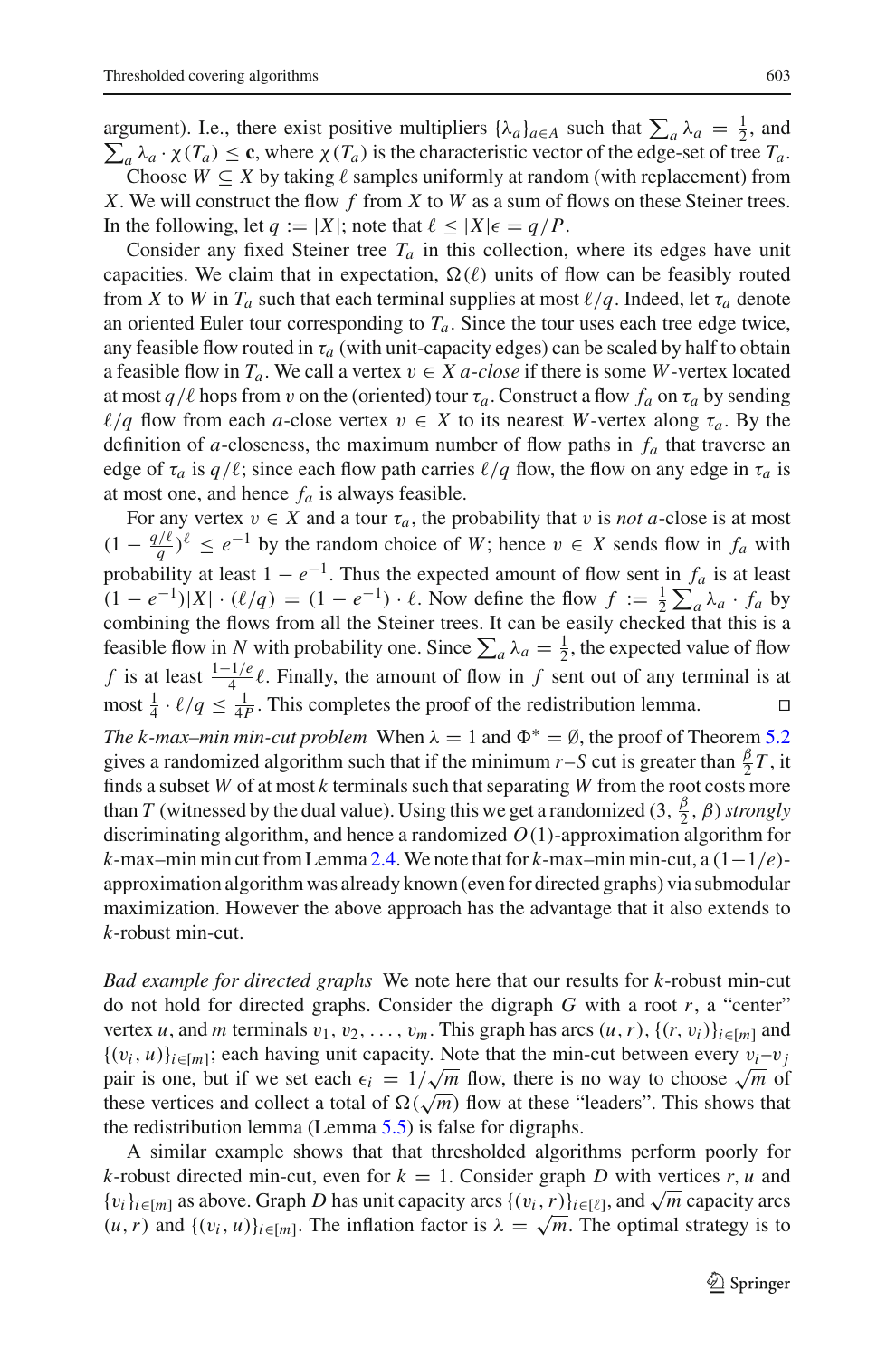argument). I.e., there exist positive multipliers $\{\lambda_a\}_{a\in A}$ such that $\sum_a \lambda_a = \frac{1}{2}$, and $\sum_a \lambda_a \cdot \chi(T_a) \leq \mathbf{c}$, where $\chi(T_a)$ is the characteristic vector of the edge-set of tree $T_a$.

Choose $W \subseteq X$ by taking $\ell$ samples uniformly at random (with replacement) from $X$. We will construct the flow $f$ from $X$ to $W$ as a sum of flows on these Steiner trees. In the following, let $q := |X|$; note that $\ell \leq |X|\epsilon = q/P$.

Consider any fixed Steiner tree $T_a$ in this collection, where its edges have unit capacities. We claim that in expectation, $\Omega(\ell)$ units of flow can be feasibly routed from $X$ to $W$ in $T_a$ such that each terminal supplies at most $\ell/q$. Indeed, let $\tau_a$ denote an oriented Euler tour corresponding to $T_a$. Since the tour uses each tree edge twice, any feasible flow routed in $\tau_a$ (with unit-capacity edges) can be scaled by half to obtain a feasible flow in $T_a$. We call a vertex $v \in X$ *a-close* if there is some $W$-vertex located at most $q/\ell$ hops from $v$ on the (oriented) tour $\tau_a$. Construct a flow $f_a$ on $\tau_a$ by sending $\ell/q$ flow from each $a$-close vertex $v \in X$ to its nearest $W$-vertex along $\tau_a$. By the definition of $a$-closeness, the maximum number of flow paths in $f_a$ that traverse an edge of $\tau_a$ is $q/\ell$; since each flow path carries $\ell/q$ flow, the flow on any edge in $\tau_a$ is at most one, and hence $f_a$ is always feasible.

For any vertex $v \in X$ and a tour $\tau_a$, the probability that $v$ is *not* $a$-close is at most $(1 - \frac{q/\ell}{q})^\ell \leq e^{-1}$ by the random choice of $W$; hence $v \in X$ sends flow in $f_a$ with probability at least $1 - e^{-1}$. Thus the expected amount of flow sent in $f_a$ is at least $(1 - e^{-1})|X| \cdot (\ell/q) = (1 - e^{-1}) \cdot \ell$. Now define the flow $f := \frac{1}{2}\sum_a \lambda_a \cdot f_a$ by combining the flows from all the Steiner trees. It can be easily checked that this is a feasible flow in $N$ with probability one. Since $\sum_a \lambda_a = \frac{1}{2}$, the expected value of flow $f$ is at least $\frac{1-1/e}{4}\ell$. Finally, the amount of flow in $f$ sent out of any terminal is at most $\frac{1}{4} \cdot \ell/q \leq \frac{1}{4P}$. This completes the proof of the redistribution lemma. □

*The k-max–min min-cut problem* When $\lambda = 1$ and $\Phi^* = \emptyset$, the proof of Theorem 5.2 gives a randomized algorithm such that if the minimum $r$–$S$ cut is greater than $\frac{\beta}{2}T$, it finds a subset $W$ of at most $k$ terminals such that separating $W$ from the root costs more than $T$ (witnessed by the dual value). Using this we get a randomized $(3, \frac{\beta}{2}, \beta)$ *strongly* discriminating algorithm, and hence a randomized $O(1)$-approximation algorithm for $k$-max–min min cut from Lemma 2.4. We note that for $k$-max–min min-cut, a $(1-1/e)$-approximation algorithm was already known (even for directed graphs) via submodular maximization. However the above approach has the advantage that it also extends to $k$-robust min-cut.

*Bad example for directed graphs* We note here that our results for $k$-robust min-cut do not hold for directed graphs. Consider the digraph $G$ with a root $r$, a "center" vertex $u$, and $m$ terminals $v_1, v_2, \ldots, v_m$. This graph has arcs $(u, r)$, $\{(r, v_i)\}_{i\in[m]}$ and $\{(v_i, u)\}_{i\in[m]}$; each having unit capacity. Note that the min-cut between every $v_i$–$v_j$ pair is one, but if we set each $\epsilon_i = 1/\sqrt{m}$ flow, there is no way to choose $\sqrt{m}$ of these vertices and collect a total of $\Omega(\sqrt{m})$ flow at these "leaders". This shows that the redistribution lemma (Lemma 5.5) is false for digraphs.

A similar example shows that that thresholded algorithms perform poorly for $k$-robust directed min-cut, even for $k = 1$. Consider graph $D$ with vertices $r, u$ and $\{v_i\}_{i\in[m]}$ as above. Graph $D$ has unit capacity arcs $\{(v_i, r)\}_{i\in[\ell]}$, and $\sqrt{m}$ capacity arcs $(u, r)$ and $\{(v_i, u)\}_{i\in[m]}$. The inflation factor is $\lambda = \sqrt{m}$. The optimal strategy is to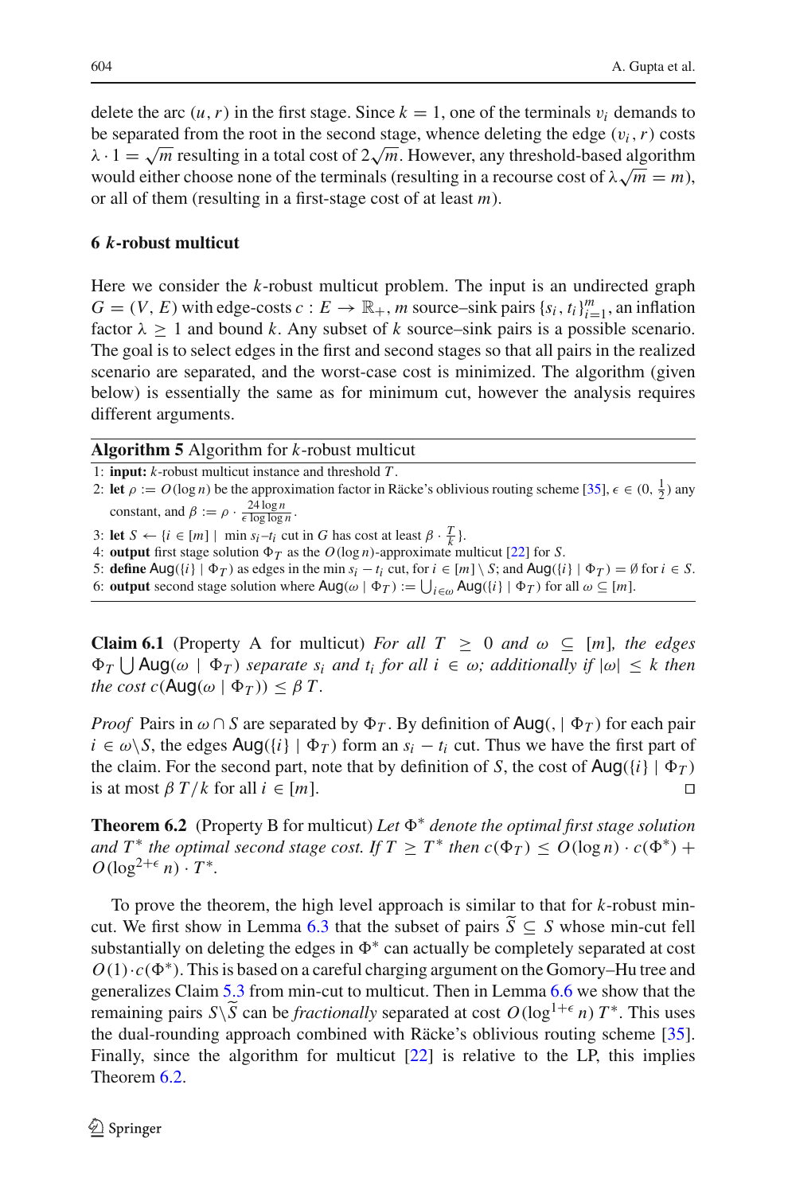delete the arc $(u, r)$ in the first stage. Since $k = 1$, one of the terminals $v_i$ demands to be separated from the root in the second stage, whence deleting the edge $(v_i, r)$ costs $\lambda \cdot 1 = \sqrt{m}$ resulting in a total cost of $2\sqrt{m}$. However, any threshold-based algorithm would either choose none of the terminals (resulting in a recourse cost of $\lambda\sqrt{m} = m$), or all of them (resulting in a first-stage cost of at least $m$).

## 6 $k$-robust multicut

Here we consider the $k$-robust multicut problem. The input is an undirected graph $G = (V, E)$ with edge-costs $c : E \to \mathbb{R}_+$, $m$ source–sink pairs $\{s_i, t_i\}_{i=1}^m$, an inflation factor $\lambda \geq 1$ and bound $k$. Any subset of $k$ source–sink pairs is a possible scenario. The goal is to select edges in the first and second stages so that all pairs in the realized scenario are separated, and the worst-case cost is minimized. The algorithm (given below) is essentially the same as for minimum cut, however the analysis requires different arguments.

**Algorithm 5** Algorithm for $k$-robust multicut

1: **input:** $k$-robust multicut instance and threshold $T$.
2: **let** $\rho := O(\log n)$ be the approximation factor in Räcke's oblivious routing scheme [35], $\epsilon \in (0, \frac{1}{2})$ any constant, and $\beta := \rho \cdot \frac{24 \log n}{\epsilon \log \log n}$.
3: **let** $S \leftarrow \{i \in [m] \mid \text{ min } s_i\text{–}t_i \text{ cut in } G \text{ has cost at least } \beta \cdot \frac{T}{k}\}$.
4: **output** first stage solution $\Phi_T$ as the $O(\log n)$-approximate multicut [22] for $S$.
5: **define** $\mathsf{Aug}(\{i\} \mid \Phi_T)$ as edges in the min $s_i - t_i$ cut, for $i \in [m] \setminus S$; and $\mathsf{Aug}(\{i\} \mid \Phi_T) = \emptyset$ for $i \in S$.
6: **output** second stage solution where $\mathsf{Aug}(\omega \mid \Phi_T) := \bigcup_{i \in \omega} \mathsf{Aug}(\{i\} \mid \Phi_T)$ for all $\omega \subseteq [m]$.

**Claim 6.1** (Property A for multicut) *For all $T \geq 0$ and $\omega \subseteq [m]$, the edges $\Phi_T \bigcup \mathsf{Aug}(\omega \mid \Phi_T)$ separate $s_i$ and $t_i$ for all $i \in \omega$; additionally if $|\omega| \leq k$ then the cost $c(\mathsf{Aug}(\omega \mid \Phi_T)) \leq \beta T$.*

*Proof* Pairs in $\omega \cap S$ are separated by $\Phi_T$. By definition of $\mathsf{Aug}(, \mid \Phi_T)$ for each pair $i \in \omega \backslash S$, the edges $\mathsf{Aug}(\{i\} \mid \Phi_T)$ form an $s_i - t_i$ cut. Thus we have the first part of the claim. For the second part, note that by definition of $S$, the cost of $\mathsf{Aug}(\{i\} \mid \Phi_T)$ is at most $\beta T/k$ for all $i \in [m]$. □

**Theorem 6.2** (Property B for multicut) *Let $\Phi^*$ denote the optimal first stage solution and $T^*$ the optimal second stage cost. If $T \geq T^*$ then $c(\Phi_T) \leq O(\log n) \cdot c(\Phi^*) + O(\log^{2+\epsilon} n) \cdot T^*$.*

To prove the theorem, the high level approach is similar to that for $k$-robust min-cut. We first show in Lemma 6.3 that the subset of pairs $\widetilde{S} \subseteq S$ whose min-cut fell substantially on deleting the edges in $\Phi^*$ can actually be completely separated at cost $O(1) \cdot c(\Phi^*)$. This is based on a careful charging argument on the Gomory–Hu tree and generalizes Claim 5.3 from min-cut to multicut. Then in Lemma 6.6 we show that the remaining pairs $S \backslash \widetilde{S}$ can be *fractionally* separated at cost $O(\log^{1+\epsilon} n)\, T^*$. This uses the dual-rounding approach combined with Räcke's oblivious routing scheme [35]. Finally, since the algorithm for multicut [22] is relative to the LP, this implies Theorem 6.2.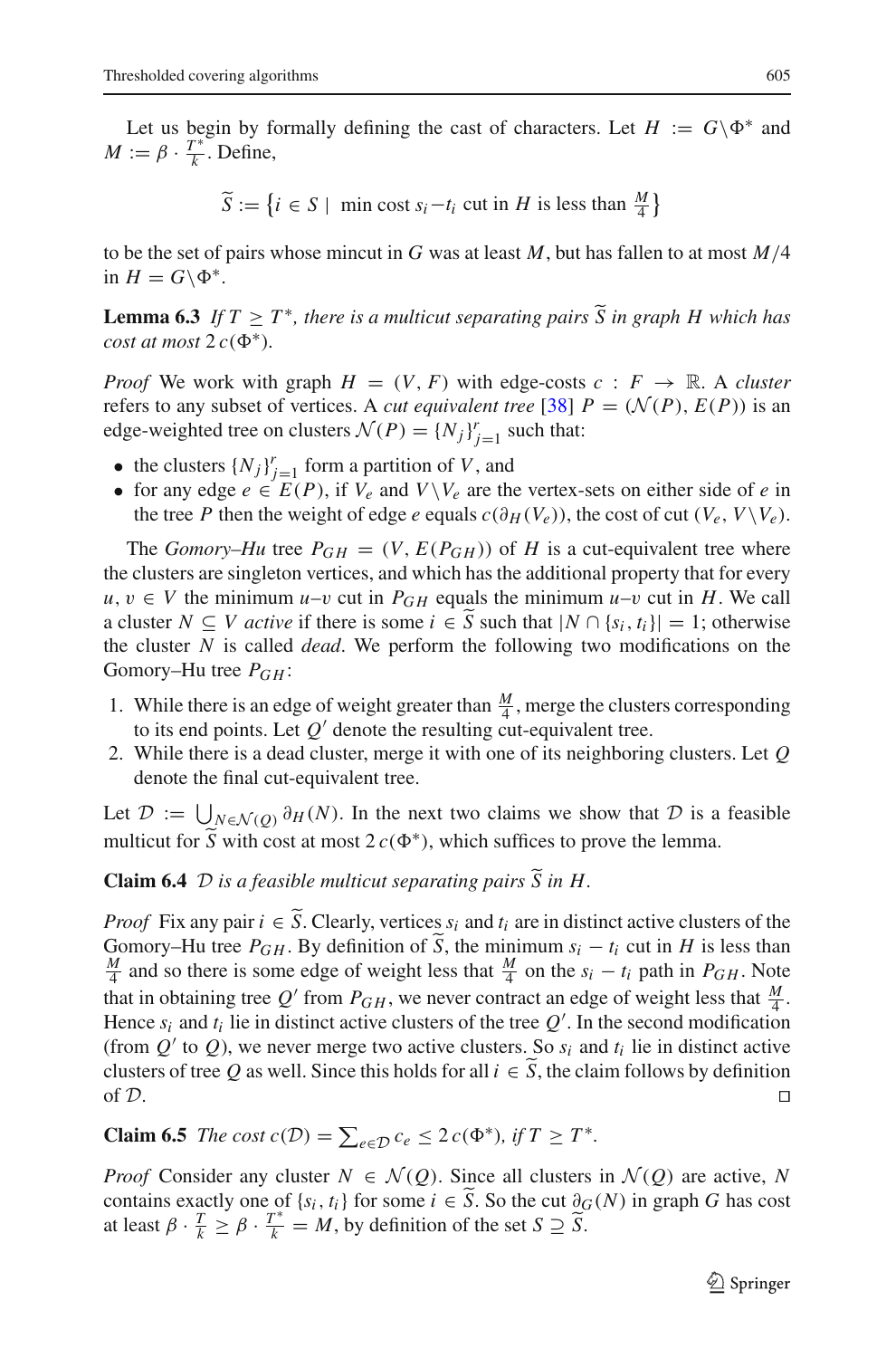Let us begin by formally defining the cast of characters. Let $H := G \backslash \Phi^*$ and $M := \beta \cdot \frac{T^*}{k}$. Define,

$$\widetilde{S} := \left\{ i \in S \mid \text{ min cost } s_i - t_i \text{ cut in } H \text{ is less than } \frac{M}{4} \right\}$$

to be the set of pairs whose mincut in $G$ was at least $M$, but has fallen to at most $M/4$ in $H = G \backslash \Phi^*$.

**Lemma 6.3** *If $T \geq T^*$, there is a multicut separating pairs $\widetilde{S}$ in graph $H$ which has cost at most $2\,c(\Phi^*)$.*

*Proof* We work with graph $H = (V, F)$ with edge-costs $c : F \to \mathbb{R}$. A *cluster* refers to any subset of vertices. A *cut equivalent tree* [38] $P = (\mathcal{N}(P), E(P))$ is an edge-weighted tree on clusters $\mathcal{N}(P) = \{N_j\}_{j=1}^r$ such that:

- the clusters $\{N_j\}_{j=1}^r$ form a partition of $V$, and
- for any edge $e \in E(P)$, if $V_e$ and $V \backslash V_e$ are the vertex-sets on either side of $e$ in the tree $P$ then the weight of edge $e$ equals $c(\partial_H(V_e))$, the cost of cut $(V_e, V \backslash V_e)$.

The *Gomory–Hu* tree $P_{GH} = (V, E(P_{GH}))$ of $H$ is a cut-equivalent tree where the clusters are singleton vertices, and which has the additional property that for every $u, v \in V$ the minimum $u$–$v$ cut in $P_{GH}$ equals the minimum $u$–$v$ cut in $H$. We call a cluster $N \subseteq V$ *active* if there is some $i \in \widetilde{S}$ such that $|N \cap \{s_i, t_i\}| = 1$; otherwise the cluster $N$ is called *dead*. We perform the following two modifications on the Gomory–Hu tree $P_{GH}$:

1. While there is an edge of weight greater than $\frac{M}{4}$, merge the clusters corresponding to its end points. Let $Q'$ denote the resulting cut-equivalent tree.
2. While there is a dead cluster, merge it with one of its neighboring clusters. Let $Q$ denote the final cut-equivalent tree.

Let $\mathcal{D} := \bigcup_{N \in \mathcal{N}(Q)} \partial_H(N)$. In the next two claims we show that $\mathcal{D}$ is a feasible multicut for $\widetilde{S}$ with cost at most $2\,c(\Phi^*)$, which suffices to prove the lemma.

**Claim 6.4** *$\mathcal{D}$ is a feasible multicut separating pairs $\widetilde{S}$ in $H$.*

*Proof* Fix any pair $i \in \widetilde{S}$. Clearly, vertices $s_i$ and $t_i$ are in distinct active clusters of the Gomory–Hu tree $P_{GH}$. By definition of $\widetilde{S}$, the minimum $s_i - t_i$ cut in $H$ is less than $\frac{M}{4}$ and so there is some edge of weight less that $\frac{M}{4}$ on the $s_i - t_i$ path in $P_{GH}$. Note that in obtaining tree $Q'$ from $P_{GH}$, we never contract an edge of weight less that $\frac{M}{4}$. Hence $s_i$ and $t_i$ lie in distinct active clusters of the tree $Q'$. In the second modification (from $Q'$ to $Q$), we never merge two active clusters. So $s_i$ and $t_i$ lie in distinct active clusters of tree $Q$ as well. Since this holds for all $i \in \widetilde{S}$, the claim follows by definition of $\mathcal{D}$. ◻

**Claim 6.5** *The cost $c(\mathcal{D}) = \sum_{e \in \mathcal{D}} c_e \leq 2\,c(\Phi^*)$, if $T \geq T^*$.*

*Proof* Consider any cluster $N \in \mathcal{N}(Q)$. Since all clusters in $\mathcal{N}(Q)$ are active, $N$ contains exactly one of $\{s_i, t_i\}$ for some $i \in \widetilde{S}$. So the cut $\partial_G(N)$ in graph $G$ has cost at least $\beta \cdot \frac{T}{k} \geq \beta \cdot \frac{T^*}{k} = M$, by definition of the set $S \supseteq \widetilde{S}$.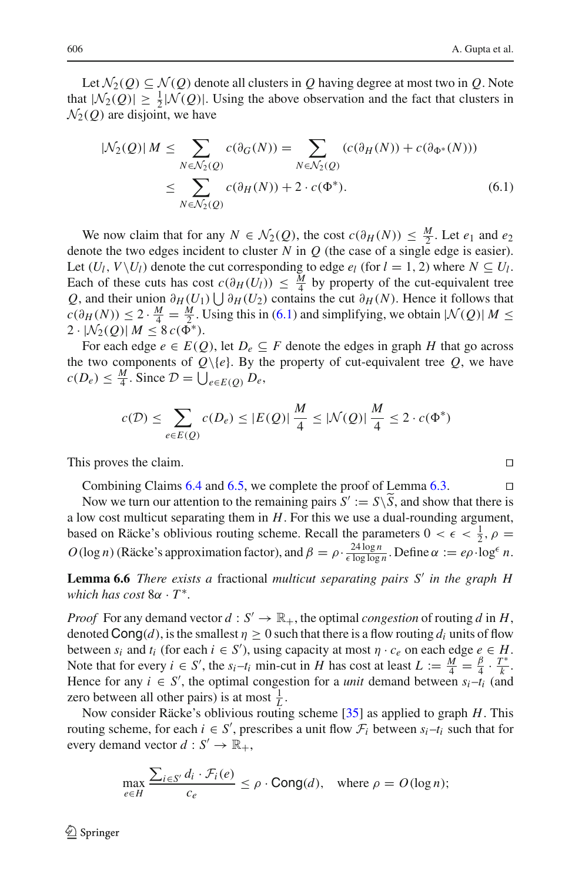Let $\mathcal{N}_2(Q) \subseteq \mathcal{N}(Q)$ denote all clusters in $Q$ having degree at most two in $Q$. Note that $|\mathcal{N}_2(Q)| \geq \frac{1}{2}|\mathcal{N}(Q)|$. Using the above observation and the fact that clusters in $\mathcal{N}_2(Q)$ are disjoint, we have

$$
\begin{aligned}
|\mathcal{N}_2(Q)|\, M &\leq \sum_{N \in \mathcal{N}_2(Q)} c(\partial_G(N)) = \sum_{N \in \mathcal{N}_2(Q)} \left(c(\partial_H(N)) + c(\partial_{\Phi^*}(N))\right) \\
&\leq \sum_{N \in \mathcal{N}_2(Q)} c(\partial_H(N)) + 2 \cdot c(\Phi^*). \qquad (6.1)
\end{aligned}
$$

We now claim that for any $N \in \mathcal{N}_2(Q)$, the cost $c(\partial_H(N)) \leq \frac{M}{2}$. Let $e_1$ and $e_2$ denote the two edges incident to cluster $N$ in $Q$ (the case of a single edge is easier). Let $(U_l, V \backslash U_l)$ denote the cut corresponding to edge $e_l$ (for $l = 1, 2$) where $N \subseteq U_l$. Each of these cuts has cost $c(\partial_H(U_l)) \leq \frac{M}{4}$ by property of the cut-equivalent tree $Q$, and their union $\partial_H(U_1) \bigcup \partial_H(U_2)$ contains the cut $\partial_H(N)$. Hence it follows that $c(\partial_H(N)) \leq 2 \cdot \frac{M}{4} = \frac{M}{2}$. Using this in (6.1) and simplifying, we obtain $|\mathcal{N}(Q)|\, M \leq 2 \cdot |\mathcal{N}_2(Q)|\, M \leq 8\, c(\Phi^*)$.

For each edge $e \in E(Q)$, let $D_e \subseteq F$ denote the edges in graph $H$ that go across the two components of $Q \backslash \{e\}$. By the property of cut-equivalent tree $Q$, we have $c(D_e) \leq \frac{M}{4}$. Since $\mathcal{D} = \bigcup_{e \in E(Q)} D_e$,

$$
c(\mathcal{D}) \leq \sum_{e \in E(Q)} c(D_e) \leq |E(Q)|\, \frac{M}{4} \leq |\mathcal{N}(Q)|\, \frac{M}{4} \leq 2 \cdot c(\Phi^*)
$$

This proves the claim. ◻

Combining Claims 6.4 and 6.5, we complete the proof of Lemma 6.3. ◻

Now we turn our attention to the remaining pairs $S' := S \backslash \widetilde{S}$, and show that there is a low cost multicut separating them in $H$. For this we use a dual-rounding argument, based on Räcke's oblivious routing scheme. Recall the parameters $0 < \epsilon < \frac{1}{2}$, $\rho = O(\log n)$ (Räcke's approximation factor), and $\beta = \rho \cdot \frac{24 \log n}{\epsilon \log \log n}$. Define $\alpha := e\rho \cdot \log^{\epsilon} n$.

**Lemma 6.6** *There exists a* fractional *multicut separating pairs $S'$ in the graph $H$ which has cost* $8\alpha \cdot T^*$.

*Proof* For any demand vector $d : S' \to \mathbb{R}_+$, the optimal *congestion* of routing $d$ in $H$, denoted $\mathsf{Cong}(d)$, is the smallest $\eta \geq 0$ such that there is a flow routing $d_i$ units of flow between $s_i$ and $t_i$ (for each $i \in S'$), using capacity at most $\eta \cdot c_e$ on each edge $e \in H$. Note that for every $i \in S'$, the $s_i$–$t_i$ min-cut in $H$ has cost at least $L := \frac{M}{4} = \frac{\beta}{4} \cdot \frac{T^*}{k}$. Hence for any $i \in S'$, the optimal congestion for a *unit* demand between $s_i$–$t_i$ (and zero between all other pairs) is at most $\frac{1}{L}$.

Now consider Räcke's oblivious routing scheme [35] as applied to graph $H$. This routing scheme, for each $i \in S'$, prescribes a unit flow $\mathcal{F}_i$ between $s_i$–$t_i$ such that for every demand vector $d : S' \to \mathbb{R}_+$,

$$
\max_{e \in H} \frac{\sum_{i \in S'} d_i \cdot \mathcal{F}_i(e)}{c_e} \leq \rho \cdot \mathsf{Cong}(d), \quad \text{where } \rho = O(\log n);
$$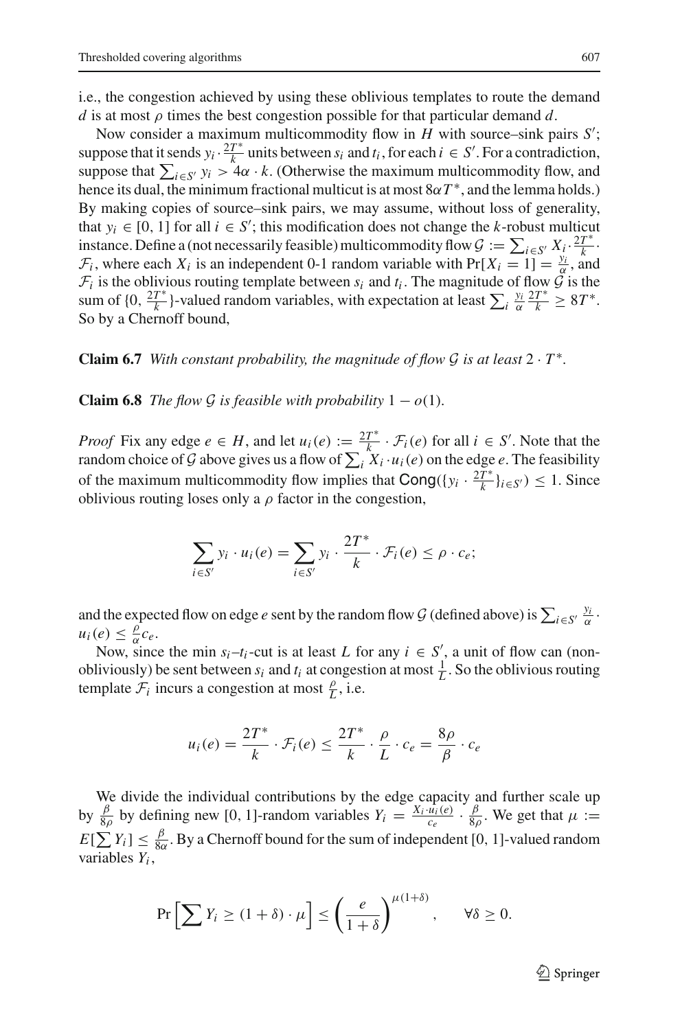i.e., the congestion achieved by using these oblivious templates to route the demand $d$ is at most $\rho$ times the best congestion possible for that particular demand $d$.

Now consider a maximum multicommodity flow in $H$ with source–sink pairs $S'$; suppose that it sends $y_i \cdot \frac{2T^*}{k}$ units between $s_i$ and $t_i$, for each $i \in S'$. For a contradiction, suppose that $\sum_{i \in S'} y_i > 4\alpha \cdot k$. (Otherwise the maximum multicommodity flow, and hence its dual, the minimum fractional multicut is at most $8\alpha T^*$, and the lemma holds.) By making copies of source–sink pairs, we may assume, without loss of generality, that $y_i \in [0, 1]$ for all $i \in S'$; this modification does not change the $k$-robust multicut instance. Define a (not necessarily feasible) multicommodity flow $\mathcal{G} := \sum_{i \in S'} X_i \cdot \frac{2T^*}{k} \cdot \mathcal{F}_i$, where each $X_i$ is an independent 0-1 random variable with $\Pr[X_i = 1] = \frac{y_i}{\alpha}$, and $\mathcal{F}_i$ is the oblivious routing template between $s_i$ and $t_i$. The magnitude of flow $\mathcal{G}$ is the sum of $\{0, \frac{2T^*}{k}\}$-valued random variables, with expectation at least $\sum_i \frac{y_i}{\alpha} \frac{2T^*}{k} \geq 8T^*$. So by a Chernoff bound,

**Claim 6.7** *With constant probability, the magnitude of flow $\mathcal{G}$ is at least $2 \cdot T^*$.*

**Claim 6.8** *The flow $\mathcal{G}$ is feasible with probability $1 - o(1)$.*

*Proof* Fix any edge $e \in H$, and let $u_i(e) := \frac{2T^*}{k} \cdot \mathcal{F}_i(e)$ for all $i \in S'$. Note that the random choice of $\mathcal{G}$ above gives us a flow of $\sum_i X_i \cdot u_i(e)$ on the edge $e$. The feasibility of the maximum multicommodity flow implies that $\mathsf{Cong}(\{y_i \cdot \frac{2T^*}{k}\}_{i \in S'}) \leq 1$. Since oblivious routing loses only a $\rho$ factor in the congestion,

$$\sum_{i \in S'} y_i \cdot u_i(e) = \sum_{i \in S'} y_i \cdot \frac{2T^*}{k} \cdot \mathcal{F}_i(e) \leq \rho \cdot c_e;$$

and the expected flow on edge $e$ sent by the random flow $\mathcal{G}$ (defined above) is $\sum_{i \in S'} \frac{y_i}{\alpha} \cdot u_i(e) \leq \frac{\rho}{\alpha} c_e$.

Now, since the min $s_i$–$t_i$-cut is at least $L$ for any $i \in S'$, a unit of flow can (non-obliviously) be sent between $s_i$ and $t_i$ at congestion at most $\frac{1}{L}$. So the oblivious routing template $\mathcal{F}_i$ incurs a congestion at most $\frac{\rho}{L}$, i.e.

$$u_i(e) = \frac{2T^*}{k} \cdot \mathcal{F}_i(e) \leq \frac{2T^*}{k} \cdot \frac{\rho}{L} \cdot c_e = \frac{8\rho}{\beta} \cdot c_e$$

We divide the individual contributions by the edge capacity and further scale up by $\frac{\beta}{8\rho}$ by defining new $[0, 1]$-random variables $Y_i = \frac{X_i \cdot u_i(e)}{c_e} \cdot \frac{\beta}{8\rho}$. We get that $\mu := E[\sum Y_i] \leq \frac{\beta}{8\alpha}$. By a Chernoff bound for the sum of independent $[0, 1]$-valued random variables $Y_i$,

$$\Pr\left[\sum Y_i \geq (1 + \delta) \cdot \mu\right] \leq \left(\frac{e}{1 + \delta}\right)^{\mu(1+\delta)}, \qquad \forall \delta \geq 0.$$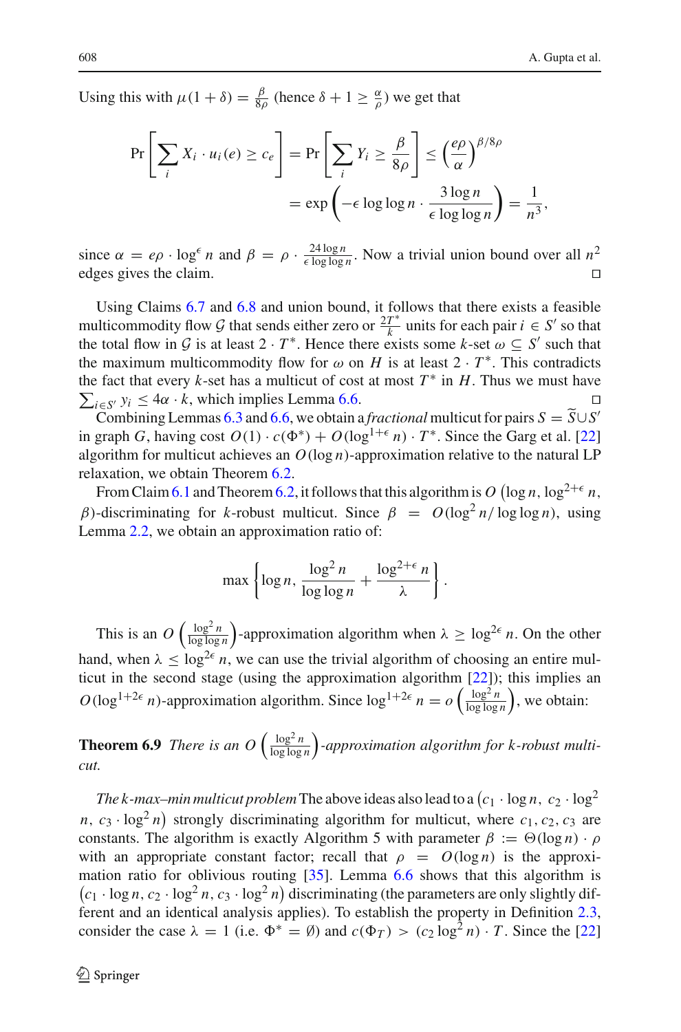Using this with $\mu(1+\delta) = \frac{\beta}{8\rho}$ (hence $\delta + 1 \geq \frac{\alpha}{\rho}$) we get that

$$\Pr\left[\sum_i X_i \cdot u_i(e) \geq c_e\right] = \Pr\left[\sum_i Y_i \geq \frac{\beta}{8\rho}\right] \leq \left(\frac{e\rho}{\alpha}\right)^{\beta/8\rho}$$
$$= \exp\left(-\epsilon \log\log n \cdot \frac{3\log n}{\epsilon \log\log n}\right) = \frac{1}{n^3},$$

since $\alpha = e\rho \cdot \log^{\epsilon} n$ and $\beta = \rho \cdot \frac{24 \log n}{\epsilon \log\log n}$. Now a trivial union bound over all $n^2$ edges gives the claim. □

Using Claims 6.7 and 6.8 and union bound, it follows that there exists a feasible multicommodity flow $\mathcal{G}$ that sends either zero or $\frac{2T^*}{k}$ units for each pair $i \in S'$ so that the total flow in $\mathcal{G}$ is at least $2 \cdot T^*$. Hence there exists some $k$-set $\omega \subseteq S'$ such that the maximum multicommodity flow for $\omega$ on $H$ is at least $2 \cdot T^*$. This contradicts the fact that every $k$-set has a multicut of cost at most $T^*$ in $H$. Thus we must have $\sum_{i \in S'} y_i \leq 4\alpha \cdot k$, which implies Lemma 6.6. □

Combining Lemmas 6.3 and 6.6, we obtain a *fractional* multicut for pairs $S = \widetilde{S} \cup S'$ in graph $G$, having cost $O(1) \cdot c(\Phi^*) + O(\log^{1+\epsilon} n) \cdot T^*$. Since the Garg et al. [22] algorithm for multicut achieves an $O(\log n)$-approximation relative to the natural LP relaxation, we obtain Theorem 6.2.

From Claim 6.1 and Theorem 6.2, it follows that this algorithm is $O\left(\log n, \log^{2+\epsilon} n, \beta\right)$-discriminating for $k$-robust multicut. Since $\beta = O(\log^2 n / \log\log n)$, using Lemma 2.2, we obtain an approximation ratio of:

$$\max\left\{\log n, \frac{\log^2 n}{\log\log n} + \frac{\log^{2+\epsilon} n}{\lambda}\right\}.$$

This is an $O\left(\frac{\log^2 n}{\log\log n}\right)$-approximation algorithm when $\lambda \geq \log^{2\epsilon} n$. On the other hand, when $\lambda \leq \log^{2\epsilon} n$, we can use the trivial algorithm of choosing an entire multicut in the second stage (using the approximation algorithm [22]); this implies an $O(\log^{1+2\epsilon} n)$-approximation algorithm. Since $\log^{1+2\epsilon} n = o\left(\frac{\log^2 n}{\log\log n}\right)$, we obtain:

**Theorem 6.9** *There is an* $O\left(\frac{\log^2 n}{\log\log n}\right)$*-approximation algorithm for $k$-robust multicut.*

*The $k$-max–min multicut problem* The above ideas also lead to a $\left(c_1 \cdot \log n,\ c_2 \cdot \log^2 n,\ c_3 \cdot \log^2 n\right)$ strongly discriminating algorithm for multicut, where $c_1, c_2, c_3$ are constants. The algorithm is exactly Algorithm 5 with parameter $\beta := \Theta(\log n) \cdot \rho$ with an appropriate constant factor; recall that $\rho = O(\log n)$ is the approximation ratio for oblivious routing [35]. Lemma 6.6 shows that this algorithm is $\left(c_1 \cdot \log n, c_2 \cdot \log^2 n, c_3 \cdot \log^2 n\right)$ discriminating (the parameters are only slightly different and an identical analysis applies). To establish the property in Definition 2.3, consider the case $\lambda = 1$ (i.e. $\Phi^* = \emptyset$) and $c(\Phi_T) > (c_2 \log^2 n) \cdot T$. Since the [22]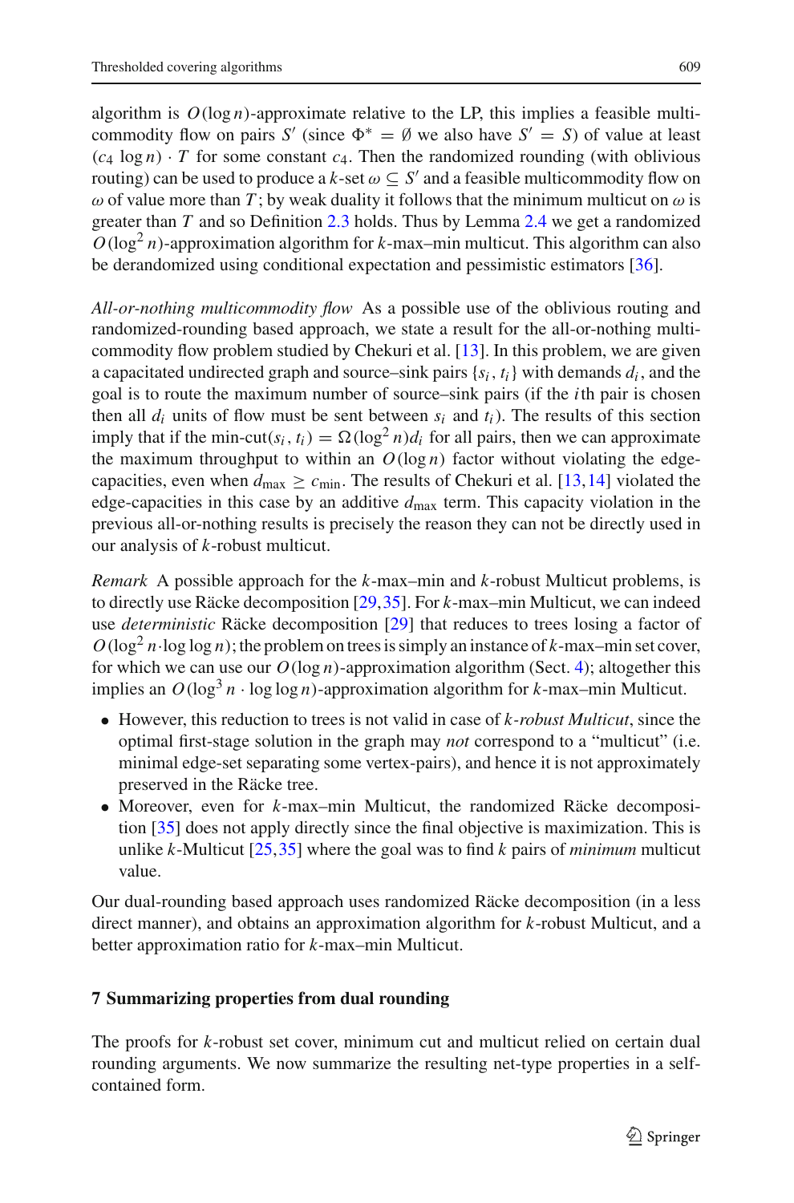algorithm is $O(\log n)$-approximate relative to the LP, this implies a feasible multicommodity flow on pairs $S'$ (since $\Phi^* = \emptyset$ we also have $S' = S$) of value at least $(c_4 \log n) \cdot T$ for some constant $c_4$. Then the randomized rounding (with oblivious routing) can be used to produce a $k$-set $\omega \subseteq S'$ and a feasible multicommodity flow on $\omega$ of value more than $T$; by weak duality it follows that the minimum multicut on $\omega$ is greater than $T$ and so Definition 2.3 holds. Thus by Lemma 2.4 we get a randomized $O(\log^2 n)$-approximation algorithm for $k$-max–min multicut. This algorithm can also be derandomized using conditional expectation and pessimistic estimators [36].

*All-or-nothing multicommodity flow* As a possible use of the oblivious routing and randomized-rounding based approach, we state a result for the all-or-nothing multicommodity flow problem studied by Chekuri et al. [13]. In this problem, we are given a capacitated undirected graph and source–sink pairs $\{s_i, t_i\}$ with demands $d_i$, and the goal is to route the maximum number of source–sink pairs (if the $i$th pair is chosen then all $d_i$ units of flow must be sent between $s_i$ and $t_i$). The results of this section imply that if the min-cut$(s_i, t_i) = \Omega(\log^2 n) d_i$ for all pairs, then we can approximate the maximum throughput to within an $O(\log n)$ factor without violating the edge-capacities, even when $d_{\max} \geq c_{\min}$. The results of Chekuri et al. [13,14] violated the edge-capacities in this case by an additive $d_{\max}$ term. This capacity violation in the previous all-or-nothing results is precisely the reason they can not be directly used in our analysis of $k$-robust multicut.

*Remark* A possible approach for the $k$-max–min and $k$-robust Multicut problems, is to directly use Räcke decomposition [29,35]. For $k$-max–min Multicut, we can indeed use *deterministic* Räcke decomposition [29] that reduces to trees losing a factor of $O(\log^2 n \cdot \log\log n)$; the problem on trees is simply an instance of $k$-max–min set cover, for which we can use our $O(\log n)$-approximation algorithm (Sect. 4); altogether this implies an $O(\log^3 n \cdot \log\log n)$-approximation algorithm for $k$-max–min Multicut.

- However, this reduction to trees is not valid in case of *k-robust Multicut*, since the optimal first-stage solution in the graph may *not* correspond to a “multicut” (i.e. minimal edge-set separating some vertex-pairs), and hence it is not approximately preserved in the Räcke tree.
- Moreover, even for $k$-max–min Multicut, the randomized Räcke decomposition [35] does not apply directly since the final objective is maximization. This is unlike $k$-Multicut [25,35] where the goal was to find $k$ pairs of *minimum* multicut value.

Our dual-rounding based approach uses randomized Räcke decomposition (in a less direct manner), and obtains an approximation algorithm for $k$-robust Multicut, and a better approximation ratio for $k$-max–min Multicut.

## 7 Summarizing properties from dual rounding

The proofs for $k$-robust set cover, minimum cut and multicut relied on certain dual rounding arguments. We now summarize the resulting net-type properties in a self-contained form.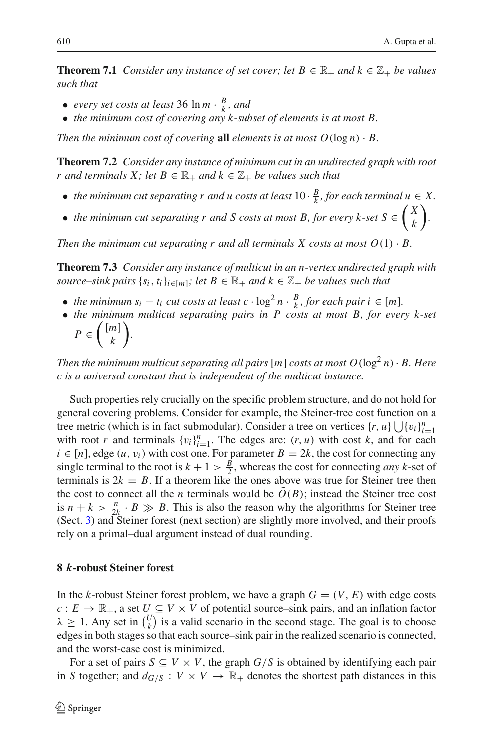**Theorem 7.1** *Consider any instance of set cover; let $B \in \mathbb{R}_+$ and $k \in \mathbb{Z}_+$ be values such that*

- *every set costs at least $36 \ln m \cdot \frac{B}{k}$, and*
- *the minimum cost of covering any $k$-subset of elements is at most $B$.*

*Then the minimum cost of covering* **all** *elements is at most $O(\log n) \cdot B$.*

**Theorem 7.2** *Consider any instance of minimum cut in an undirected graph with root $r$ and terminals $X$; let $B \in \mathbb{R}_+$ and $k \in \mathbb{Z}_+$ be values such that*

- *the minimum cut separating $r$ and $u$ costs at least $10 \cdot \frac{B}{k}$, for each terminal $u \in X$.*
- *the minimum cut separating $r$ and $S$ costs at most $B$, for every $k$-set $S \in \binom{X}{k}$.*

*Then the minimum cut separating $r$ and all terminals $X$ costs at most $O(1) \cdot B$.*

**Theorem 7.3** *Consider any instance of multicut in an $n$-vertex undirected graph with source–sink pairs $\{s_i, t_i\}_{i \in [m]}$; let $B \in \mathbb{R}_+$ and $k \in \mathbb{Z}_+$ be values such that*

- *the minimum $s_i - t_i$ cut costs at least $c \cdot \log^2 n \cdot \frac{B}{k}$, for each pair $i \in [m]$.*
- *the minimum multicut separating pairs in $P$ costs at most $B$, for every $k$-set $P \in \binom{[m]}{k}$.*

*Then the minimum multicut separating all pairs $[m]$ costs at most $O(\log^2 n) \cdot B$. Here $c$ is a universal constant that is independent of the multicut instance.*

Such properties rely crucially on the specific problem structure, and do not hold for general covering problems. Consider for example, the Steiner-tree cost function on a tree metric (which is in fact submodular). Consider a tree on vertices $\{r, u\} \bigcup \{v_i\}_{i=1}^n$ with root $r$ and terminals $\{v_i\}_{i=1}^n$. The edges are: $(r, u)$ with cost $k$, and for each $i \in [n]$, edge $(u, v_i)$ with cost one. For parameter $B = 2k$, the cost for connecting any single terminal to the root is $k + 1 > \frac{B}{2}$, whereas the cost for connecting *any* $k$-set of terminals is $2k = B$. If a theorem like the ones above was true for Steiner tree then the cost to connect all the $n$ terminals would be $\tilde{O}(B)$; instead the Steiner tree cost is $n + k > \frac{n}{2k} \cdot B \gg B$. This is also the reason why the algorithms for Steiner tree (Sect. 3) and Steiner forest (next section) are slightly more involved, and their proofs rely on a primal–dual argument instead of dual rounding.

## 8 $k$-robust Steiner forest

In the $k$-robust Steiner forest problem, we have a graph $G = (V, E)$ with edge costs $c : E \to \mathbb{R}_+$, a set $U \subseteq V \times V$ of potential source–sink pairs, and an inflation factor $\lambda \geq 1$. Any set in $\binom{U}{k}$ is a valid scenario in the second stage. The goal is to choose edges in both stages so that each source–sink pair in the realized scenario is connected, and the worst-case cost is minimized.

For a set of pairs $S \subseteq V \times V$, the graph $G/S$ is obtained by identifying each pair in $S$ together; and $d_{G/S} : V \times V \to \mathbb{R}_+$ denotes the shortest path distances in this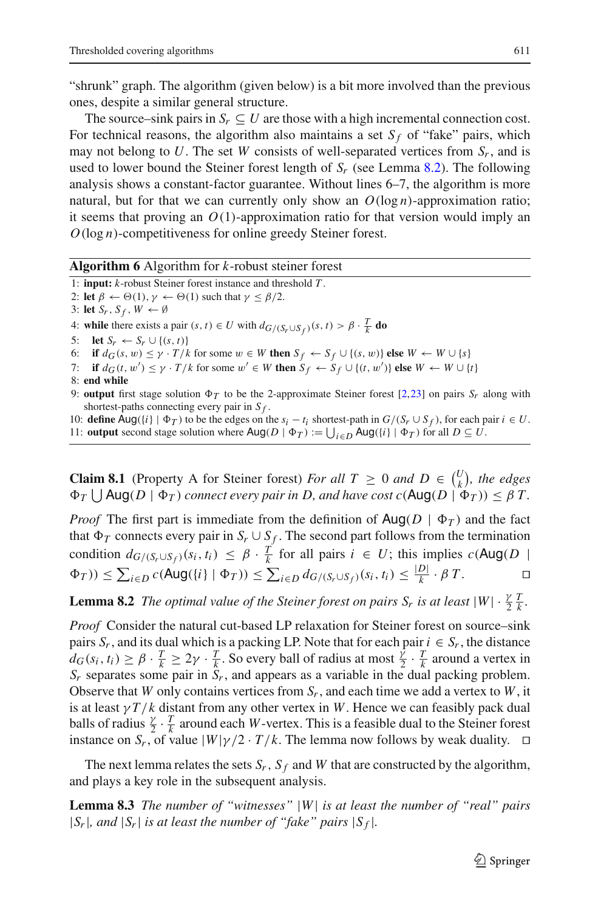"shrunk" graph. The algorithm (given below) is a bit more involved than the previous ones, despite a similar general structure.

The source–sink pairs in $S_r \subseteq U$ are those with a high incremental connection cost. For technical reasons, the algorithm also maintains a set $S_f$ of "fake" pairs, which may not belong to $U$. The set $W$ consists of well-separated vertices from $S_r$, and is used to lower bound the Steiner forest length of $S_r$ (see Lemma 8.2). The following analysis shows a constant-factor guarantee. Without lines 6–7, the algorithm is more natural, but for that we can currently only show an $O(\log n)$-approximation ratio; it seems that proving an $O(1)$-approximation ratio for that version would imply an $O(\log n)$-competitiveness for online greedy Steiner forest.

**Algorithm 6** Algorithm for $k$-robust steiner forest

1: **input:** $k$-robust Steiner forest instance and threshold $T$.
2: **let** $\beta \leftarrow \Theta(1)$, $\gamma \leftarrow \Theta(1)$ such that $\gamma \leq \beta/2$.
3: **let** $S_r, S_f, W \leftarrow \emptyset$
4: **while** there exists a pair $(s, t) \in U$ with $d_{G/(S_r \cup S_f)}(s, t) > \beta \cdot \frac{T}{k}$ **do**
5: **let** $S_r \leftarrow S_r \cup \{(s, t)\}$
6: **if** $d_G(s, w) \leq \gamma \cdot T/k$ for some $w \in W$ **then** $S_f \leftarrow S_f \cup \{(s, w)\}$ **else** $W \leftarrow W \cup \{s\}$
7: **if** $d_G(t, w') \leq \gamma \cdot T/k$ for some $w' \in W$ **then** $S_f \leftarrow S_f \cup \{(t, w')\}$ **else** $W \leftarrow W \cup \{t\}$
8: **end while**
9: **output** first stage solution $\Phi_T$ to be the 2-approximate Steiner forest [2,23] on pairs $S_r$ along with shortest-paths connecting every pair in $S_f$.
10: **define** $\mathsf{Aug}(\{i\} \mid \Phi_T)$ to be the edges on the $s_i - t_i$ shortest-path in $G/(S_r \cup S_f)$, for each pair $i \in U$.
11: **output** second stage solution where $\mathsf{Aug}(D \mid \Phi_T) := \bigcup_{i \in D} \mathsf{Aug}(\{i\} \mid \Phi_T)$ for all $D \subseteq U$.

**Claim 8.1** (Property A for Steiner forest) *For all $T \geq 0$ and $D \in \binom{U}{k}$, the edges $\Phi_T \bigcup \mathsf{Aug}(D \mid \Phi_T)$ connect every pair in $D$, and have cost $c(\mathsf{Aug}(D \mid \Phi_T)) \leq \beta T$.*

*Proof* The first part is immediate from the definition of $\mathsf{Aug}(D \mid \Phi_T)$ and the fact that $\Phi_T$ connects every pair in $S_r \cup S_f$. The second part follows from the termination condition $d_{G/(S_r \cup S_f)}(s_i, t_i) \leq \beta \cdot \frac{T}{k}$ for all pairs $i \in U$; this implies $c(\mathsf{Aug}(D \mid \Phi_T)) \leq \sum_{i \in D} c(\mathsf{Aug}(\{i\} \mid \Phi_T)) \leq \sum_{i \in D} d_{G/(S_r \cup S_f)}(s_i, t_i) \leq \frac{|D|}{k} \cdot \beta T$. □

**Lemma 8.2** *The optimal value of the Steiner forest on pairs $S_r$ is at least $|W| \cdot \frac{\gamma}{2} \frac{T}{k}$.*

*Proof* Consider the natural cut-based LP relaxation for Steiner forest on source–sink pairs $S_r$, and its dual which is a packing LP. Note that for each pair $i \in S_r$, the distance $d_G(s_i, t_i) \geq \beta \cdot \frac{T}{k} \geq 2\gamma \cdot \frac{T}{k}$. So every ball of radius at most $\frac{\gamma}{2} \cdot \frac{T}{k}$ around a vertex in $S_r$ separates some pair in $S_r$, and appears as a variable in the dual packing problem. Observe that $W$ only contains vertices from $S_r$, and each time we add a vertex to $W$, it is at least $\gamma T/k$ distant from any other vertex in $W$. Hence we can feasibly pack dual balls of radius $\frac{\gamma}{2} \cdot \frac{T}{k}$ around each $W$-vertex. This is a feasible dual to the Steiner forest instance on $S_r$, of value $|W|\gamma/2 \cdot T/k$. The lemma now follows by weak duality. □

The next lemma relates the sets $S_r$, $S_f$ and $W$ that are constructed by the algorithm, and plays a key role in the subsequent analysis.

**Lemma 8.3** *The number of "witnesses" $|W|$ is at least the number of "real" pairs $|S_r|$, and $|S_r|$ is at least the number of "fake" pairs $|S_f|$.*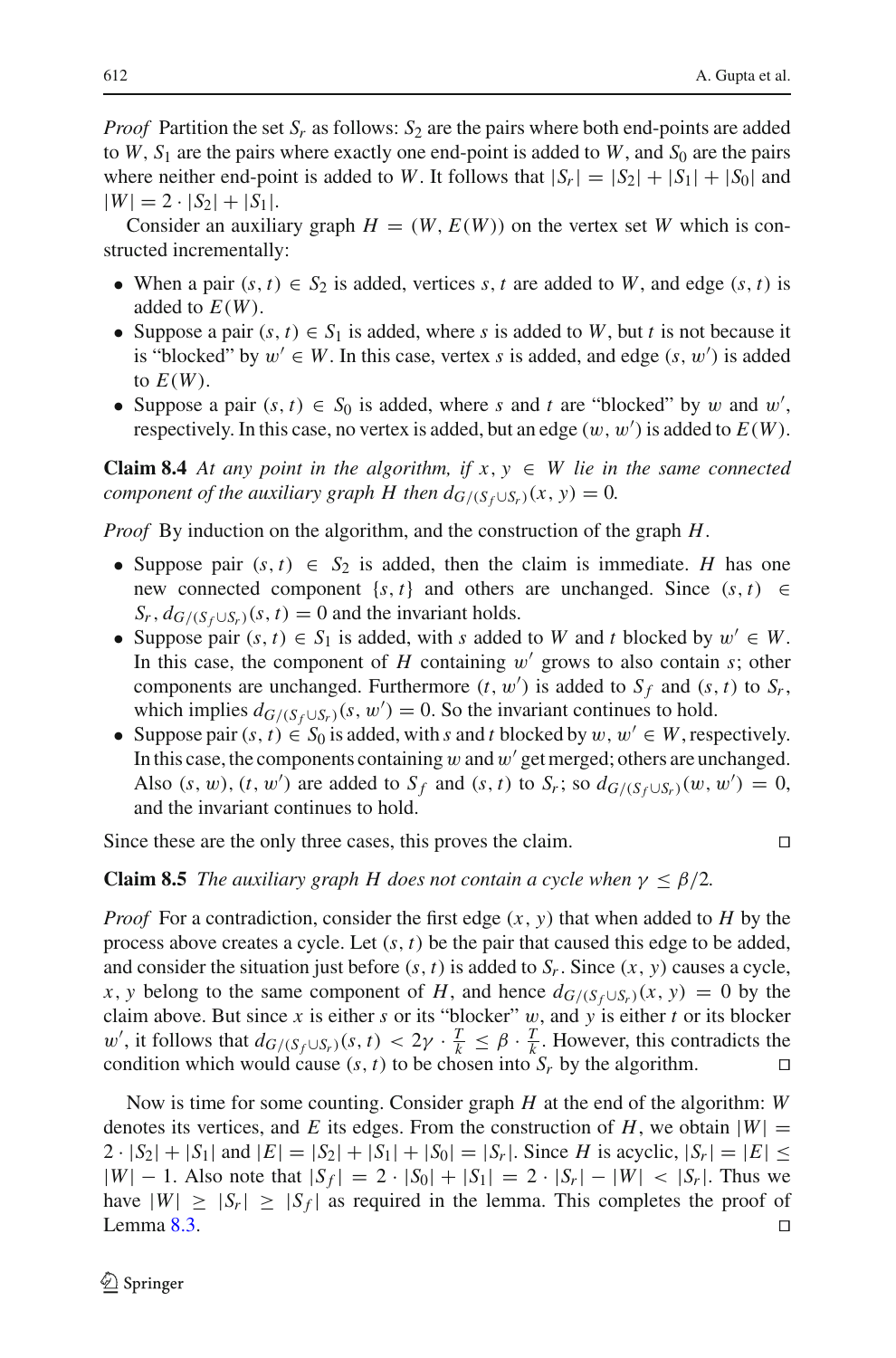*Proof* Partition the set $S_r$ as follows: $S_2$ are the pairs where both end-points are added to $W$, $S_1$ are the pairs where exactly one end-point is added to $W$, and $S_0$ are the pairs where neither end-point is added to $W$. It follows that $|S_r| = |S_2| + |S_1| + |S_0|$ and $|W| = 2 \cdot |S_2| + |S_1|$.

Consider an auxiliary graph $H = (W, E(W))$ on the vertex set $W$ which is constructed incrementally:

- When a pair $(s, t) \in S_2$ is added, vertices $s, t$ are added to $W$, and edge $(s, t)$ is added to $E(W)$.
- Suppose a pair $(s, t) \in S_1$ is added, where $s$ is added to $W$, but $t$ is not because it is "blocked" by $w' \in W$. In this case, vertex $s$ is added, and edge $(s, w')$ is added to $E(W)$.
- Suppose a pair $(s, t) \in S_0$ is added, where $s$ and $t$ are "blocked" by $w$ and $w'$, respectively. In this case, no vertex is added, but an edge $(w, w')$ is added to $E(W)$.

**Claim 8.4** *At any point in the algorithm, if $x, y \in W$ lie in the same connected component of the auxiliary graph $H$ then $d_{G/(S_f \cup S_r)}(x, y) = 0$.*

*Proof* By induction on the algorithm, and the construction of the graph $H$.

- Suppose pair $(s, t) \in S_2$ is added, then the claim is immediate. $H$ has one new connected component $\{s, t\}$ and others are unchanged. Since $(s, t) \in S_r$, $d_{G/(S_f \cup S_r)}(s, t) = 0$ and the invariant holds.
- Suppose pair $(s, t) \in S_1$ is added, with $s$ added to $W$ and $t$ blocked by $w' \in W$. In this case, the component of $H$ containing $w'$ grows to also contain $s$; other components are unchanged. Furthermore $(t, w')$ is added to $S_f$ and $(s, t)$ to $S_r$, which implies $d_{G/(S_f \cup S_r)}(s, w') = 0$. So the invariant continues to hold.
- Suppose pair $(s, t) \in S_0$ is added, with $s$ and $t$ blocked by $w, w' \in W$, respectively. In this case, the components containing $w$ and $w'$ get merged; others are unchanged. Also $(s, w)$, $(t, w')$ are added to $S_f$ and $(s, t)$ to $S_r$; so $d_{G/(S_f \cup S_r)}(w, w') = 0$, and the invariant continues to hold.

Since these are the only three cases, this proves the claim. □

**Claim 8.5** *The auxiliary graph $H$ does not contain a cycle when $\gamma \leq \beta/2$.*

*Proof* For a contradiction, consider the first edge $(x, y)$ that when added to $H$ by the process above creates a cycle. Let $(s, t)$ be the pair that caused this edge to be added, and consider the situation just before $(s, t)$ is added to $S_r$. Since $(x, y)$ causes a cycle, $x, y$ belong to the same component of $H$, and hence $d_{G/(S_f \cup S_r)}(x, y) = 0$ by the claim above. But since $x$ is either $s$ or its "blocker" $w$, and $y$ is either $t$ or its blocker $w'$, it follows that $d_{G/(S_f \cup S_r)}(s, t) < 2\gamma \cdot \frac{T}{k} \leq \beta \cdot \frac{T}{k}$. However, this contradicts the condition which would cause $(s, t)$ to be chosen into $S_r$ by the algorithm. □

Now is time for some counting. Consider graph $H$ at the end of the algorithm: $W$ denotes its vertices, and $E$ its edges. From the construction of $H$, we obtain $|W| = 2 \cdot |S_2| + |S_1|$ and $|E| = |S_2| + |S_1| + |S_0| = |S_r|$. Since $H$ is acyclic, $|S_r| = |E| \leq |W| - 1$. Also note that $|S_f| = 2 \cdot |S_0| + |S_1| = 2 \cdot |S_r| - |W| < |S_r|$. Thus we have $|W| \geq |S_r| \geq |S_f|$ as required in the lemma. This completes the proof of Lemma 8.3. □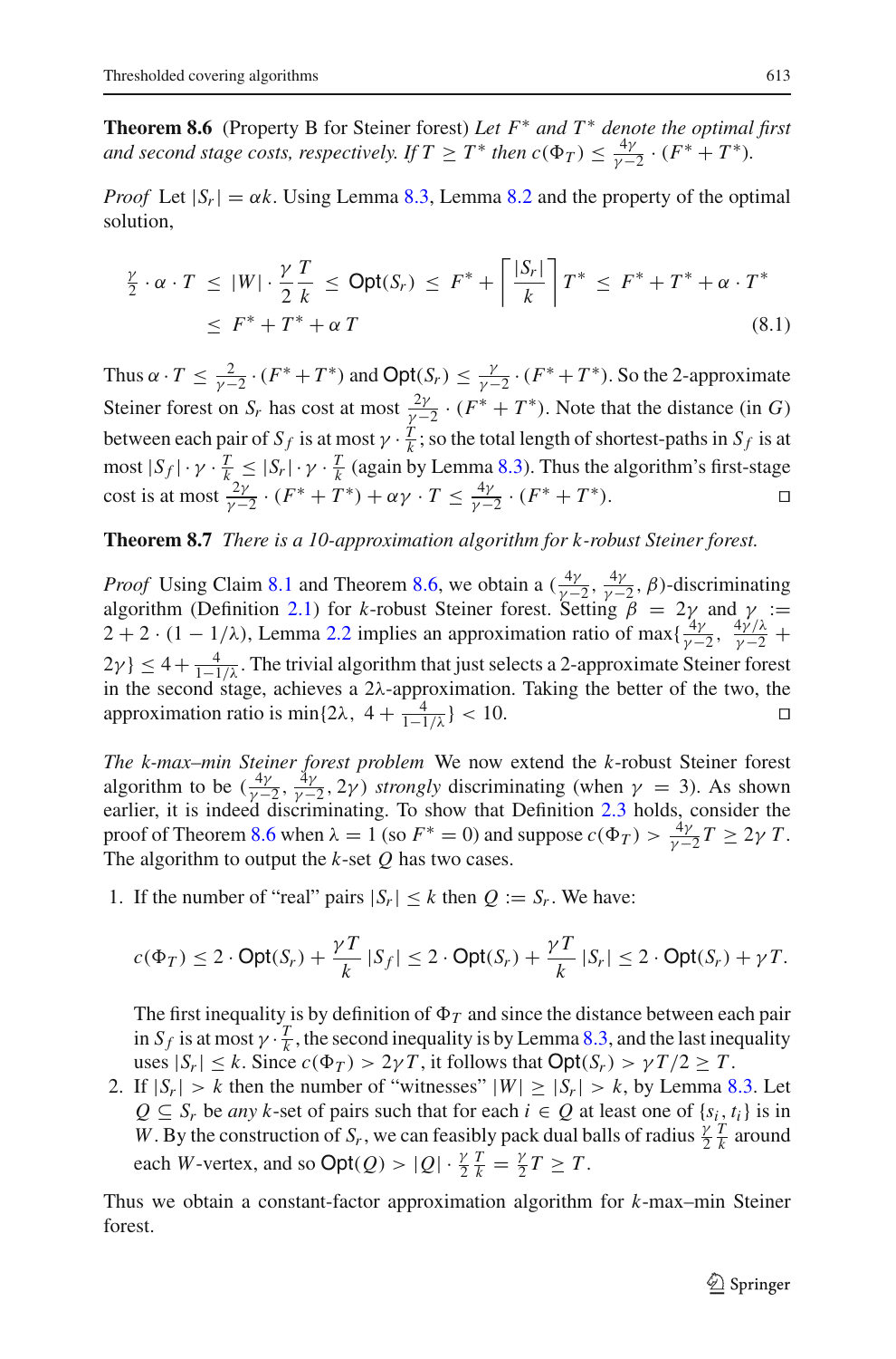**Theorem 8.6** (Property B for Steiner forest) *Let $F^*$ and $T^*$ denote the optimal first and second stage costs, respectively. If $T \geq T^*$ then $c(\Phi_T) \leq \frac{4\gamma}{\gamma-2} \cdot (F^* + T^*)$.*

*Proof* Let $|S_r| = \alpha k$. Using Lemma 8.3, Lemma 8.2 and the property of the optimal solution,

$$
\begin{aligned}
\tfrac{\gamma}{2} \cdot \alpha \cdot T \; &\leq \; |W| \cdot \frac{\gamma}{2} \frac{T}{k} \; \leq \; \mathsf{Opt}(S_r) \; \leq \; F^* + \left\lceil \frac{|S_r|}{k} \right\rceil T^* \; \leq \; F^* + T^* + \alpha \cdot T^* \\
&\leq \; F^* + T^* + \alpha \, T
\end{aligned}
\tag{8.1}
$$

Thus $\alpha \cdot T \leq \frac{2}{\gamma-2} \cdot (F^* + T^*)$ and $\mathsf{Opt}(S_r) \leq \frac{\gamma}{\gamma-2} \cdot (F^* + T^*)$. So the 2-approximate Steiner forest on $S_r$ has cost at most $\frac{2\gamma}{\gamma-2} \cdot (F^* + T^*)$. Note that the distance (in $G$) between each pair of $S_f$ is at most $\gamma \cdot \frac{T}{k}$; so the total length of shortest-paths in $S_f$ is at most $|S_f| \cdot \gamma \cdot \frac{T}{k} \leq |S_r| \cdot \gamma \cdot \frac{T}{k}$ (again by Lemma 8.3). Thus the algorithm's first-stage cost is at most $\frac{2\gamma}{\gamma-2} \cdot (F^* + T^*) + \alpha\gamma \cdot T \leq \frac{4\gamma}{\gamma-2} \cdot (F^* + T^*)$. ◻

**Theorem 8.7** *There is a 10-approximation algorithm for k-robust Steiner forest.*

*Proof* Using Claim 8.1 and Theorem 8.6, we obtain a $(\frac{4\gamma}{\gamma-2}, \frac{4\gamma}{\gamma-2}, \beta)$-discriminating algorithm (Definition 2.1) for $k$-robust Steiner forest. Setting $\beta = 2\gamma$ and $\gamma := 2 + 2 \cdot (1 - 1/\lambda)$, Lemma 2.2 implies an approximation ratio of $\max\{\frac{4\gamma}{\gamma-2}, \frac{4\gamma/\lambda}{\gamma-2} + 2\gamma\} \leq 4 + \frac{4}{1-1/\lambda}$. The trivial algorithm that just selects a 2-approximate Steiner forest in the second stage, achieves a $2\lambda$-approximation. Taking the better of the two, the approximation ratio is $\min\{2\lambda, \; 4 + \frac{4}{1-1/\lambda}\} < 10$. ◻

*The k-max–min Steiner forest problem* We now extend the $k$-robust Steiner forest algorithm to be $(\frac{4\gamma}{\gamma-2}, \frac{4\gamma}{\gamma-2}, 2\gamma)$ *strongly* discriminating (when $\gamma = 3$). As shown earlier, it is indeed discriminating. To show that Definition 2.3 holds, consider the proof of Theorem 8.6 when $\lambda = 1$ (so $F^* = 0$) and suppose $c(\Phi_T) > \frac{4\gamma}{\gamma-2} T \geq 2\gamma \, T$. The algorithm to output the $k$-set $Q$ has two cases.

1. If the number of "real" pairs $|S_r| \leq k$ then $Q := S_r$. We have:

   $$c(\Phi_T) \leq 2 \cdot \mathsf{Opt}(S_r) + \frac{\gamma T}{k} \, |S_f| \leq 2 \cdot \mathsf{Opt}(S_r) + \frac{\gamma T}{k} \, |S_r| \leq 2 \cdot \mathsf{Opt}(S_r) + \gamma T.$$

   The first inequality is by definition of $\Phi_T$ and since the distance between each pair in $S_f$ is at most $\gamma \cdot \frac{T}{k}$, the second inequality is by Lemma 8.3, and the last inequality uses $|S_r| \leq k$. Since $c(\Phi_T) > 2\gamma T$, it follows that $\mathsf{Opt}(S_r) > \gamma T/2 \geq T$.
2. If $|S_r| > k$ then the number of "witnesses" $|W| \geq |S_r| > k$, by Lemma 8.3. Let $Q \subseteq S_r$ be *any* $k$-set of pairs such that for each $i \in Q$ at least one of $\{s_i, t_i\}$ is in $W$. By the construction of $S_r$, we can feasibly pack dual balls of radius $\frac{\gamma}{2} \frac{T}{k}$ around each $W$-vertex, and so $\mathsf{Opt}(Q) > |Q| \cdot \frac{\gamma}{2} \frac{T}{k} = \frac{\gamma}{2} T \geq T$.

Thus we obtain a constant-factor approximation algorithm for $k$-max–min Steiner forest.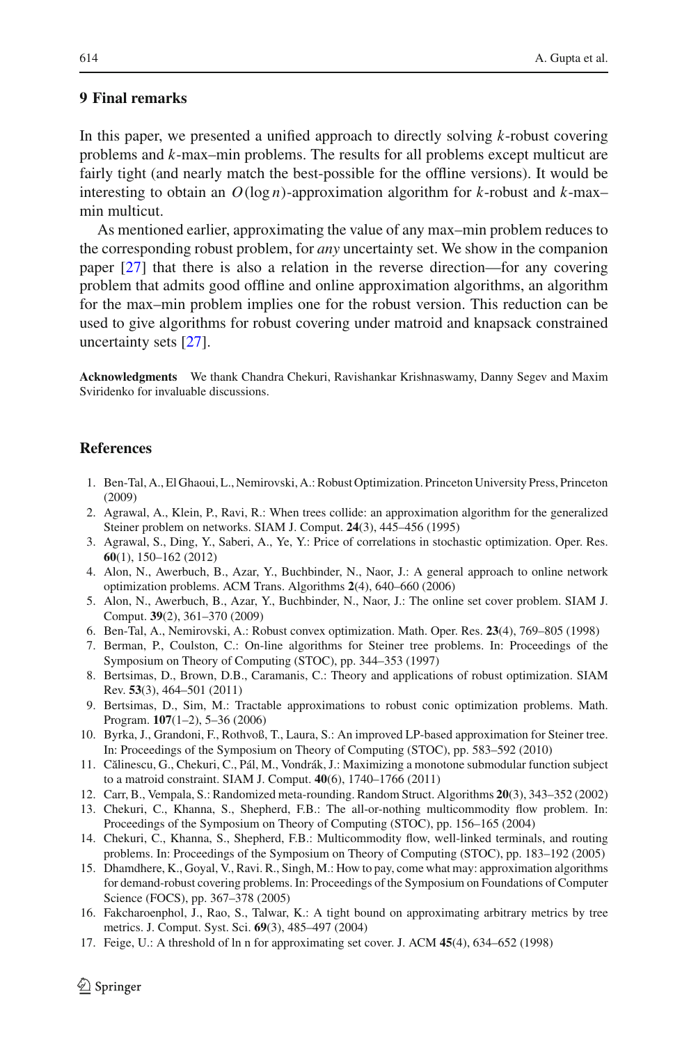## 9 Final remarks

In this paper, we presented a unified approach to directly solving $k$-robust covering problems and $k$-max–min problems. The results for all problems except multicut are fairly tight (and nearly match the best-possible for the offline versions). It would be interesting to obtain an $O(\log n)$-approximation algorithm for $k$-robust and $k$-max–min multicut.

As mentioned earlier, approximating the value of any max–min problem reduces to the corresponding robust problem, for *any* uncertainty set. We show in the companion paper [27] that there is also a relation in the reverse direction—for any covering problem that admits good offline and online approximation algorithms, an algorithm for the max–min problem implies one for the robust version. This reduction can be used to give algorithms for robust covering under matroid and knapsack constrained uncertainty sets [27].

**Acknowledgments** We thank Chandra Chekuri, Ravishankar Krishnaswamy, Danny Segev and Maxim Sviridenko for invaluable discussions.

## References

1. Ben-Tal, A., El Ghaoui, L., Nemirovski, A.: Robust Optimization. Princeton University Press, Princeton (2009)
2. Agrawal, A., Klein, P., Ravi, R.: When trees collide: an approximation algorithm for the generalized Steiner problem on networks. SIAM J. Comput. **24**(3), 445–456 (1995)
3. Agrawal, S., Ding, Y., Saberi, A., Ye, Y.: Price of correlations in stochastic optimization. Oper. Res. **60**(1), 150–162 (2012)
4. Alon, N., Awerbuch, B., Azar, Y., Buchbinder, N., Naor, J.: A general approach to online network optimization problems. ACM Trans. Algorithms **2**(4), 640–660 (2006)
5. Alon, N., Awerbuch, B., Azar, Y., Buchbinder, N., Naor, J.: The online set cover problem. SIAM J. Comput. **39**(2), 361–370 (2009)
6. Ben-Tal, A., Nemirovski, A.: Robust convex optimization. Math. Oper. Res. **23**(4), 769–805 (1998)
7. Berman, P., Coulston, C.: On-line algorithms for Steiner tree problems. In: Proceedings of the Symposium on Theory of Computing (STOC), pp. 344–353 (1997)
8. Bertsimas, D., Brown, D.B., Caramanis, C.: Theory and applications of robust optimization. SIAM Rev. **53**(3), 464–501 (2011)
9. Bertsimas, D., Sim, M.: Tractable approximations to robust conic optimization problems. Math. Program. **107**(1–2), 5–36 (2006)
10. Byrka, J., Grandoni, F., Rothvoß, T., Laura, S.: An improved LP-based approximation for Steiner tree. In: Proceedings of the Symposium on Theory of Computing (STOC), pp. 583–592 (2010)
11. Călinescu, G., Chekuri, C., Pál, M., Vondrák, J.: Maximizing a monotone submodular function subject to a matroid constraint. SIAM J. Comput. **40**(6), 1740–1766 (2011)
12. Carr, B., Vempala, S.: Randomized meta-rounding. Random Struct. Algorithms **20**(3), 343–352 (2002)
13. Chekuri, C., Khanna, S., Shepherd, F.B.: The all-or-nothing multicommodity flow problem. In: Proceedings of the Symposium on Theory of Computing (STOC), pp. 156–165 (2004)
14. Chekuri, C., Khanna, S., Shepherd, F.B.: Multicommodity flow, well-linked terminals, and routing problems. In: Proceedings of the Symposium on Theory of Computing (STOC), pp. 183–192 (2005)
15. Dhamdhere, K., Goyal, V., Ravi. R., Singh, M.: How to pay, come what may: approximation algorithms for demand-robust covering problems. In: Proceedings of the Symposium on Foundations of Computer Science (FOCS), pp. 367–378 (2005)
16. Fakcharoenphol, J., Rao, S., Talwar, K.: A tight bound on approximating arbitrary metrics by tree metrics. J. Comput. Syst. Sci. **69**(3), 485–497 (2004)
17. Feige, U.: A threshold of ln n for approximating set cover. J. ACM **45**(4), 634–652 (1998)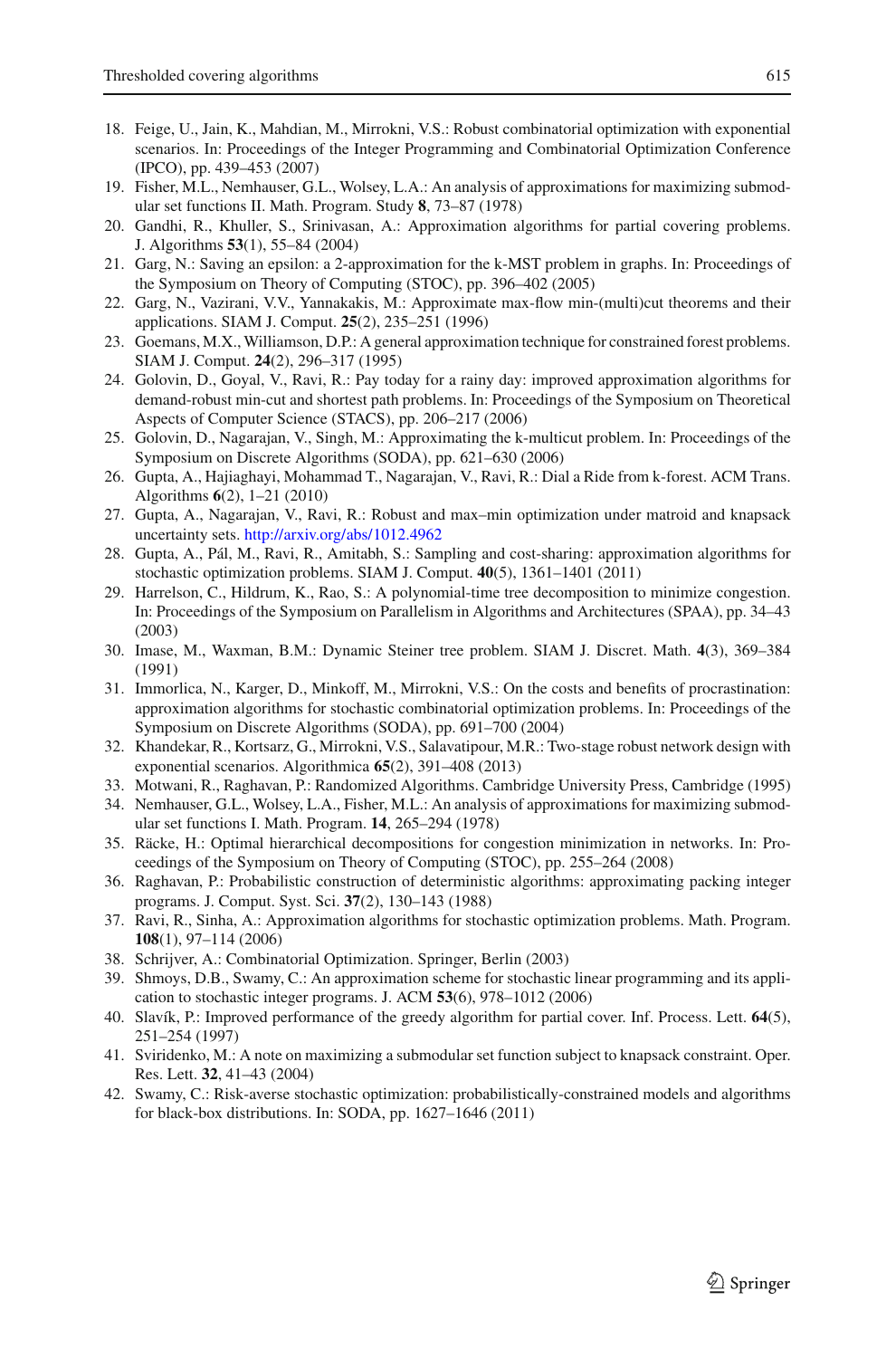18. Feige, U., Jain, K., Mahdian, M., Mirrokni, V.S.: Robust combinatorial optimization with exponential scenarios. In: Proceedings of the Integer Programming and Combinatorial Optimization Conference (IPCO), pp. 439–453 (2007)
19. Fisher, M.L., Nemhauser, G.L., Wolsey, L.A.: An analysis of approximations for maximizing submodular set functions II. Math. Program. Study **8**, 73–87 (1978)
20. Gandhi, R., Khuller, S., Srinivasan, A.: Approximation algorithms for partial covering problems. J. Algorithms **53**(1), 55–84 (2004)
21. Garg, N.: Saving an epsilon: a 2-approximation for the k-MST problem in graphs. In: Proceedings of the Symposium on Theory of Computing (STOC), pp. 396–402 (2005)
22. Garg, N., Vazirani, V.V., Yannakakis, M.: Approximate max-flow min-(multi)cut theorems and their applications. SIAM J. Comput. **25**(2), 235–251 (1996)
23. Goemans, M.X., Williamson, D.P.: A general approximation technique for constrained forest problems. SIAM J. Comput. **24**(2), 296–317 (1995)
24. Golovin, D., Goyal, V., Ravi, R.: Pay today for a rainy day: improved approximation algorithms for demand-robust min-cut and shortest path problems. In: Proceedings of the Symposium on Theoretical Aspects of Computer Science (STACS), pp. 206–217 (2006)
25. Golovin, D., Nagarajan, V., Singh, M.: Approximating the k-multicut problem. In: Proceedings of the Symposium on Discrete Algorithms (SODA), pp. 621–630 (2006)
26. Gupta, A., Hajiaghayi, Mohammad T., Nagarajan, V., Ravi, R.: Dial a Ride from k-forest. ACM Trans. Algorithms **6**(2), 1–21 (2010)
27. Gupta, A., Nagarajan, V., Ravi, R.: Robust and max–min optimization under matroid and knapsack uncertainty sets. http://arxiv.org/abs/1012.4962
28. Gupta, A., Pál, M., Ravi, R., Amitabh, S.: Sampling and cost-sharing: approximation algorithms for stochastic optimization problems. SIAM J. Comput. **40**(5), 1361–1401 (2011)
29. Harrelson, C., Hildrum, K., Rao, S.: A polynomial-time tree decomposition to minimize congestion. In: Proceedings of the Symposium on Parallelism in Algorithms and Architectures (SPAA), pp. 34–43 (2003)
30. Imase, M., Waxman, B.M.: Dynamic Steiner tree problem. SIAM J. Discret. Math. **4**(3), 369–384 (1991)
31. Immorlica, N., Karger, D., Minkoff, M., Mirrokni, V.S.: On the costs and benefits of procrastination: approximation algorithms for stochastic combinatorial optimization problems. In: Proceedings of the Symposium on Discrete Algorithms (SODA), pp. 691–700 (2004)
32. Khandekar, R., Kortsarz, G., Mirrokni, V.S., Salavatipour, M.R.: Two-stage robust network design with exponential scenarios. Algorithmica **65**(2), 391–408 (2013)
33. Motwani, R., Raghavan, P.: Randomized Algorithms. Cambridge University Press, Cambridge (1995)
34. Nemhauser, G.L., Wolsey, L.A., Fisher, M.L.: An analysis of approximations for maximizing submodular set functions I. Math. Program. **14**, 265–294 (1978)
35. Räcke, H.: Optimal hierarchical decompositions for congestion minimization in networks. In: Proceedings of the Symposium on Theory of Computing (STOC), pp. 255–264 (2008)
36. Raghavan, P.: Probabilistic construction of deterministic algorithms: approximating packing integer programs. J. Comput. Syst. Sci. **37**(2), 130–143 (1988)
37. Ravi, R., Sinha, A.: Approximation algorithms for stochastic optimization problems. Math. Program. **108**(1), 97–114 (2006)
38. Schrijver, A.: Combinatorial Optimization. Springer, Berlin (2003)
39. Shmoys, D.B., Swamy, C.: An approximation scheme for stochastic linear programming and its application to stochastic integer programs. J. ACM **53**(6), 978–1012 (2006)
40. Slavík, P.: Improved performance of the greedy algorithm for partial cover. Inf. Process. Lett. **64**(5), 251–254 (1997)
41. Sviridenko, M.: A note on maximizing a submodular set function subject to knapsack constraint. Oper. Res. Lett. **32**, 41–43 (2004)
42. Swamy, C.: Risk-averse stochastic optimization: probabilistically-constrained models and algorithms for black-box distributions. In: SODA, pp. 1627–1646 (2011)